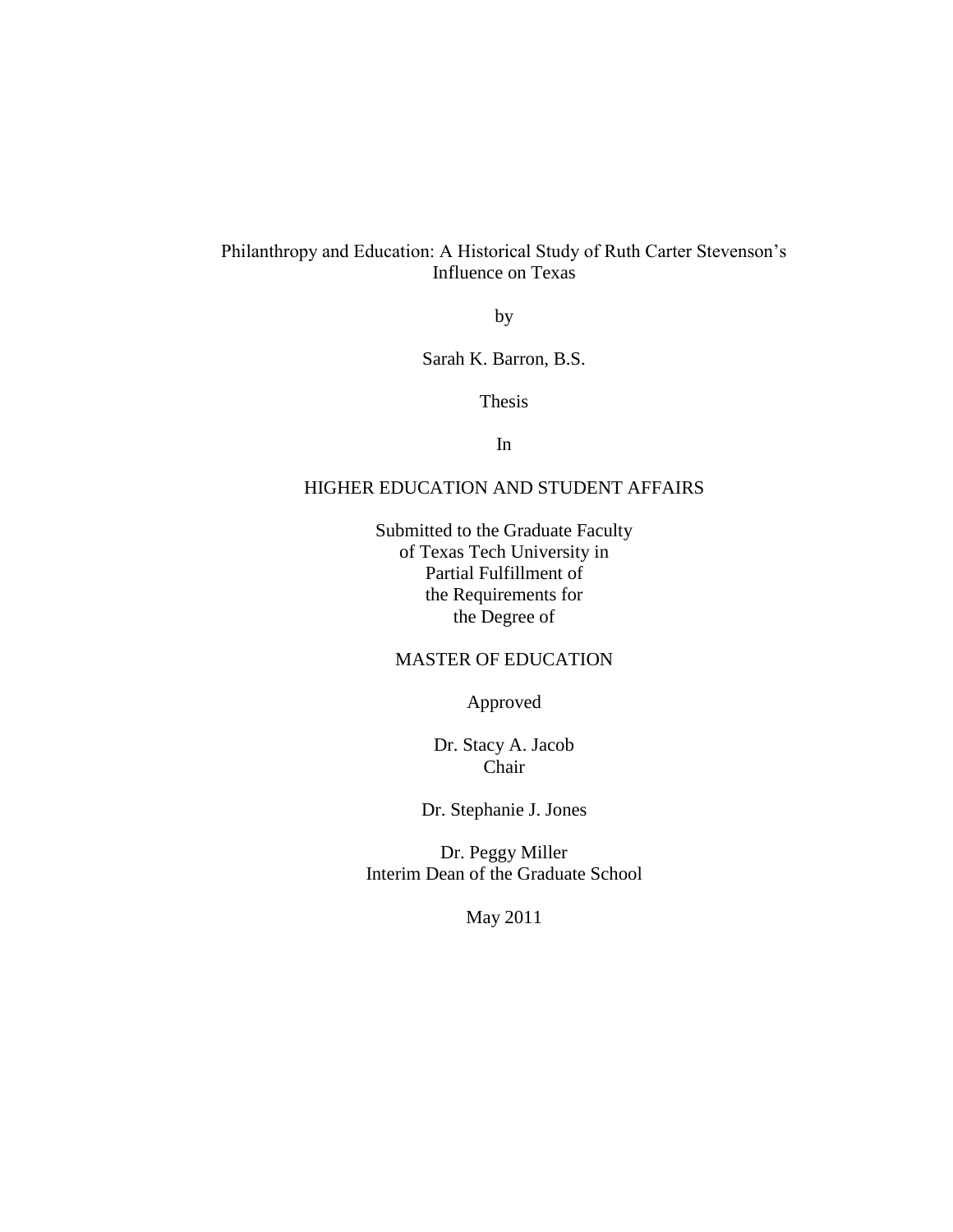# Philanthropy and Education: A Historical Study of Ruth Carter Stevenson's Influence on Texas

by

Sarah K. Barron, B.S.

Thesis

In

HIGHER EDUCATION AND STUDENT AFFAIRS

Submitted to the Graduate Faculty
of Texas Tech University in
Partial Fulfillment of
the Requirements for
the Degree of

MASTER OF EDUCATION

Approved

Dr. Stacy A. Jacob
Chair

Dr. Stephanie J. Jones

Dr. Peggy Miller
Interim Dean of the Graduate School

May 2011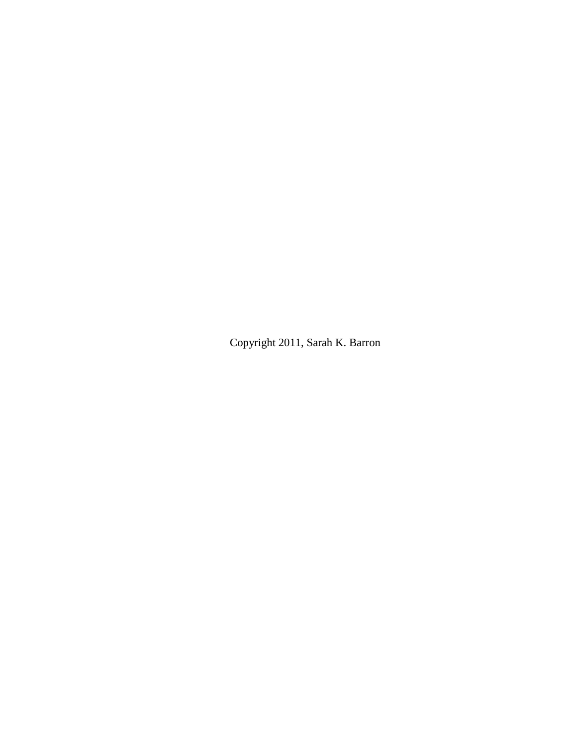Copyright 2011, Sarah K. Barron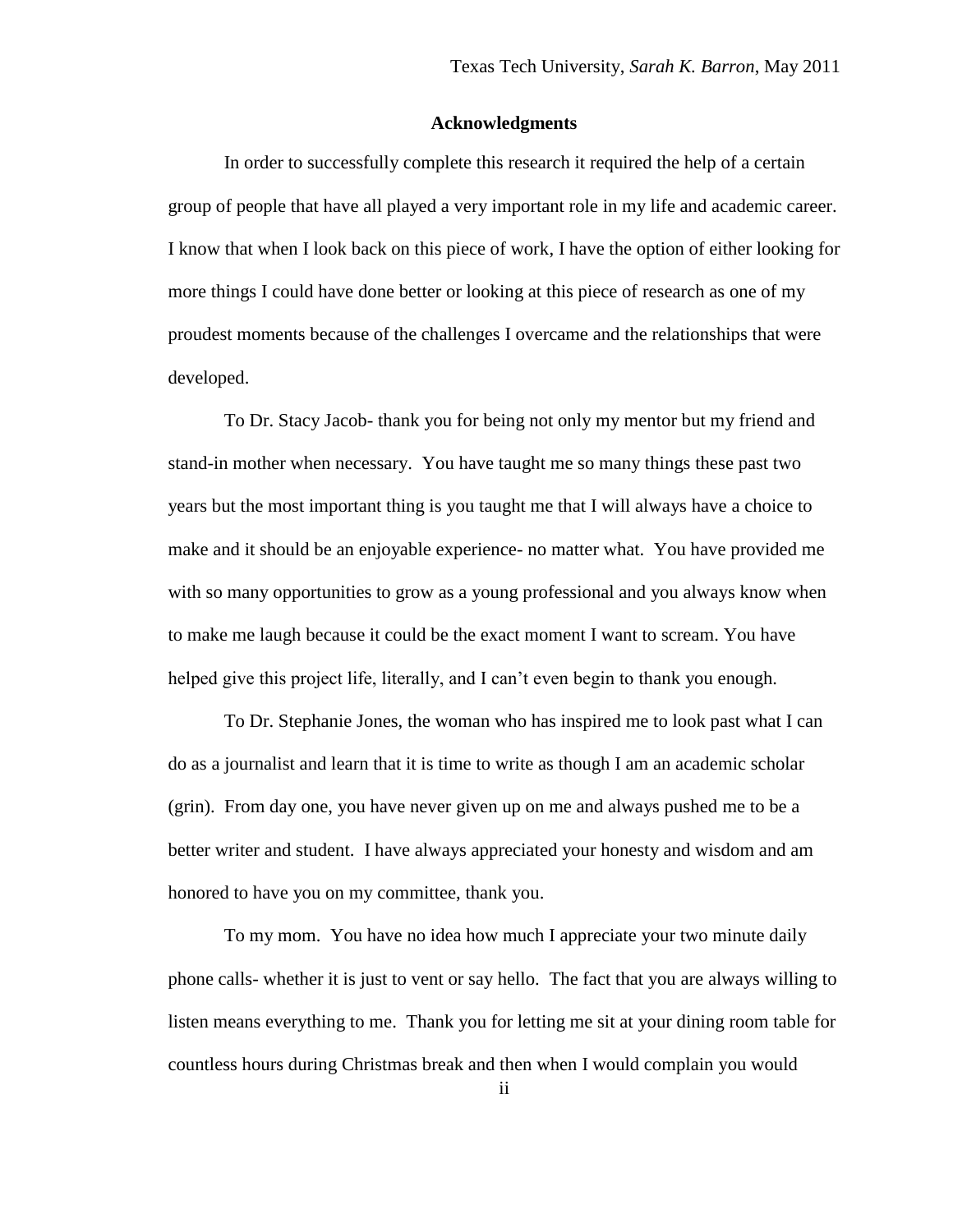## Acknowledgments

In order to successfully complete this research it required the help of a certain group of people that have all played a very important role in my life and academic career. I know that when I look back on this piece of work, I have the option of either looking for more things I could have done better or looking at this piece of research as one of my proudest moments because of the challenges I overcame and the relationships that were developed.

To Dr. Stacy Jacob- thank you for being not only my mentor but my friend and stand-in mother when necessary. You have taught me so many things these past two years but the most important thing is you taught me that I will always have a choice to make and it should be an enjoyable experience- no matter what. You have provided me with so many opportunities to grow as a young professional and you always know when to make me laugh because it could be the exact moment I want to scream. You have helped give this project life, literally, and I can't even begin to thank you enough.

To Dr. Stephanie Jones, the woman who has inspired me to look past what I can do as a journalist and learn that it is time to write as though I am an academic scholar (grin). From day one, you have never given up on me and always pushed me to be a better writer and student. I have always appreciated your honesty and wisdom and am honored to have you on my committee, thank you.

To my mom. You have no idea how much I appreciate your two minute daily phone calls- whether it is just to vent or say hello. The fact that you are always willing to listen means everything to me. Thank you for letting me sit at your dining room table for countless hours during Christmas break and then when I would complain you would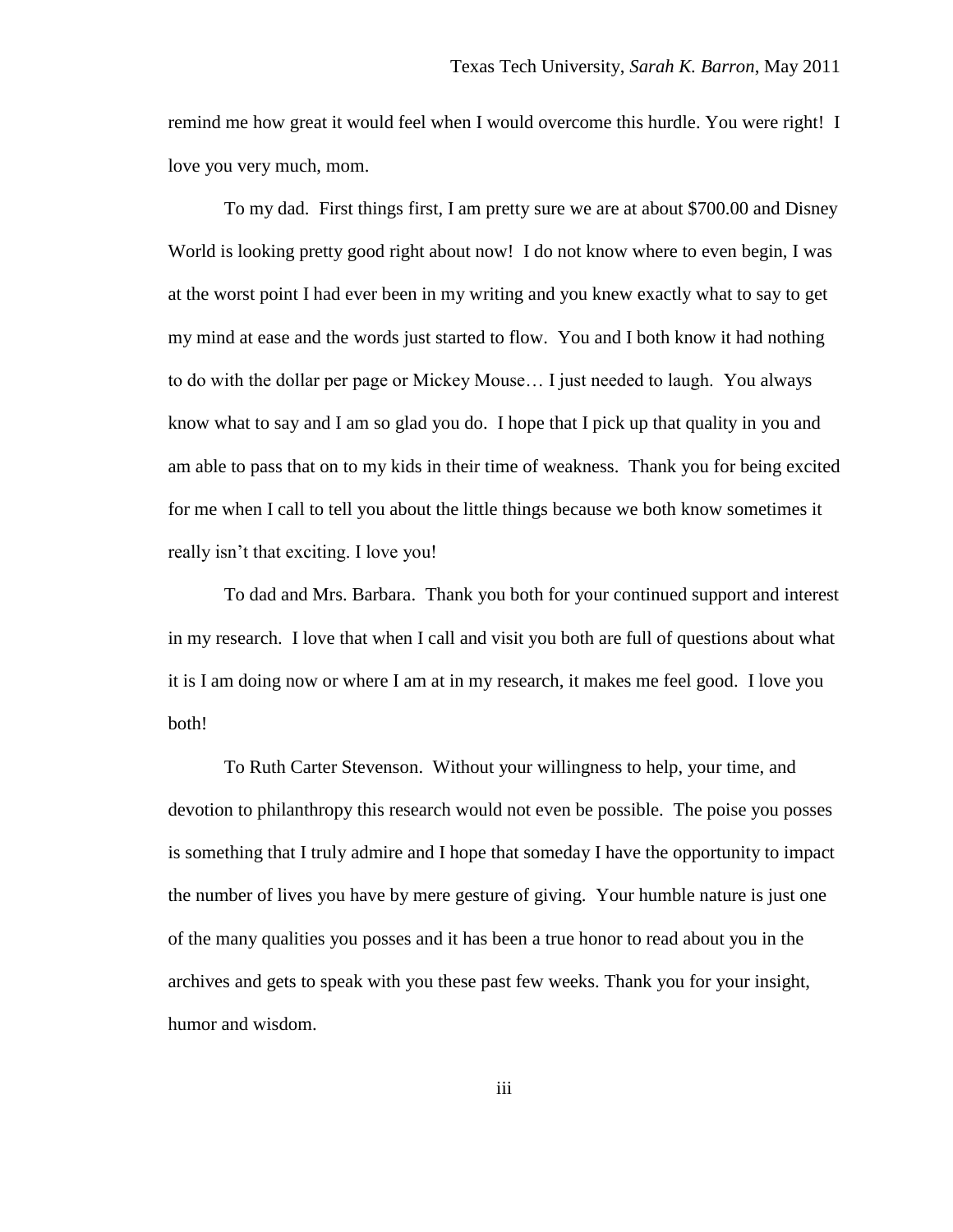remind me how great it would feel when I would overcome this hurdle. You were right! I love you very much, mom.

To my dad. First things first, I am pretty sure we are at about $700.00 and Disney World is looking pretty good right about now! I do not know where to even begin, I was at the worst point I had ever been in my writing and you knew exactly what to say to get my mind at ease and the words just started to flow. You and I both know it had nothing to do with the dollar per page or Mickey Mouse… I just needed to laugh. You always know what to say and I am so glad you do. I hope that I pick up that quality in you and am able to pass that on to my kids in their time of weakness. Thank you for being excited for me when I call to tell you about the little things because we both know sometimes it really isn't that exciting. I love you!

To dad and Mrs. Barbara. Thank you both for your continued support and interest in my research. I love that when I call and visit you both are full of questions about what it is I am doing now or where I am at in my research, it makes me feel good. I love you both!

To Ruth Carter Stevenson. Without your willingness to help, your time, and devotion to philanthropy this research would not even be possible. The poise you posses is something that I truly admire and I hope that someday I have the opportunity to impact the number of lives you have by mere gesture of giving. Your humble nature is just one of the many qualities you posses and it has been a true honor to read about you in the archives and gets to speak with you these past few weeks. Thank you for your insight, humor and wisdom.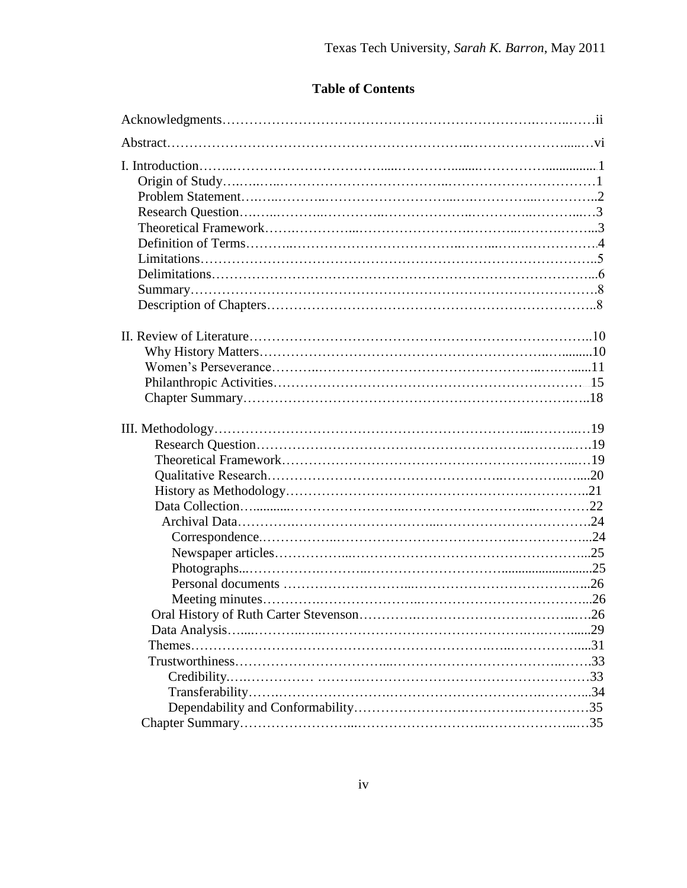# Table of Contents

Acknowledgments……………………………………………………………………ii

Abstract……………………………………………………………………………vi

I. Introduction……………………………………………………………………1
- Origin of Study……………………………………………………………1
- Problem Statement…………………………………………………………2
- Research Question…………………………………………………………3
- Theoretical Framework……………………………………………………3
- Definition of Terms…………………………………………………………4
- Limitations…………………………………………………………………5
- Delimitations…………………………………………………………………6
- Summary……………………………………………………………………8
- Description of Chapters……………………………………………………8

II. Review of Literature……………………………………………………………10
- Why History Matters………………………………………………………10
- Women's Perseverance……………………………………………………11
- Philanthropic Activities……………………………………………………15
- Chapter Summary…………………………………………………………18

III. Methodology…………………………………………………………………19
- Research Question…………………………………………………………19
- Theoretical Framework……………………………………………………19
- Qualitative Research………………………………………………………20
- History as Methodology……………………………………………………21
- Data Collection………………………………………………………………22
  - Archival Data………………………………………………………………24
    - Correspondence……………………………………………………24
    - Newspaper articles…………………………………………………25
    - Photographs…………………………………………………………25
    - Personal documents…………………………………………………26
    - Meeting minutes……………………………………………………26
- Oral History of Ruth Carter Stevenson…………………………………26
- Data Analysis…………………………………………………………………29
- Themes…………………………………………………………………………31
- Trustworthiness………………………………………………………………33
  - Credibility…………………………………………………………………33
  - Transferability……………………………………………………………34
  - Dependability and Conformability………………………………………35
- Chapter Summary……………………………………………………………35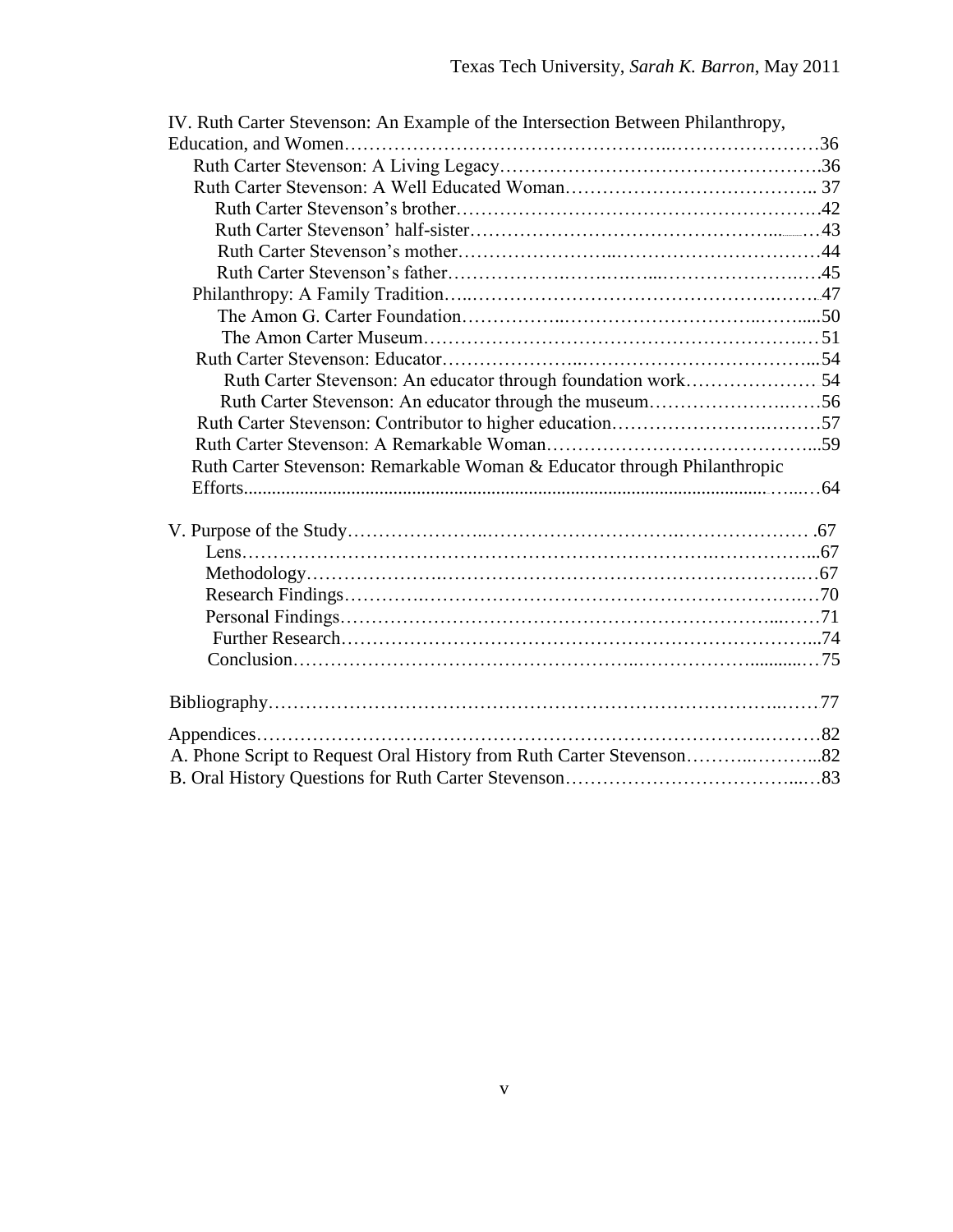IV. Ruth Carter Stevenson: An Example of the Intersection Between Philanthropy, Education, and Women……36

- Ruth Carter Stevenson: A Living Legacy……36
- Ruth Carter Stevenson: A Well Educated Woman…… 37
  - Ruth Carter Stevenson's brother……42
  - Ruth Carter Stevenson' half-sister……43
  - Ruth Carter Stevenson's mother……44
  - Ruth Carter Stevenson's father……45
- Philanthropy: A Family Tradition……47
  - The Amon G. Carter Foundation……50
  - The Amon Carter Museum……51
- Ruth Carter Stevenson: Educator……54
  - Ruth Carter Stevenson: An educator through foundation work…… 54
  - Ruth Carter Stevenson: An educator through the museum……56
- Ruth Carter Stevenson: Contributor to higher education……57
- Ruth Carter Stevenson: A Remarkable Woman……59
- Ruth Carter Stevenson: Remarkable Woman & Educator through Philanthropic Efforts……64

V. Purpose of the Study…… .67

- Lens……67
- Methodology……67
- Research Findings……70
- Personal Findings……71
- Further Research……74
- Conclusion……75

Bibliography……77

Appendices……82

A. Phone Script to Request Oral History from Ruth Carter Stevenson……82

B. Oral History Questions for Ruth Carter Stevenson……83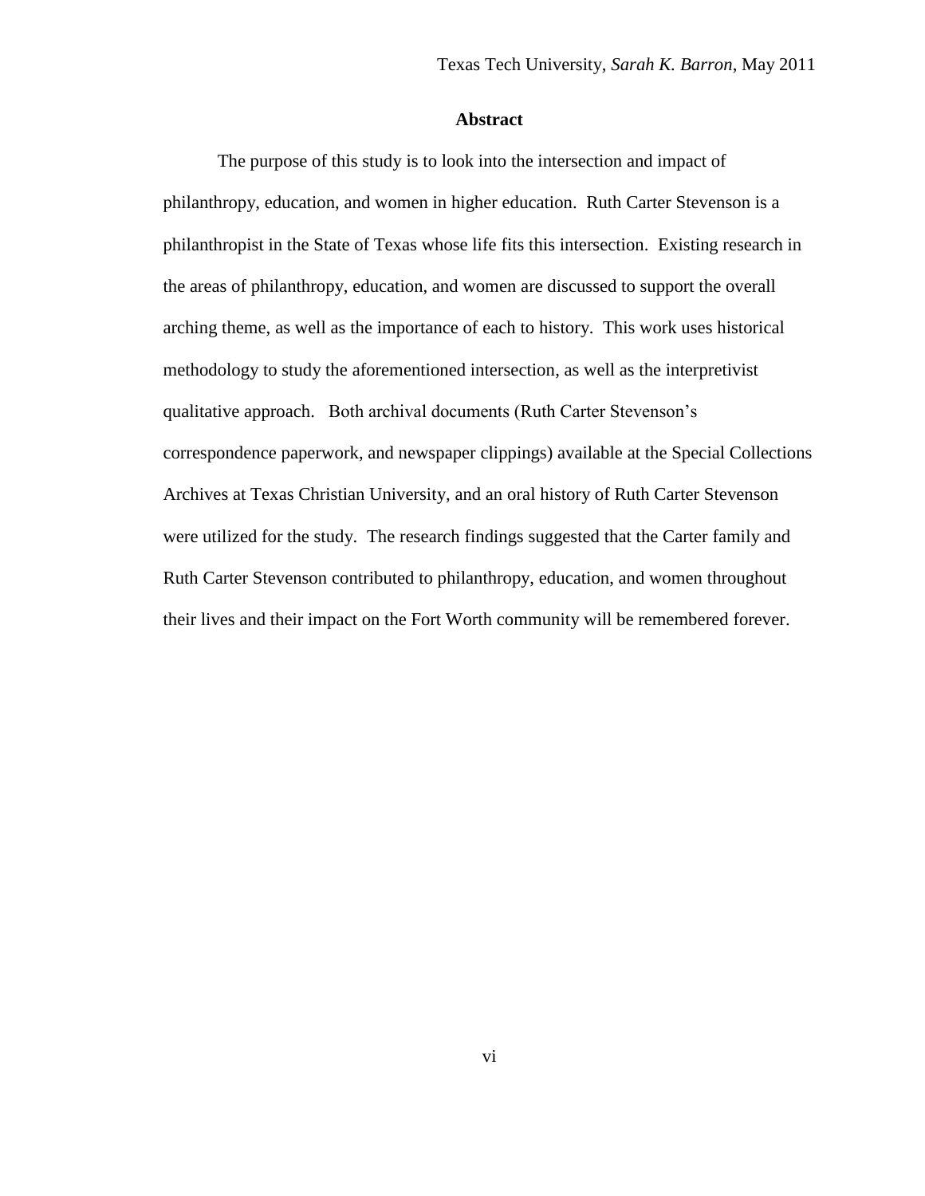## Abstract

The purpose of this study is to look into the intersection and impact of philanthropy, education, and women in higher education. Ruth Carter Stevenson is a philanthropist in the State of Texas whose life fits this intersection. Existing research in the areas of philanthropy, education, and women are discussed to support the overall arching theme, as well as the importance of each to history. This work uses historical methodology to study the aforementioned intersection, as well as the interpretivist qualitative approach. Both archival documents (Ruth Carter Stevenson's correspondence paperwork, and newspaper clippings) available at the Special Collections Archives at Texas Christian University, and an oral history of Ruth Carter Stevenson were utilized for the study. The research findings suggested that the Carter family and Ruth Carter Stevenson contributed to philanthropy, education, and women throughout their lives and their impact on the Fort Worth community will be remembered forever.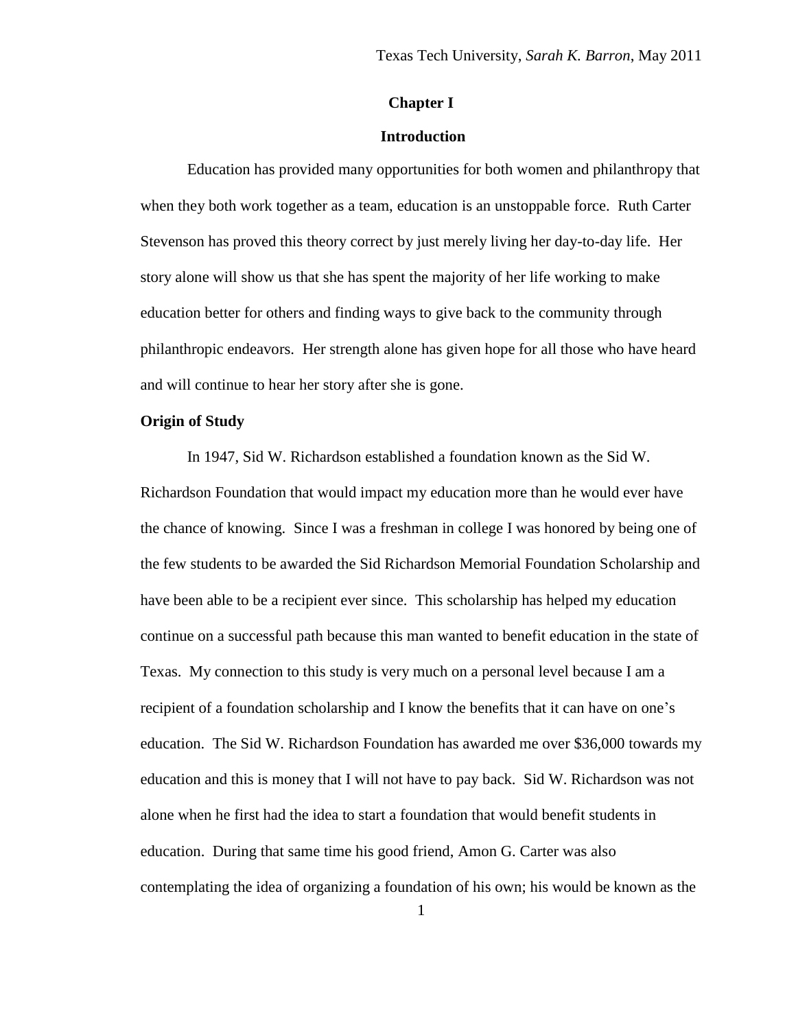# Chapter I

## Introduction

Education has provided many opportunities for both women and philanthropy that when they both work together as a team, education is an unstoppable force. Ruth Carter Stevenson has proved this theory correct by just merely living her day-to-day life. Her story alone will show us that she has spent the majority of her life working to make education better for others and finding ways to give back to the community through philanthropic endeavors. Her strength alone has given hope for all those who have heard and will continue to hear her story after she is gone.

**Origin of Study**

In 1947, Sid W. Richardson established a foundation known as the Sid W. Richardson Foundation that would impact my education more than he would ever have the chance of knowing. Since I was a freshman in college I was honored by being one of the few students to be awarded the Sid Richardson Memorial Foundation Scholarship and have been able to be a recipient ever since. This scholarship has helped my education continue on a successful path because this man wanted to benefit education in the state of Texas. My connection to this study is very much on a personal level because I am a recipient of a foundation scholarship and I know the benefits that it can have on one's education. The Sid W. Richardson Foundation has awarded me over $36,000 towards my education and this is money that I will not have to pay back. Sid W. Richardson was not alone when he first had the idea to start a foundation that would benefit students in education. During that same time his good friend, Amon G. Carter was also contemplating the idea of organizing a foundation of his own; his would be known as the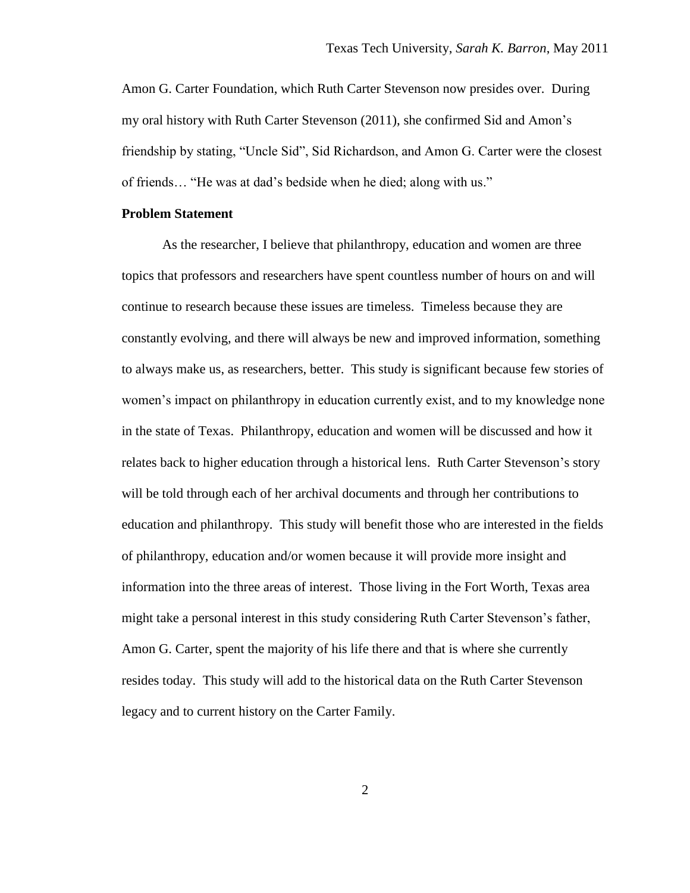Amon G. Carter Foundation, which Ruth Carter Stevenson now presides over. During my oral history with Ruth Carter Stevenson (2011), she confirmed Sid and Amon's friendship by stating, "Uncle Sid", Sid Richardson, and Amon G. Carter were the closest of friends… "He was at dad's bedside when he died; along with us."

**Problem Statement**

As the researcher, I believe that philanthropy, education and women are three topics that professors and researchers have spent countless number of hours on and will continue to research because these issues are timeless. Timeless because they are constantly evolving, and there will always be new and improved information, something to always make us, as researchers, better. This study is significant because few stories of women's impact on philanthropy in education currently exist, and to my knowledge none in the state of Texas. Philanthropy, education and women will be discussed and how it relates back to higher education through a historical lens. Ruth Carter Stevenson's story will be told through each of her archival documents and through her contributions to education and philanthropy. This study will benefit those who are interested in the fields of philanthropy, education and/or women because it will provide more insight and information into the three areas of interest. Those living in the Fort Worth, Texas area might take a personal interest in this study considering Ruth Carter Stevenson's father, Amon G. Carter, spent the majority of his life there and that is where she currently resides today. This study will add to the historical data on the Ruth Carter Stevenson legacy and to current history on the Carter Family.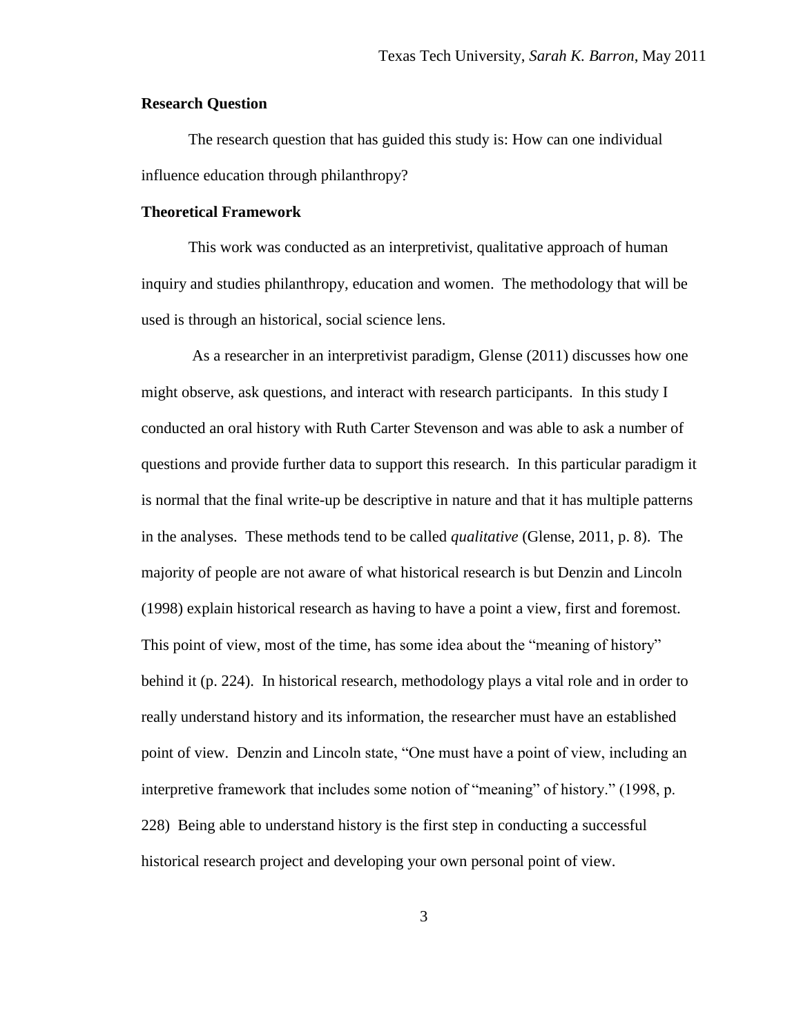**Research Question**

The research question that has guided this study is: How can one individual influence education through philanthropy?

**Theoretical Framework**

This work was conducted as an interpretivist, qualitative approach of human inquiry and studies philanthropy, education and women. The methodology that will be used is through an historical, social science lens.

As a researcher in an interpretivist paradigm, Glense (2011) discusses how one might observe, ask questions, and interact with research participants. In this study I conducted an oral history with Ruth Carter Stevenson and was able to ask a number of questions and provide further data to support this research. In this particular paradigm it is normal that the final write-up be descriptive in nature and that it has multiple patterns in the analyses. These methods tend to be called *qualitative* (Glense, 2011, p. 8). The majority of people are not aware of what historical research is but Denzin and Lincoln (1998) explain historical research as having to have a point a view, first and foremost. This point of view, most of the time, has some idea about the "meaning of history" behind it (p. 224). In historical research, methodology plays a vital role and in order to really understand history and its information, the researcher must have an established point of view. Denzin and Lincoln state, "One must have a point of view, including an interpretive framework that includes some notion of "meaning" of history." (1998, p. 228) Being able to understand history is the first step in conducting a successful historical research project and developing your own personal point of view.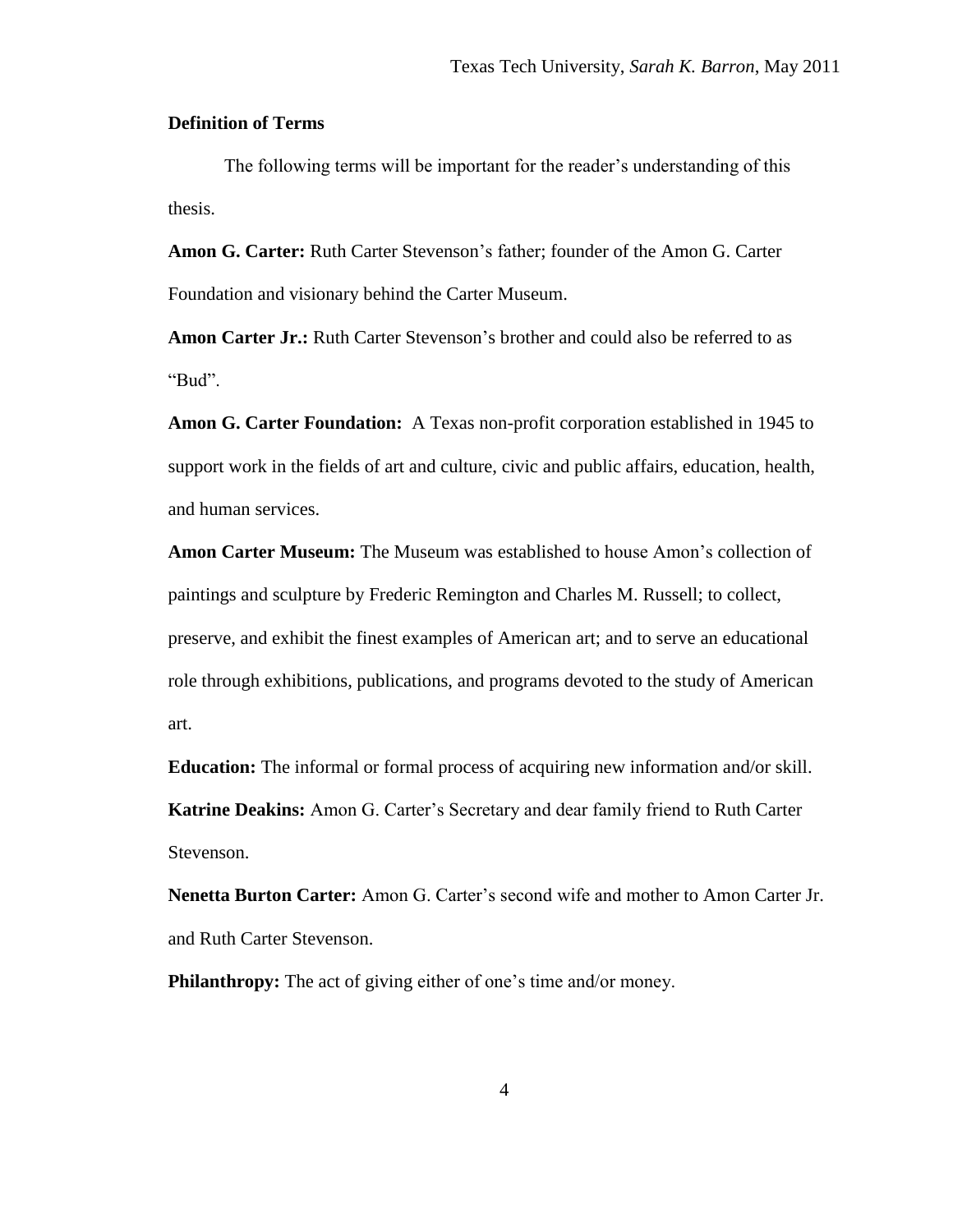**Definition of Terms**

The following terms will be important for the reader's understanding of this thesis.

**Amon G. Carter:** Ruth Carter Stevenson's father; founder of the Amon G. Carter Foundation and visionary behind the Carter Museum.

**Amon Carter Jr.:** Ruth Carter Stevenson's brother and could also be referred to as "Bud".

**Amon G. Carter Foundation:** A Texas non-profit corporation established in 1945 to support work in the fields of art and culture, civic and public affairs, education, health, and human services.

**Amon Carter Museum:** The Museum was established to house Amon's collection of paintings and sculpture by Frederic Remington and Charles M. Russell; to collect, preserve, and exhibit the finest examples of American art; and to serve an educational role through exhibitions, publications, and programs devoted to the study of American art.

**Education:** The informal or formal process of acquiring new information and/or skill.

**Katrine Deakins:** Amon G. Carter's Secretary and dear family friend to Ruth Carter Stevenson.

**Nenetta Burton Carter:** Amon G. Carter's second wife and mother to Amon Carter Jr. and Ruth Carter Stevenson.

**Philanthropy:** The act of giving either of one's time and/or money.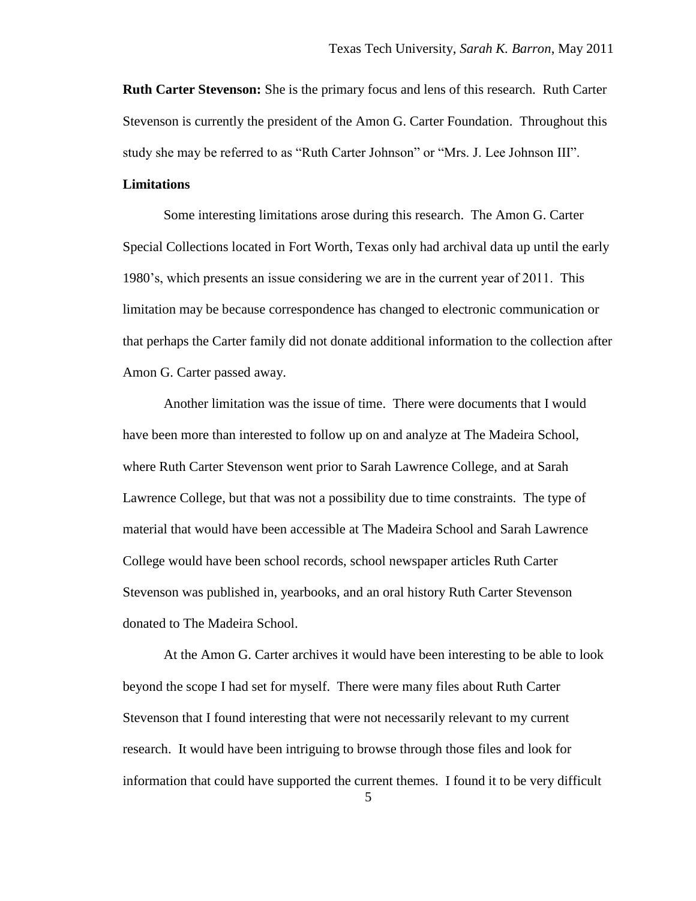**Ruth Carter Stevenson:** She is the primary focus and lens of this research. Ruth Carter Stevenson is currently the president of the Amon G. Carter Foundation. Throughout this study she may be referred to as "Ruth Carter Johnson" or "Mrs. J. Lee Johnson III".

**Limitations**

Some interesting limitations arose during this research. The Amon G. Carter Special Collections located in Fort Worth, Texas only had archival data up until the early 1980's, which presents an issue considering we are in the current year of 2011. This limitation may be because correspondence has changed to electronic communication or that perhaps the Carter family did not donate additional information to the collection after Amon G. Carter passed away.

Another limitation was the issue of time. There were documents that I would have been more than interested to follow up on and analyze at The Madeira School, where Ruth Carter Stevenson went prior to Sarah Lawrence College, and at Sarah Lawrence College, but that was not a possibility due to time constraints. The type of material that would have been accessible at The Madeira School and Sarah Lawrence College would have been school records, school newspaper articles Ruth Carter Stevenson was published in, yearbooks, and an oral history Ruth Carter Stevenson donated to The Madeira School.

At the Amon G. Carter archives it would have been interesting to be able to look beyond the scope I had set for myself. There were many files about Ruth Carter Stevenson that I found interesting that were not necessarily relevant to my current research. It would have been intriguing to browse through those files and look for information that could have supported the current themes. I found it to be very difficult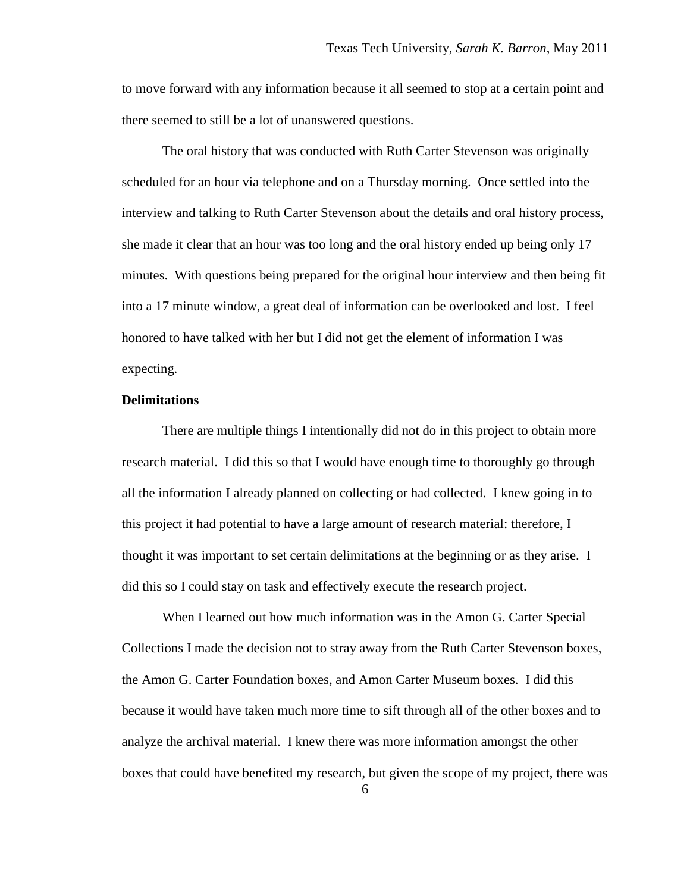to move forward with any information because it all seemed to stop at a certain point and there seemed to still be a lot of unanswered questions.

The oral history that was conducted with Ruth Carter Stevenson was originally scheduled for an hour via telephone and on a Thursday morning. Once settled into the interview and talking to Ruth Carter Stevenson about the details and oral history process, she made it clear that an hour was too long and the oral history ended up being only 17 minutes. With questions being prepared for the original hour interview and then being fit into a 17 minute window, a great deal of information can be overlooked and lost. I feel honored to have talked with her but I did not get the element of information I was expecting.

**Delimitations**

There are multiple things I intentionally did not do in this project to obtain more research material. I did this so that I would have enough time to thoroughly go through all the information I already planned on collecting or had collected. I knew going in to this project it had potential to have a large amount of research material: therefore, I thought it was important to set certain delimitations at the beginning or as they arise. I did this so I could stay on task and effectively execute the research project.

When I learned out how much information was in the Amon G. Carter Special Collections I made the decision not to stray away from the Ruth Carter Stevenson boxes, the Amon G. Carter Foundation boxes, and Amon Carter Museum boxes. I did this because it would have taken much more time to sift through all of the other boxes and to analyze the archival material. I knew there was more information amongst the other boxes that could have benefited my research, but given the scope of my project, there was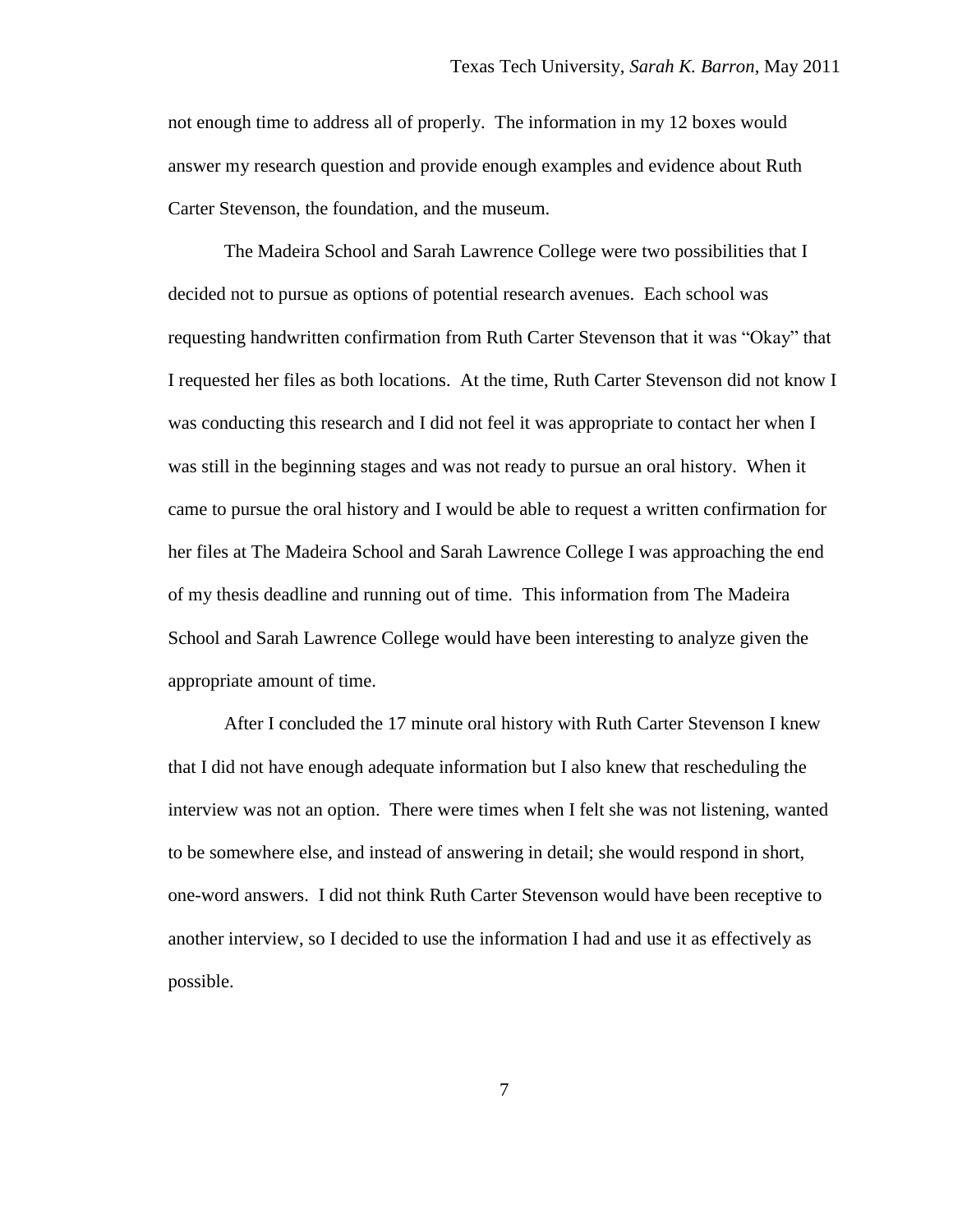not enough time to address all of properly. The information in my 12 boxes would answer my research question and provide enough examples and evidence about Ruth Carter Stevenson, the foundation, and the museum.

The Madeira School and Sarah Lawrence College were two possibilities that I decided not to pursue as options of potential research avenues. Each school was requesting handwritten confirmation from Ruth Carter Stevenson that it was "Okay" that I requested her files as both locations. At the time, Ruth Carter Stevenson did not know I was conducting this research and I did not feel it was appropriate to contact her when I was still in the beginning stages and was not ready to pursue an oral history. When it came to pursue the oral history and I would be able to request a written confirmation for her files at The Madeira School and Sarah Lawrence College I was approaching the end of my thesis deadline and running out of time. This information from The Madeira School and Sarah Lawrence College would have been interesting to analyze given the appropriate amount of time.

After I concluded the 17 minute oral history with Ruth Carter Stevenson I knew that I did not have enough adequate information but I also knew that rescheduling the interview was not an option. There were times when I felt she was not listening, wanted to be somewhere else, and instead of answering in detail; she would respond in short, one-word answers. I did not think Ruth Carter Stevenson would have been receptive to another interview, so I decided to use the information I had and use it as effectively as possible.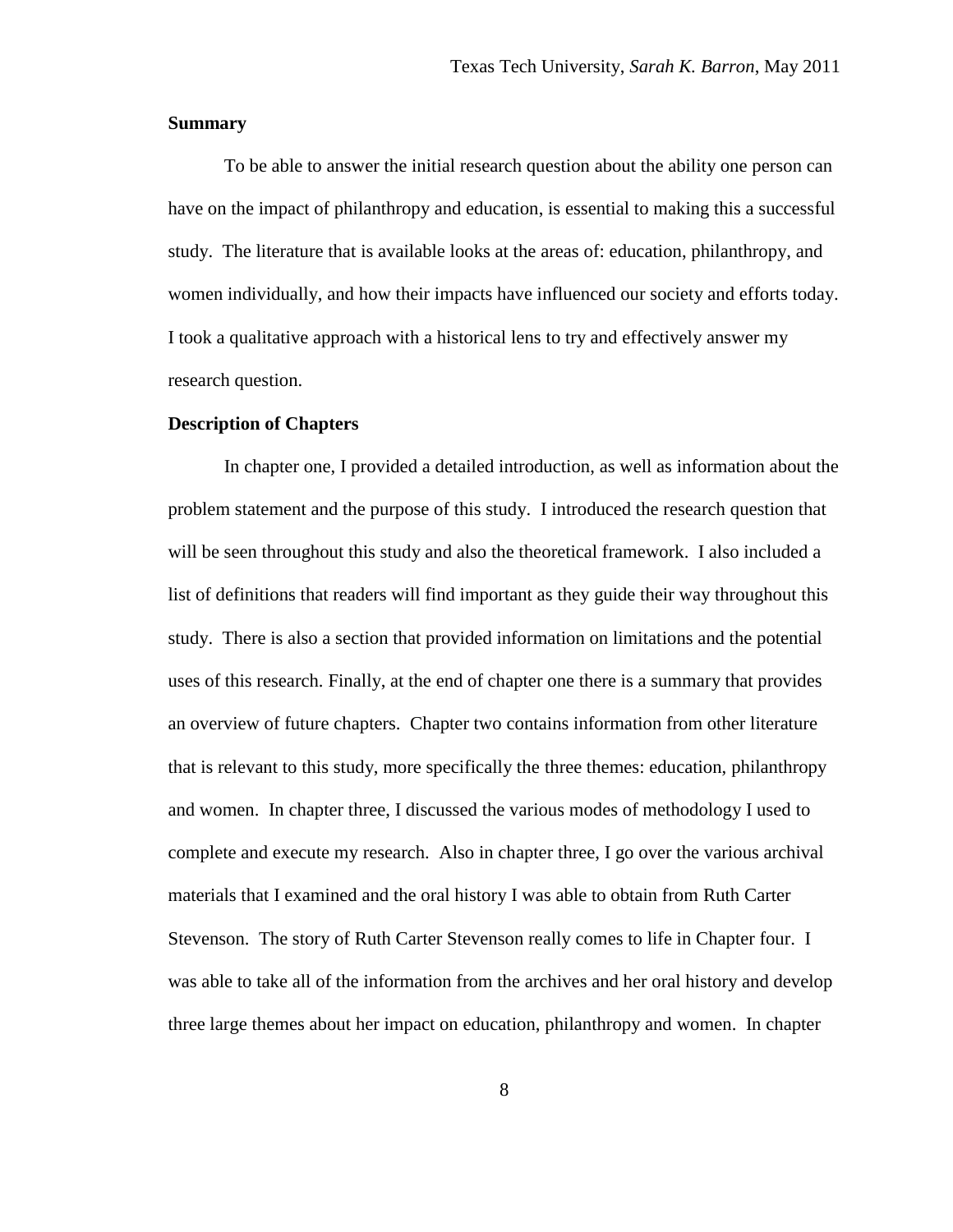**Summary**

To be able to answer the initial research question about the ability one person can have on the impact of philanthropy and education, is essential to making this a successful study. The literature that is available looks at the areas of: education, philanthropy, and women individually, and how their impacts have influenced our society and efforts today. I took a qualitative approach with a historical lens to try and effectively answer my research question.

**Description of Chapters**

In chapter one, I provided a detailed introduction, as well as information about the problem statement and the purpose of this study. I introduced the research question that will be seen throughout this study and also the theoretical framework. I also included a list of definitions that readers will find important as they guide their way throughout this study. There is also a section that provided information on limitations and the potential uses of this research. Finally, at the end of chapter one there is a summary that provides an overview of future chapters. Chapter two contains information from other literature that is relevant to this study, more specifically the three themes: education, philanthropy and women. In chapter three, I discussed the various modes of methodology I used to complete and execute my research. Also in chapter three, I go over the various archival materials that I examined and the oral history I was able to obtain from Ruth Carter Stevenson. The story of Ruth Carter Stevenson really comes to life in Chapter four. I was able to take all of the information from the archives and her oral history and develop three large themes about her impact on education, philanthropy and women. In chapter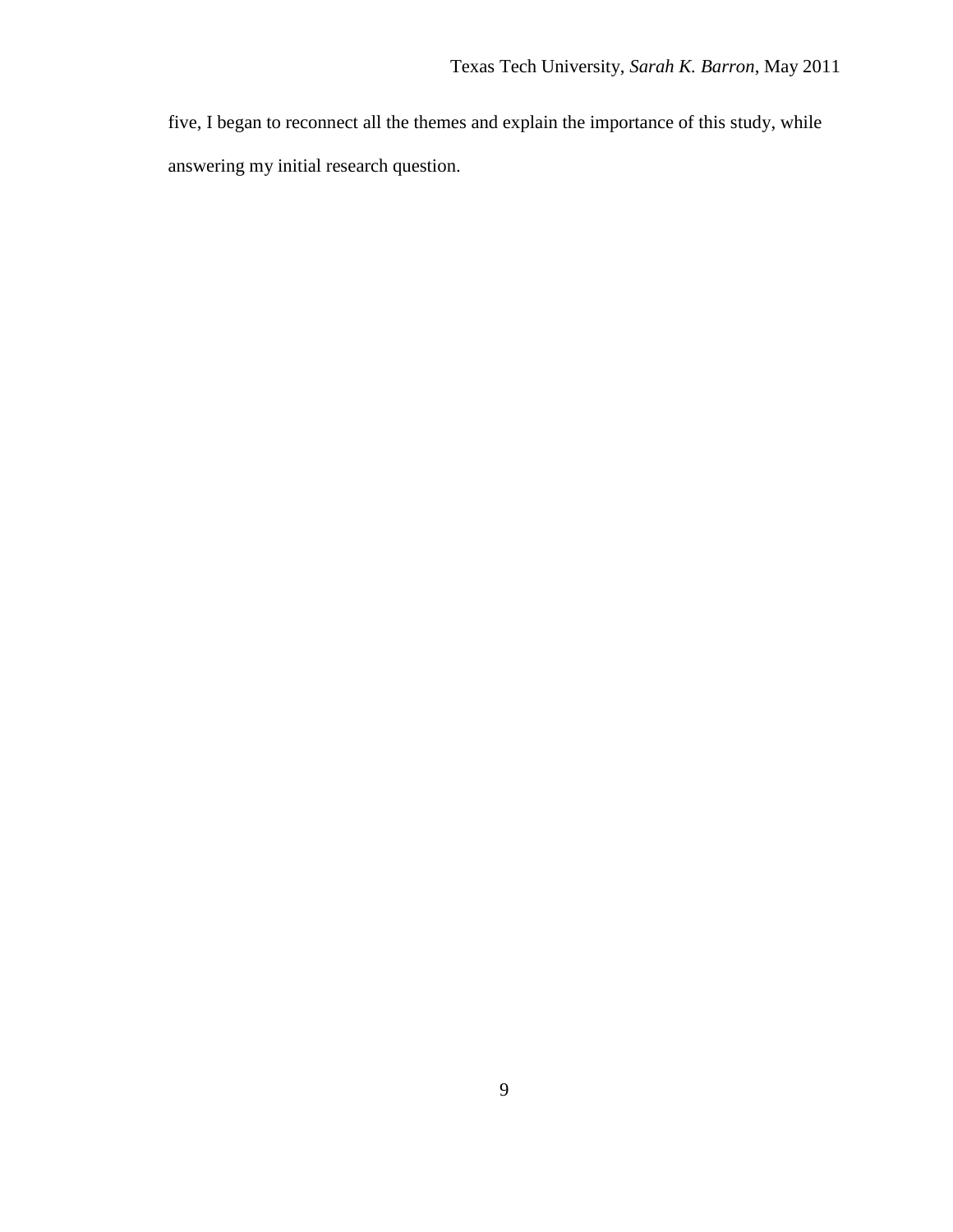five, I began to reconnect all the themes and explain the importance of this study, while answering my initial research question.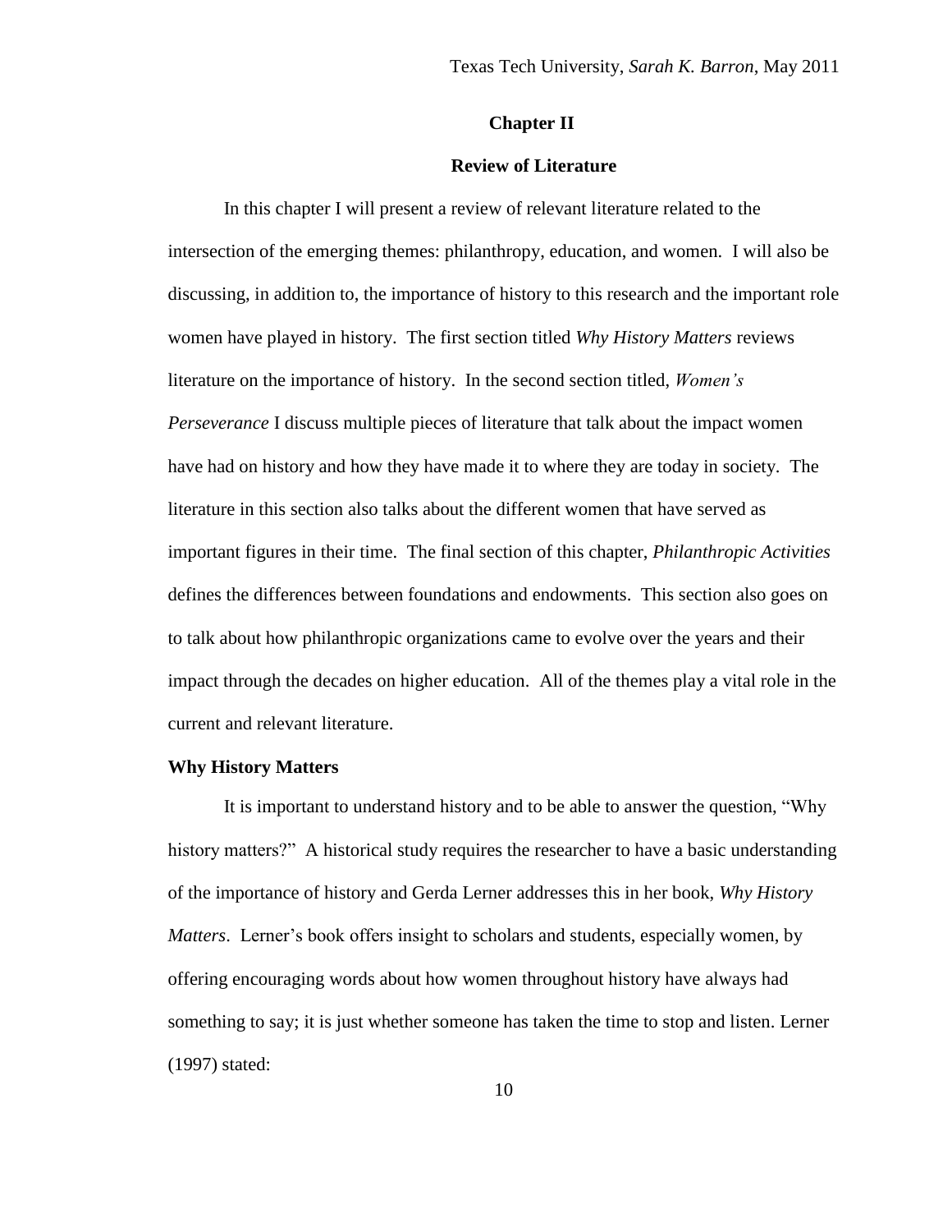## Chapter II

## Review of Literature

In this chapter I will present a review of relevant literature related to the intersection of the emerging themes: philanthropy, education, and women. I will also be discussing, in addition to, the importance of history to this research and the important role women have played in history. The first section titled *Why History Matters* reviews literature on the importance of history. In the second section titled, *Women's Perseverance* I discuss multiple pieces of literature that talk about the impact women have had on history and how they have made it to where they are today in society. The literature in this section also talks about the different women that have served as important figures in their time. The final section of this chapter, *Philanthropic Activities* defines the differences between foundations and endowments. This section also goes on to talk about how philanthropic organizations came to evolve over the years and their impact through the decades on higher education. All of the themes play a vital role in the current and relevant literature.

### Why History Matters

It is important to understand history and to be able to answer the question, "Why history matters?" A historical study requires the researcher to have a basic understanding of the importance of history and Gerda Lerner addresses this in her book, *Why History Matters*. Lerner's book offers insight to scholars and students, especially women, by offering encouraging words about how women throughout history have always had something to say; it is just whether someone has taken the time to stop and listen. Lerner (1997) stated: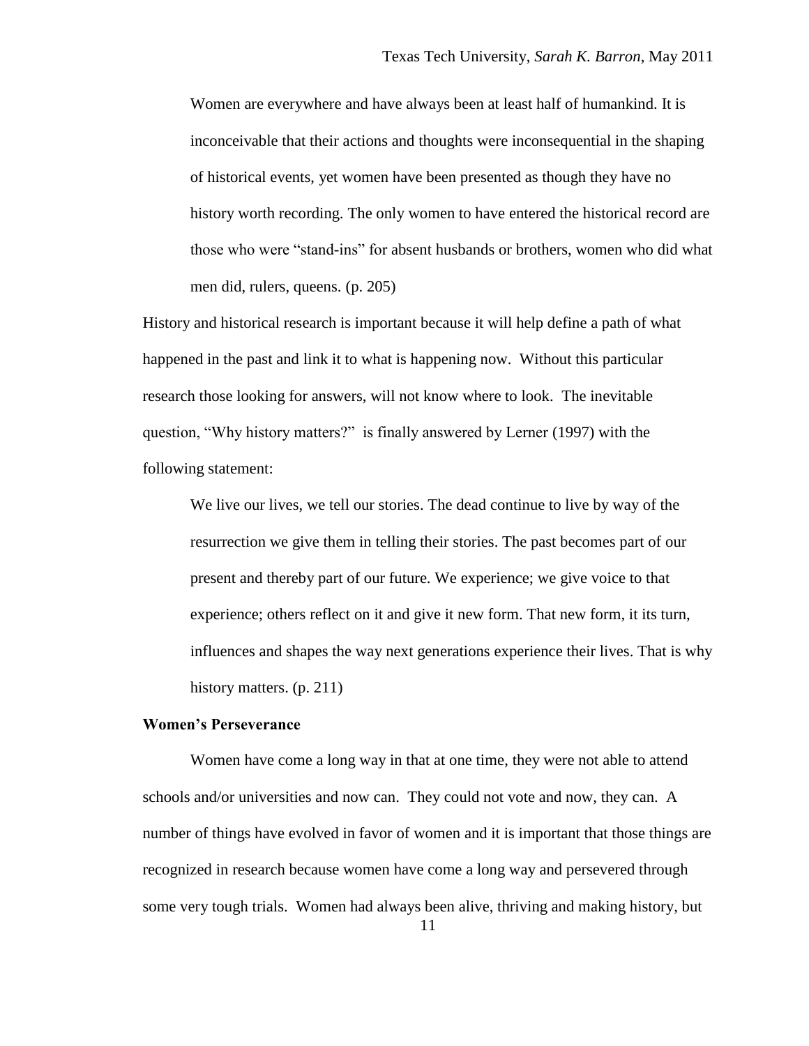> Women are everywhere and have always been at least half of humankind. It is inconceivable that their actions and thoughts were inconsequential in the shaping of historical events, yet women have been presented as though they have no history worth recording. The only women to have entered the historical record are those who were "stand-ins" for absent husbands or brothers, women who did what men did, rulers, queens. (p. 205)

History and historical research is important because it will help define a path of what happened in the past and link it to what is happening now. Without this particular research those looking for answers, will not know where to look. The inevitable question, "Why history matters?" is finally answered by Lerner (1997) with the following statement:

> We live our lives, we tell our stories. The dead continue to live by way of the resurrection we give them in telling their stories. The past becomes part of our present and thereby part of our future. We experience; we give voice to that experience; others reflect on it and give it new form. That new form, it its turn, influences and shapes the way next generations experience their lives. That is why history matters. (p. 211)

**Women's Perseverance**

Women have come a long way in that at one time, they were not able to attend schools and/or universities and now can. They could not vote and now, they can. A number of things have evolved in favor of women and it is important that those things are recognized in research because women have come a long way and persevered through some very tough trials. Women had always been alive, thriving and making history, but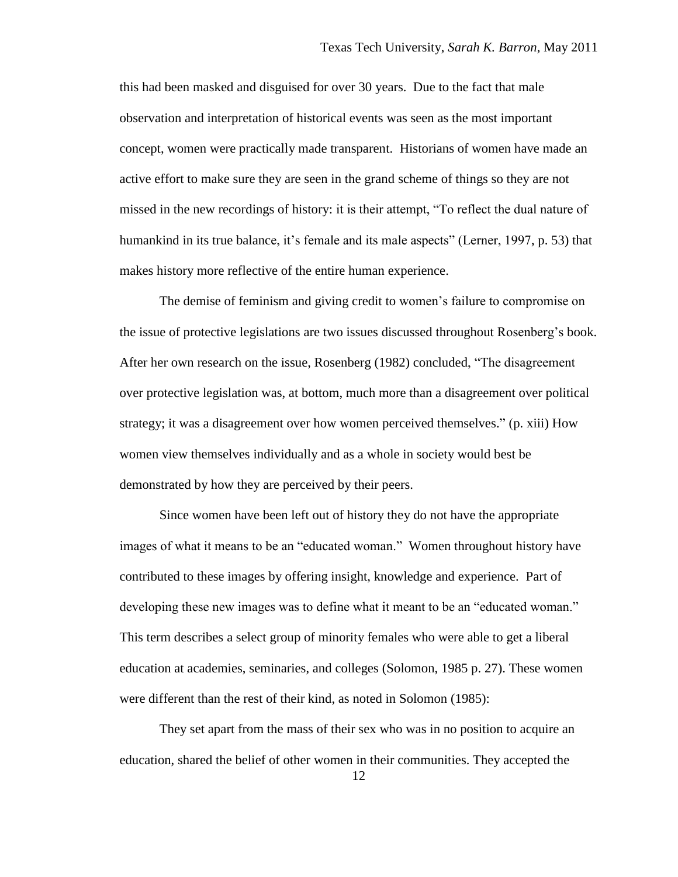this had been masked and disguised for over 30 years. Due to the fact that male observation and interpretation of historical events was seen as the most important concept, women were practically made transparent. Historians of women have made an active effort to make sure they are seen in the grand scheme of things so they are not missed in the new recordings of history: it is their attempt, "To reflect the dual nature of humankind in its true balance, it's female and its male aspects" (Lerner, 1997, p. 53) that makes history more reflective of the entire human experience.

The demise of feminism and giving credit to women's failure to compromise on the issue of protective legislations are two issues discussed throughout Rosenberg's book. After her own research on the issue, Rosenberg (1982) concluded, "The disagreement over protective legislation was, at bottom, much more than a disagreement over political strategy; it was a disagreement over how women perceived themselves." (p. xiii) How women view themselves individually and as a whole in society would best be demonstrated by how they are perceived by their peers.

Since women have been left out of history they do not have the appropriate images of what it means to be an "educated woman." Women throughout history have contributed to these images by offering insight, knowledge and experience. Part of developing these new images was to define what it meant to be an "educated woman." This term describes a select group of minority females who were able to get a liberal education at academies, seminaries, and colleges (Solomon, 1985 p. 27). These women were different than the rest of their kind, as noted in Solomon (1985):

They set apart from the mass of their sex who was in no position to acquire an education, shared the belief of other women in their communities. They accepted the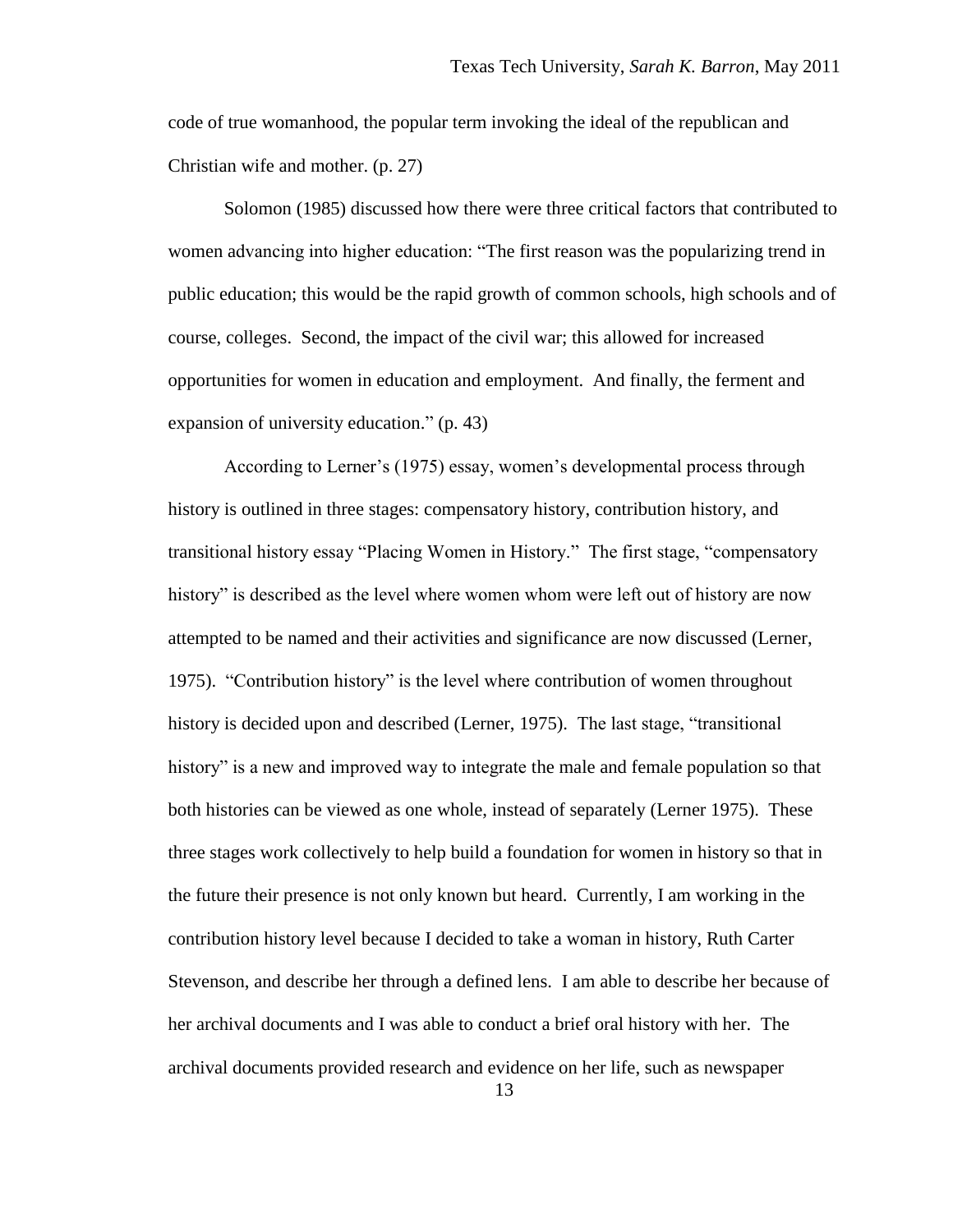code of true womanhood, the popular term invoking the ideal of the republican and Christian wife and mother. (p. 27)

Solomon (1985) discussed how there were three critical factors that contributed to women advancing into higher education: "The first reason was the popularizing trend in public education; this would be the rapid growth of common schools, high schools and of course, colleges. Second, the impact of the civil war; this allowed for increased opportunities for women in education and employment. And finally, the ferment and expansion of university education." (p. 43)

According to Lerner's (1975) essay, women's developmental process through history is outlined in three stages: compensatory history, contribution history, and transitional history essay "Placing Women in History." The first stage, "compensatory history" is described as the level where women whom were left out of history are now attempted to be named and their activities and significance are now discussed (Lerner, 1975). "Contribution history" is the level where contribution of women throughout history is decided upon and described (Lerner, 1975). The last stage, "transitional history" is a new and improved way to integrate the male and female population so that both histories can be viewed as one whole, instead of separately (Lerner 1975). These three stages work collectively to help build a foundation for women in history so that in the future their presence is not only known but heard. Currently, I am working in the contribution history level because I decided to take a woman in history, Ruth Carter Stevenson, and describe her through a defined lens. I am able to describe her because of her archival documents and I was able to conduct a brief oral history with her. The archival documents provided research and evidence on her life, such as newspaper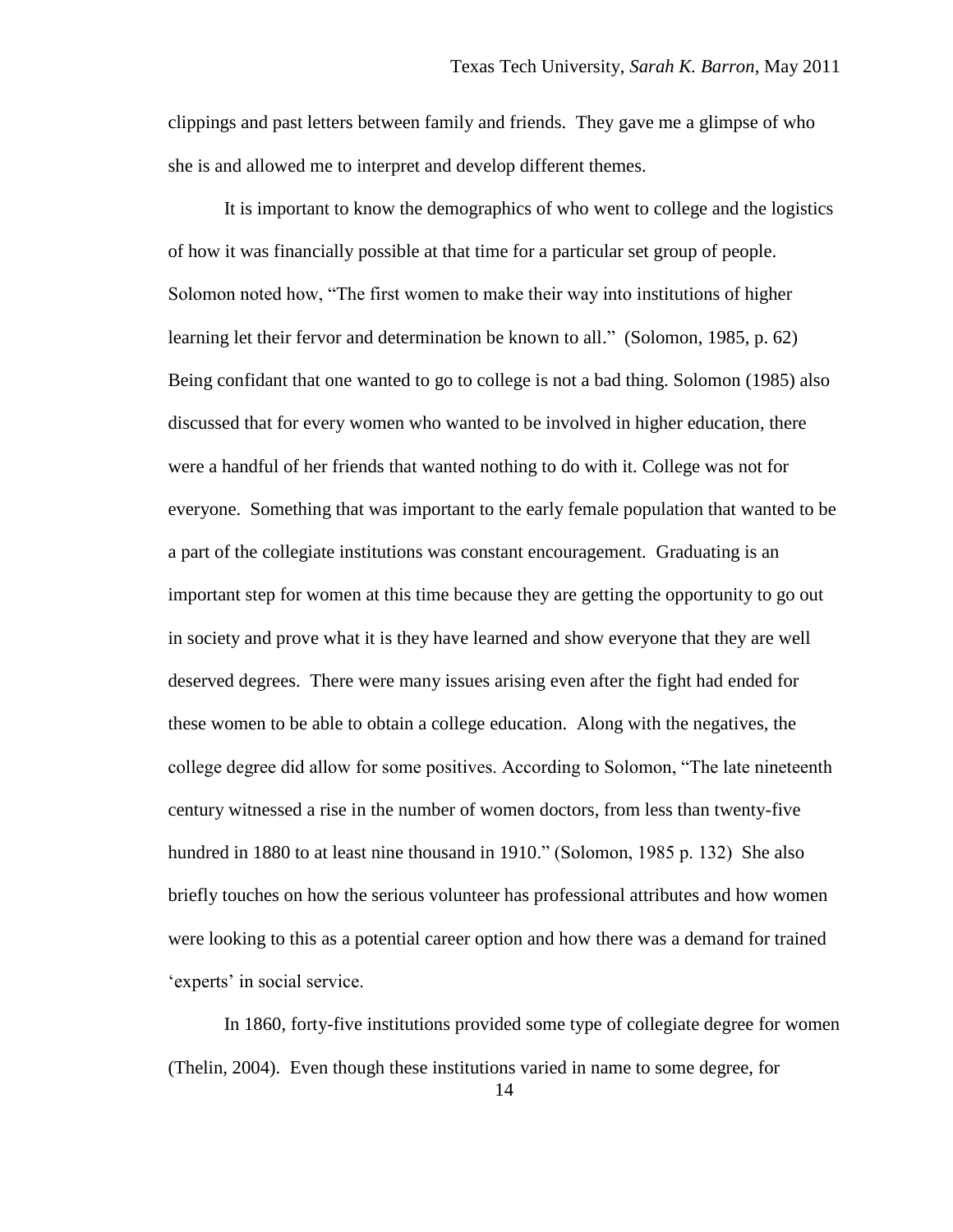clippings and past letters between family and friends. They gave me a glimpse of who she is and allowed me to interpret and develop different themes.

It is important to know the demographics of who went to college and the logistics of how it was financially possible at that time for a particular set group of people. Solomon noted how, "The first women to make their way into institutions of higher learning let their fervor and determination be known to all." (Solomon, 1985, p. 62) Being confidant that one wanted to go to college is not a bad thing. Solomon (1985) also discussed that for every women who wanted to be involved in higher education, there were a handful of her friends that wanted nothing to do with it. College was not for everyone. Something that was important to the early female population that wanted to be a part of the collegiate institutions was constant encouragement. Graduating is an important step for women at this time because they are getting the opportunity to go out in society and prove what it is they have learned and show everyone that they are well deserved degrees. There were many issues arising even after the fight had ended for these women to be able to obtain a college education. Along with the negatives, the college degree did allow for some positives. According to Solomon, "The late nineteenth century witnessed a rise in the number of women doctors, from less than twenty-five hundred in 1880 to at least nine thousand in 1910." (Solomon, 1985 p. 132) She also briefly touches on how the serious volunteer has professional attributes and how women were looking to this as a potential career option and how there was a demand for trained 'experts' in social service.

In 1860, forty-five institutions provided some type of collegiate degree for women (Thelin, 2004). Even though these institutions varied in name to some degree, for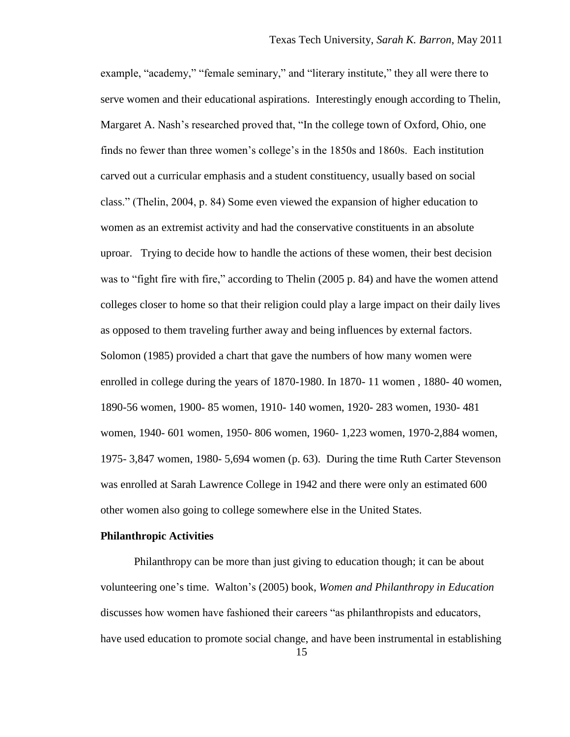example, "academy," "female seminary," and "literary institute," they all were there to serve women and their educational aspirations. Interestingly enough according to Thelin, Margaret A. Nash's researched proved that, "In the college town of Oxford, Ohio, one finds no fewer than three women's college's in the 1850s and 1860s. Each institution carved out a curricular emphasis and a student constituency, usually based on social class." (Thelin, 2004, p. 84) Some even viewed the expansion of higher education to women as an extremist activity and had the conservative constituents in an absolute uproar. Trying to decide how to handle the actions of these women, their best decision was to "fight fire with fire," according to Thelin (2005 p. 84) and have the women attend colleges closer to home so that their religion could play a large impact on their daily lives as opposed to them traveling further away and being influences by external factors. Solomon (1985) provided a chart that gave the numbers of how many women were enrolled in college during the years of 1870-1980. In 1870- 11 women , 1880- 40 women, 1890-56 women, 1900- 85 women, 1910- 140 women, 1920- 283 women, 1930- 481 women, 1940- 601 women, 1950- 806 women, 1960- 1,223 women, 1970-2,884 women, 1975- 3,847 women, 1980- 5,694 women (p. 63). During the time Ruth Carter Stevenson was enrolled at Sarah Lawrence College in 1942 and there were only an estimated 600 other women also going to college somewhere else in the United States.

**Philanthropic Activities**

Philanthropy can be more than just giving to education though; it can be about volunteering one's time. Walton's (2005) book, *Women and Philanthropy in Education* discusses how women have fashioned their careers "as philanthropists and educators, have used education to promote social change, and have been instrumental in establishing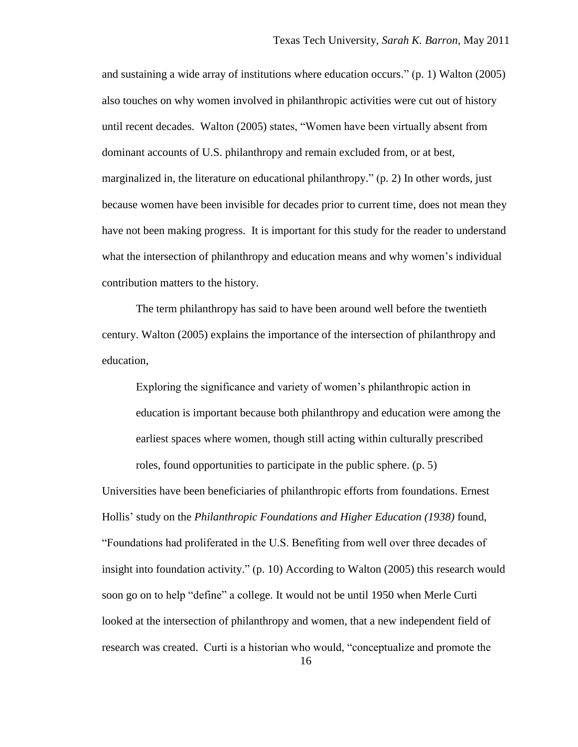and sustaining a wide array of institutions where education occurs." (p. 1) Walton (2005) also touches on why women involved in philanthropic activities were cut out of history until recent decades. Walton (2005) states, "Women have been virtually absent from dominant accounts of U.S. philanthropy and remain excluded from, or at best, marginalized in, the literature on educational philanthropy." (p. 2) In other words, just because women have been invisible for decades prior to current time, does not mean they have not been making progress. It is important for this study for the reader to understand what the intersection of philanthropy and education means and why women's individual contribution matters to the history.

The term philanthropy has said to have been around well before the twentieth century. Walton (2005) explains the importance of the intersection of philanthropy and education,

> Exploring the significance and variety of women's philanthropic action in education is important because both philanthropy and education were among the earliest spaces where women, though still acting within culturally prescribed roles, found opportunities to participate in the public sphere. (p. 5)

Universities have been beneficiaries of philanthropic efforts from foundations. Ernest Hollis' study on the *Philanthropic Foundations and Higher Education (1938)* found, "Foundations had proliferated in the U.S. Benefiting from well over three decades of insight into foundation activity." (p. 10) According to Walton (2005) this research would soon go on to help "define" a college. It would not be until 1950 when Merle Curti looked at the intersection of philanthropy and women, that a new independent field of research was created. Curti is a historian who would, "conceptualize and promote the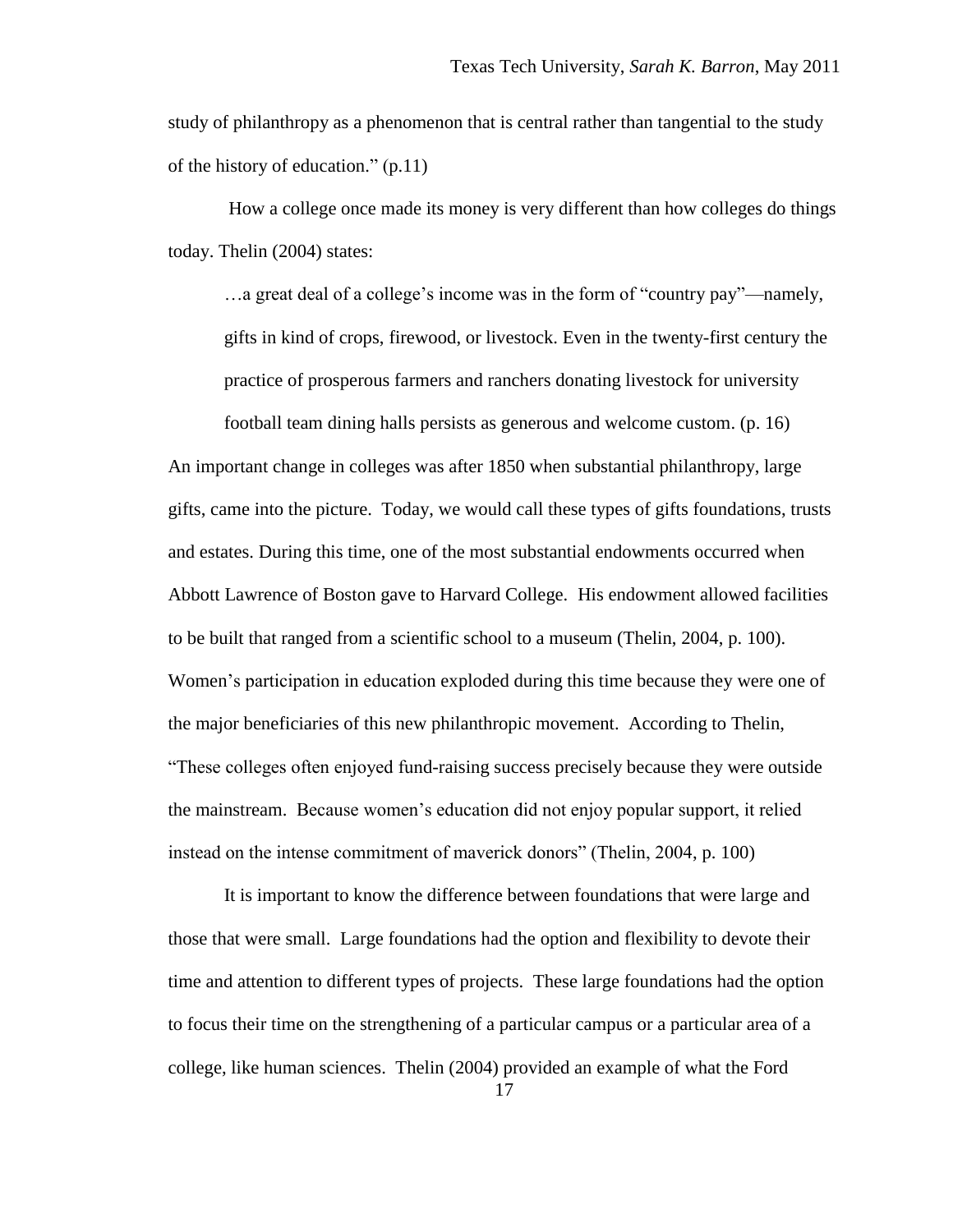study of philanthropy as a phenomenon that is central rather than tangential to the study of the history of education." (p.11)

How a college once made its money is very different than how colleges do things today. Thelin (2004) states:

> …a great deal of a college's income was in the form of "country pay"—namely, gifts in kind of crops, firewood, or livestock. Even in the twenty-first century the practice of prosperous farmers and ranchers donating livestock for university football team dining halls persists as generous and welcome custom. (p. 16)

An important change in colleges was after 1850 when substantial philanthropy, large gifts, came into the picture. Today, we would call these types of gifts foundations, trusts and estates. During this time, one of the most substantial endowments occurred when Abbott Lawrence of Boston gave to Harvard College. His endowment allowed facilities to be built that ranged from a scientific school to a museum (Thelin, 2004, p. 100). Women's participation in education exploded during this time because they were one of the major beneficiaries of this new philanthropic movement. According to Thelin, "These colleges often enjoyed fund-raising success precisely because they were outside the mainstream. Because women's education did not enjoy popular support, it relied instead on the intense commitment of maverick donors" (Thelin, 2004, p. 100)

It is important to know the difference between foundations that were large and those that were small. Large foundations had the option and flexibility to devote their time and attention to different types of projects. These large foundations had the option to focus their time on the strengthening of a particular campus or a particular area of a college, like human sciences. Thelin (2004) provided an example of what the Ford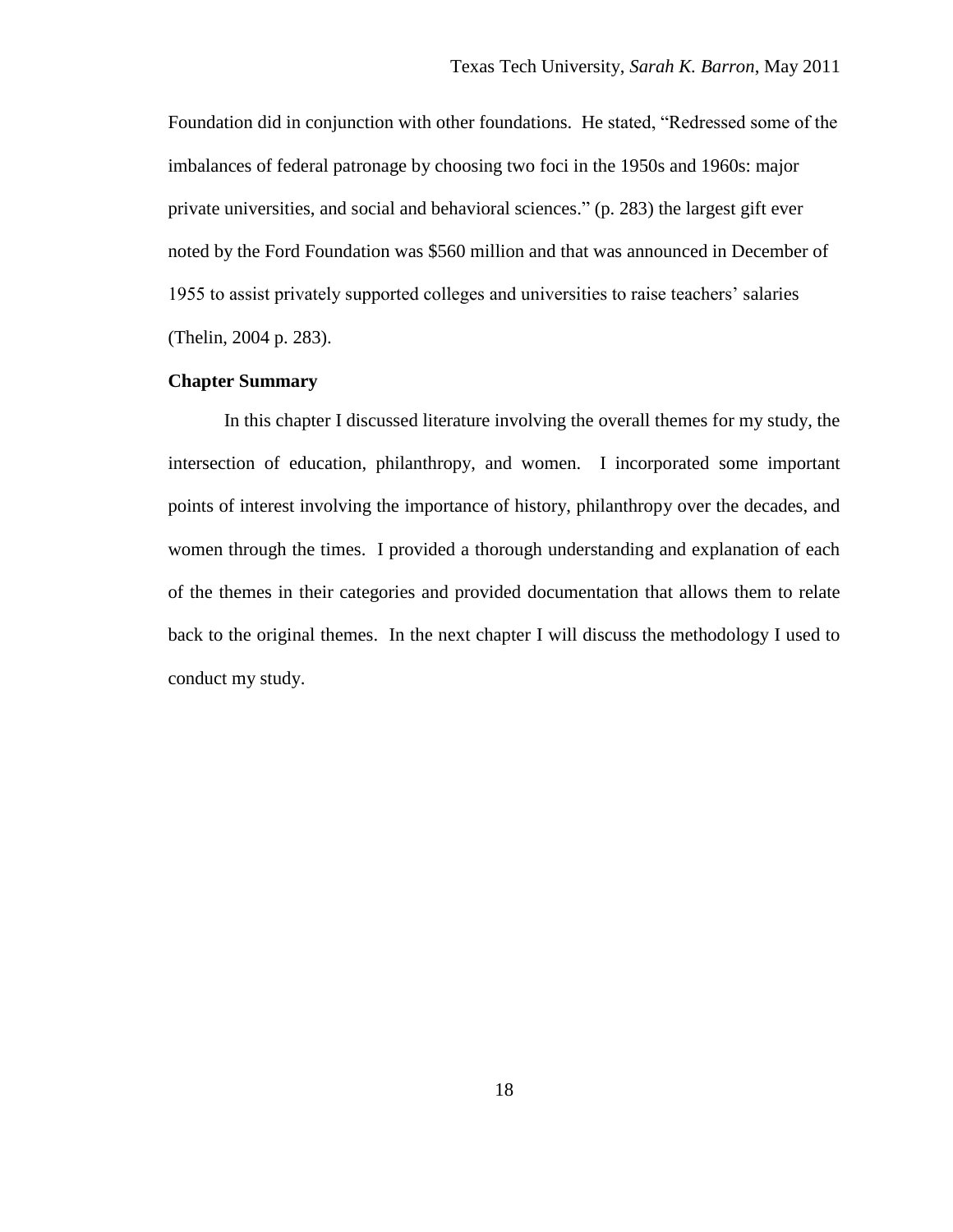Foundation did in conjunction with other foundations. He stated, "Redressed some of the imbalances of federal patronage by choosing two foci in the 1950s and 1960s: major private universities, and social and behavioral sciences." (p. 283) the largest gift ever noted by the Ford Foundation was $560 million and that was announced in December of 1955 to assist privately supported colleges and universities to raise teachers' salaries (Thelin, 2004 p. 283).

**Chapter Summary**

In this chapter I discussed literature involving the overall themes for my study, the intersection of education, philanthropy, and women. I incorporated some important points of interest involving the importance of history, philanthropy over the decades, and women through the times. I provided a thorough understanding and explanation of each of the themes in their categories and provided documentation that allows them to relate back to the original themes. In the next chapter I will discuss the methodology I used to conduct my study.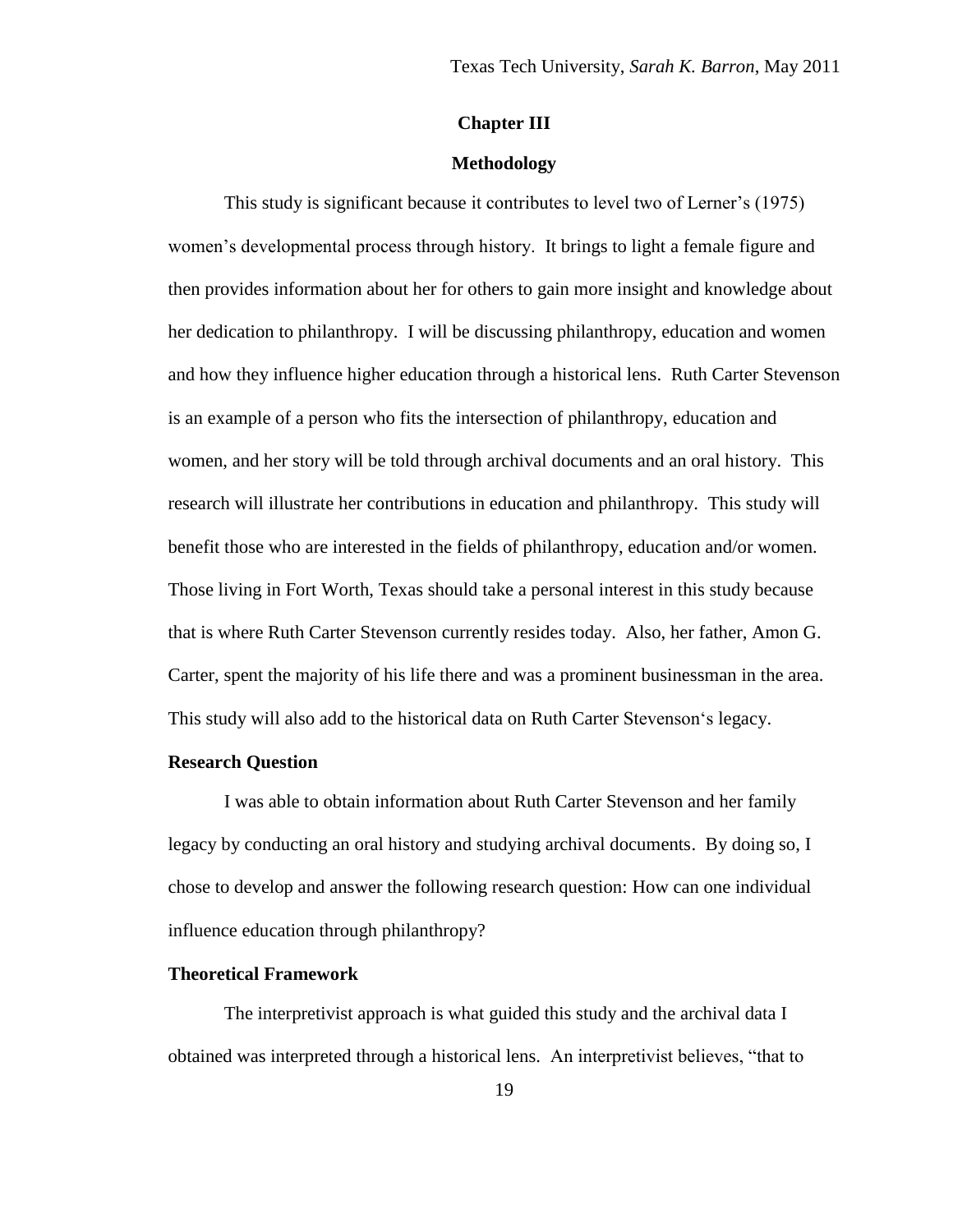## Chapter III

## Methodology

This study is significant because it contributes to level two of Lerner's (1975) women's developmental process through history. It brings to light a female figure and then provides information about her for others to gain more insight and knowledge about her dedication to philanthropy. I will be discussing philanthropy, education and women and how they influence higher education through a historical lens. Ruth Carter Stevenson is an example of a person who fits the intersection of philanthropy, education and women, and her story will be told through archival documents and an oral history. This research will illustrate her contributions in education and philanthropy. This study will benefit those who are interested in the fields of philanthropy, education and/or women. Those living in Fort Worth, Texas should take a personal interest in this study because that is where Ruth Carter Stevenson currently resides today. Also, her father, Amon G. Carter, spent the majority of his life there and was a prominent businessman in the area. This study will also add to the historical data on Ruth Carter Stevenson's legacy.

### Research Question

I was able to obtain information about Ruth Carter Stevenson and her family legacy by conducting an oral history and studying archival documents. By doing so, I chose to develop and answer the following research question: How can one individual influence education through philanthropy?

### Theoretical Framework

The interpretivist approach is what guided this study and the archival data I obtained was interpreted through a historical lens. An interpretivist believes, "that to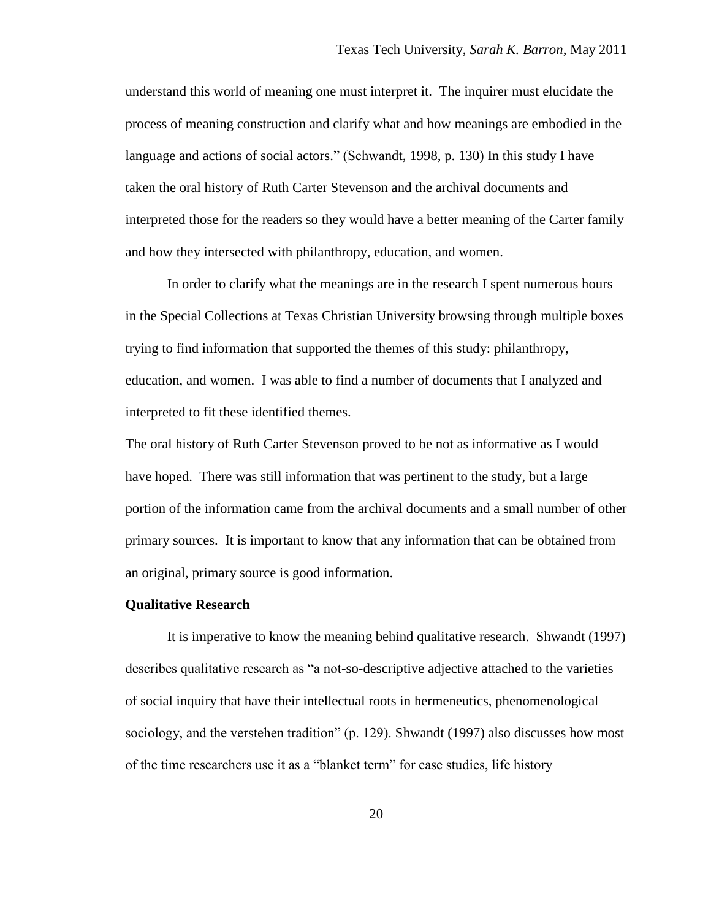understand this world of meaning one must interpret it. The inquirer must elucidate the process of meaning construction and clarify what and how meanings are embodied in the language and actions of social actors." (Schwandt, 1998, p. 130) In this study I have taken the oral history of Ruth Carter Stevenson and the archival documents and interpreted those for the readers so they would have a better meaning of the Carter family and how they intersected with philanthropy, education, and women.

In order to clarify what the meanings are in the research I spent numerous hours in the Special Collections at Texas Christian University browsing through multiple boxes trying to find information that supported the themes of this study: philanthropy, education, and women. I was able to find a number of documents that I analyzed and interpreted to fit these identified themes.

The oral history of Ruth Carter Stevenson proved to be not as informative as I would have hoped. There was still information that was pertinent to the study, but a large portion of the information came from the archival documents and a small number of other primary sources. It is important to know that any information that can be obtained from an original, primary source is good information.

**Qualitative Research**

It is imperative to know the meaning behind qualitative research. Shwandt (1997) describes qualitative research as "a not-so-descriptive adjective attached to the varieties of social inquiry that have their intellectual roots in hermeneutics, phenomenological sociology, and the verstehen tradition" (p. 129). Shwandt (1997) also discusses how most of the time researchers use it as a "blanket term" for case studies, life history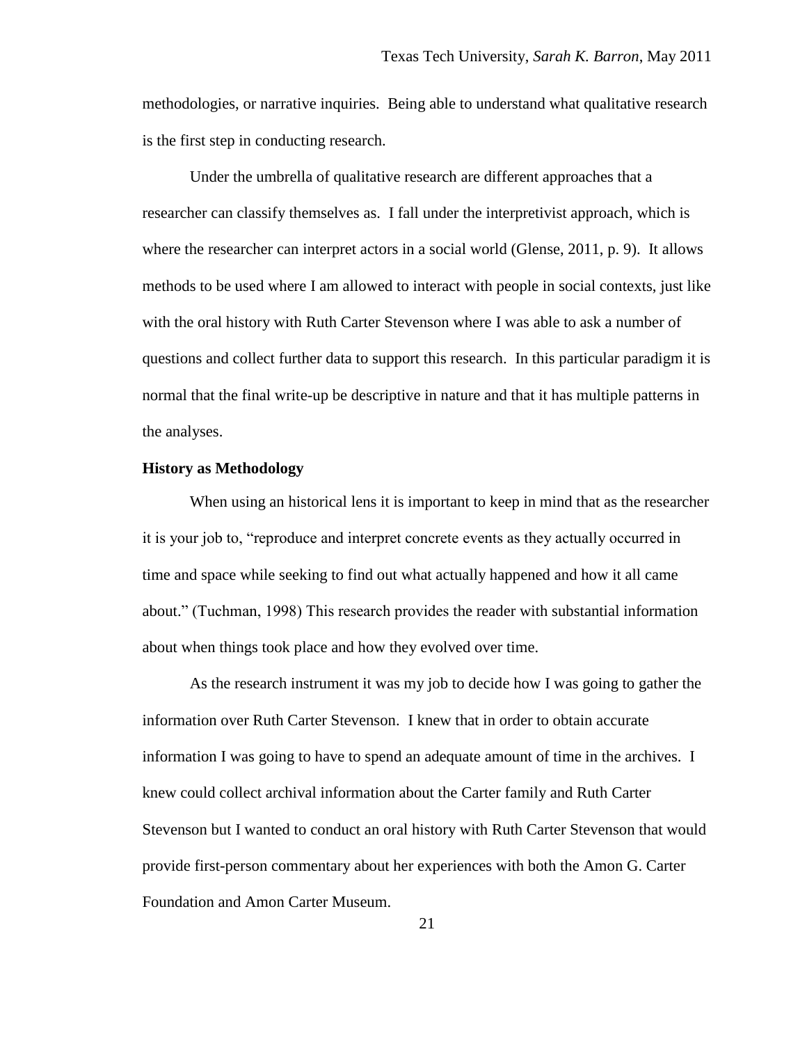methodologies, or narrative inquiries. Being able to understand what qualitative research is the first step in conducting research.

Under the umbrella of qualitative research are different approaches that a researcher can classify themselves as. I fall under the interpretivist approach, which is where the researcher can interpret actors in a social world (Glense, 2011, p. 9). It allows methods to be used where I am allowed to interact with people in social contexts, just like with the oral history with Ruth Carter Stevenson where I was able to ask a number of questions and collect further data to support this research. In this particular paradigm it is normal that the final write-up be descriptive in nature and that it has multiple patterns in the analyses.

**History as Methodology**

When using an historical lens it is important to keep in mind that as the researcher it is your job to, "reproduce and interpret concrete events as they actually occurred in time and space while seeking to find out what actually happened and how it all came about." (Tuchman, 1998) This research provides the reader with substantial information about when things took place and how they evolved over time.

As the research instrument it was my job to decide how I was going to gather the information over Ruth Carter Stevenson. I knew that in order to obtain accurate information I was going to have to spend an adequate amount of time in the archives. I knew could collect archival information about the Carter family and Ruth Carter Stevenson but I wanted to conduct an oral history with Ruth Carter Stevenson that would provide first-person commentary about her experiences with both the Amon G. Carter Foundation and Amon Carter Museum.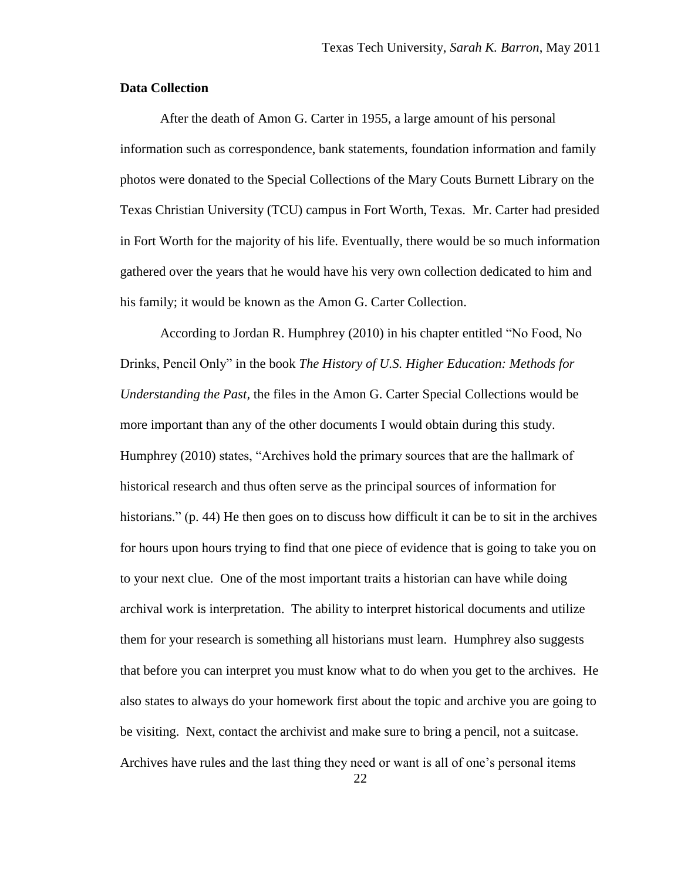**Data Collection**

After the death of Amon G. Carter in 1955, a large amount of his personal information such as correspondence, bank statements, foundation information and family photos were donated to the Special Collections of the Mary Couts Burnett Library on the Texas Christian University (TCU) campus in Fort Worth, Texas. Mr. Carter had presided in Fort Worth for the majority of his life. Eventually, there would be so much information gathered over the years that he would have his very own collection dedicated to him and his family; it would be known as the Amon G. Carter Collection.

According to Jordan R. Humphrey (2010) in his chapter entitled "No Food, No Drinks, Pencil Only" in the book *The History of U.S. Higher Education: Methods for Understanding the Past,* the files in the Amon G. Carter Special Collections would be more important than any of the other documents I would obtain during this study. Humphrey (2010) states, "Archives hold the primary sources that are the hallmark of historical research and thus often serve as the principal sources of information for historians." (p. 44) He then goes on to discuss how difficult it can be to sit in the archives for hours upon hours trying to find that one piece of evidence that is going to take you on to your next clue. One of the most important traits a historian can have while doing archival work is interpretation. The ability to interpret historical documents and utilize them for your research is something all historians must learn. Humphrey also suggests that before you can interpret you must know what to do when you get to the archives. He also states to always do your homework first about the topic and archive you are going to be visiting. Next, contact the archivist and make sure to bring a pencil, not a suitcase. Archives have rules and the last thing they need or want is all of one's personal items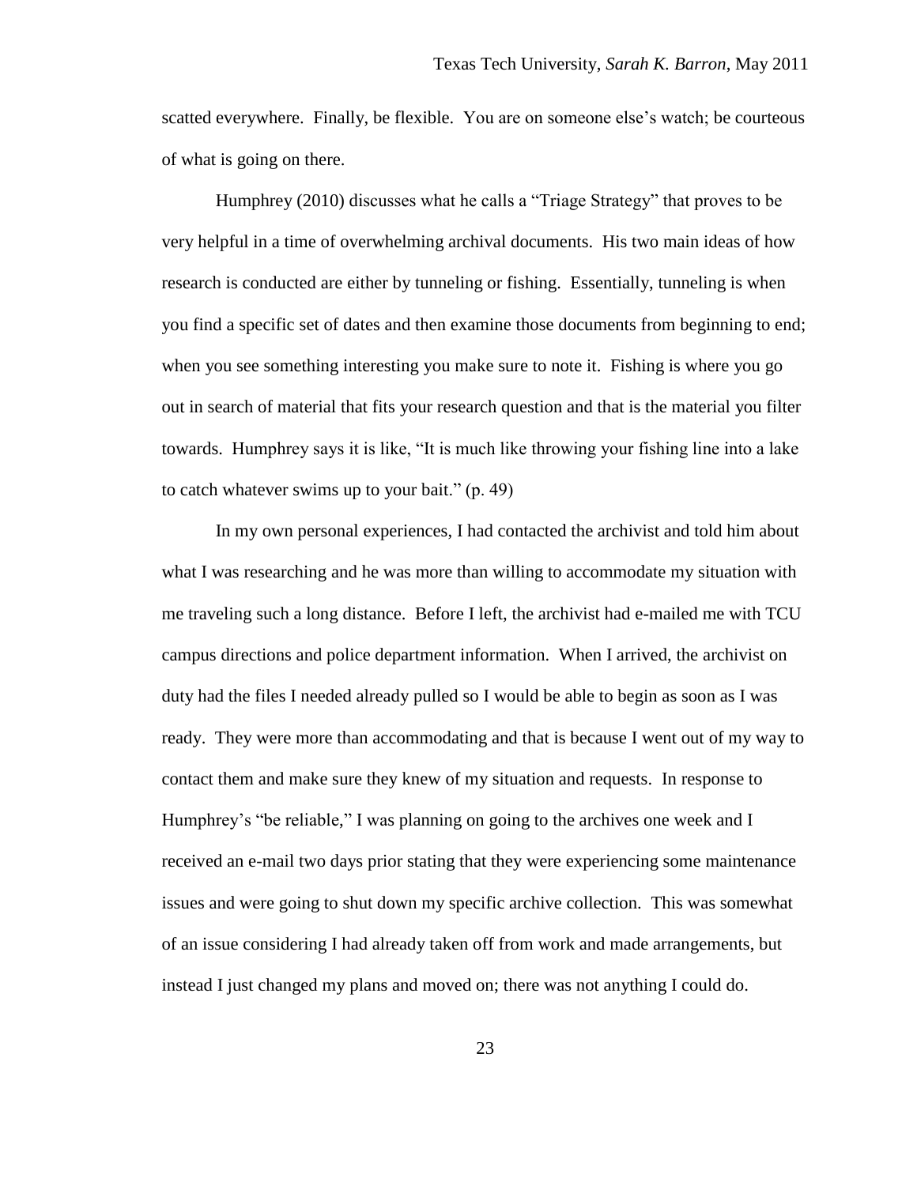scatted everywhere. Finally, be flexible. You are on someone else's watch; be courteous of what is going on there.

Humphrey (2010) discusses what he calls a "Triage Strategy" that proves to be very helpful in a time of overwhelming archival documents. His two main ideas of how research is conducted are either by tunneling or fishing. Essentially, tunneling is when you find a specific set of dates and then examine those documents from beginning to end; when you see something interesting you make sure to note it. Fishing is where you go out in search of material that fits your research question and that is the material you filter towards. Humphrey says it is like, "It is much like throwing your fishing line into a lake to catch whatever swims up to your bait." (p. 49)

In my own personal experiences, I had contacted the archivist and told him about what I was researching and he was more than willing to accommodate my situation with me traveling such a long distance. Before I left, the archivist had e-mailed me with TCU campus directions and police department information. When I arrived, the archivist on duty had the files I needed already pulled so I would be able to begin as soon as I was ready. They were more than accommodating and that is because I went out of my way to contact them and make sure they knew of my situation and requests. In response to Humphrey's "be reliable," I was planning on going to the archives one week and I received an e-mail two days prior stating that they were experiencing some maintenance issues and were going to shut down my specific archive collection. This was somewhat of an issue considering I had already taken off from work and made arrangements, but instead I just changed my plans and moved on; there was not anything I could do.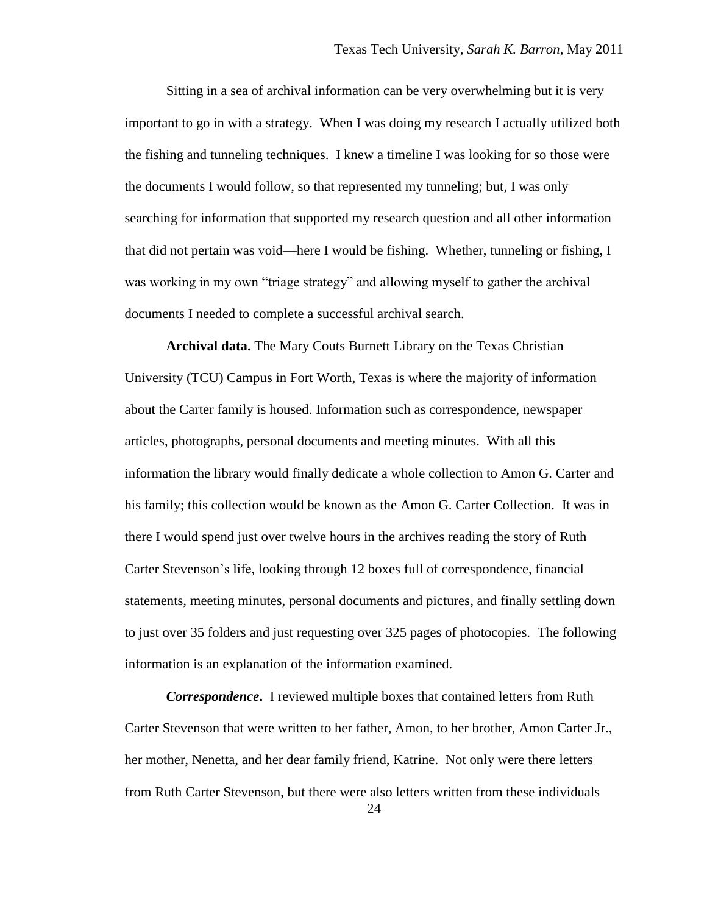Sitting in a sea of archival information can be very overwhelming but it is very important to go in with a strategy. When I was doing my research I actually utilized both the fishing and tunneling techniques. I knew a timeline I was looking for so those were the documents I would follow, so that represented my tunneling; but, I was only searching for information that supported my research question and all other information that did not pertain was void—here I would be fishing. Whether, tunneling or fishing, I was working in my own "triage strategy" and allowing myself to gather the archival documents I needed to complete a successful archival search.

**Archival data.** The Mary Couts Burnett Library on the Texas Christian University (TCU) Campus in Fort Worth, Texas is where the majority of information about the Carter family is housed. Information such as correspondence, newspaper articles, photographs, personal documents and meeting minutes. With all this information the library would finally dedicate a whole collection to Amon G. Carter and his family; this collection would be known as the Amon G. Carter Collection. It was in there I would spend just over twelve hours in the archives reading the story of Ruth Carter Stevenson's life, looking through 12 boxes full of correspondence, financial statements, meeting minutes, personal documents and pictures, and finally settling down to just over 35 folders and just requesting over 325 pages of photocopies. The following information is an explanation of the information examined.

***Correspondence*.** I reviewed multiple boxes that contained letters from Ruth Carter Stevenson that were written to her father, Amon, to her brother, Amon Carter Jr., her mother, Nenetta, and her dear family friend, Katrine. Not only were there letters from Ruth Carter Stevenson, but there were also letters written from these individuals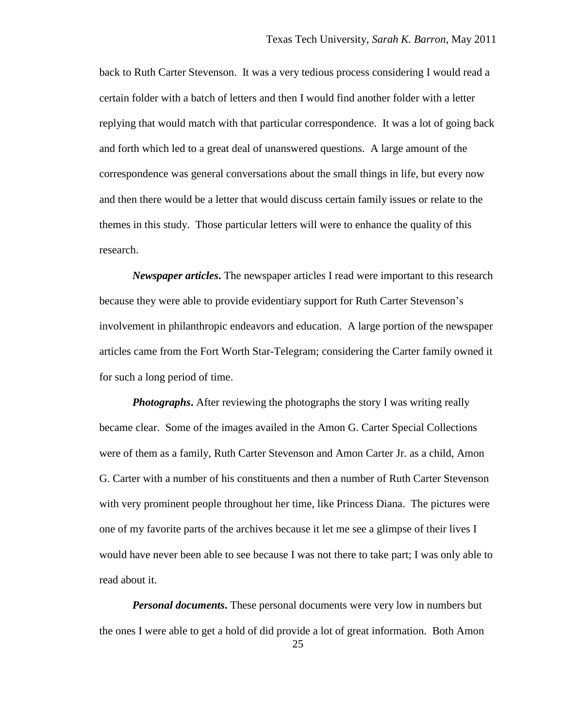back to Ruth Carter Stevenson. It was a very tedious process considering I would read a certain folder with a batch of letters and then I would find another folder with a letter replying that would match with that particular correspondence. It was a lot of going back and forth which led to a great deal of unanswered questions. A large amount of the correspondence was general conversations about the small things in life, but every now and then there would be a letter that would discuss certain family issues or relate to the themes in this study. Those particular letters will were to enhance the quality of this research.

***Newspaper articles***. The newspaper articles I read were important to this research because they were able to provide evidentiary support for Ruth Carter Stevenson's involvement in philanthropic endeavors and education. A large portion of the newspaper articles came from the Fort Worth Star-Telegram; considering the Carter family owned it for such a long period of time.

***Photographs***. After reviewing the photographs the story I was writing really became clear. Some of the images availed in the Amon G. Carter Special Collections were of them as a family, Ruth Carter Stevenson and Amon Carter Jr. as a child, Amon G. Carter with a number of his constituents and then a number of Ruth Carter Stevenson with very prominent people throughout her time, like Princess Diana. The pictures were one of my favorite parts of the archives because it let me see a glimpse of their lives I would have never been able to see because I was not there to take part; I was only able to read about it.

***Personal documents***. These personal documents were very low in numbers but the ones I were able to get a hold of did provide a lot of great information. Both Amon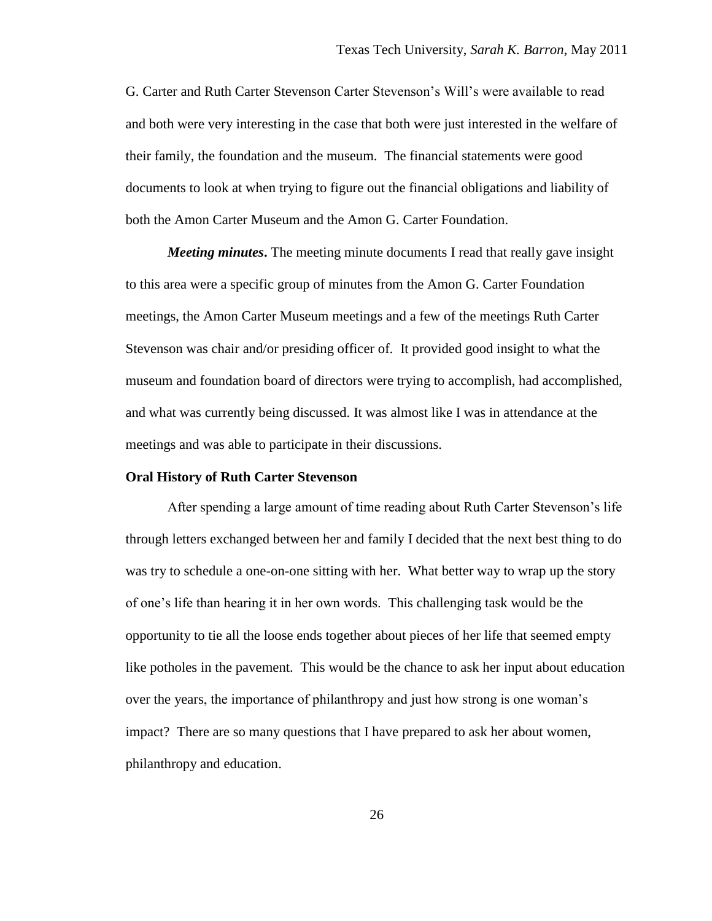G. Carter and Ruth Carter Stevenson Carter Stevenson's Will's were available to read and both were very interesting in the case that both were just interested in the welfare of their family, the foundation and the museum. The financial statements were good documents to look at when trying to figure out the financial obligations and liability of both the Amon Carter Museum and the Amon G. Carter Foundation.

***Meeting minutes*.** The meeting minute documents I read that really gave insight to this area were a specific group of minutes from the Amon G. Carter Foundation meetings, the Amon Carter Museum meetings and a few of the meetings Ruth Carter Stevenson was chair and/or presiding officer of. It provided good insight to what the museum and foundation board of directors were trying to accomplish, had accomplished, and what was currently being discussed. It was almost like I was in attendance at the meetings and was able to participate in their discussions.

**Oral History of Ruth Carter Stevenson**

After spending a large amount of time reading about Ruth Carter Stevenson's life through letters exchanged between her and family I decided that the next best thing to do was try to schedule a one-on-one sitting with her. What better way to wrap up the story of one's life than hearing it in her own words. This challenging task would be the opportunity to tie all the loose ends together about pieces of her life that seemed empty like potholes in the pavement. This would be the chance to ask her input about education over the years, the importance of philanthropy and just how strong is one woman's impact? There are so many questions that I have prepared to ask her about women, philanthropy and education.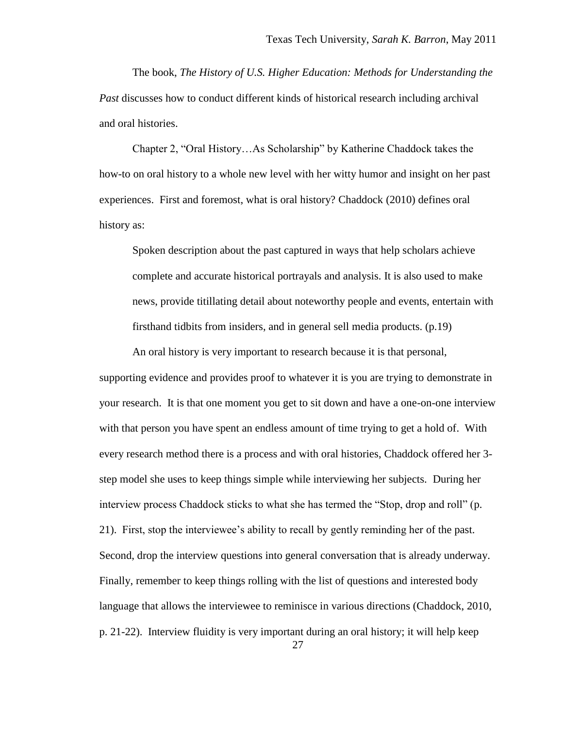The book, *The History of U.S. Higher Education: Methods for Understanding the Past* discusses how to conduct different kinds of historical research including archival and oral histories.

Chapter 2, "Oral History…As Scholarship" by Katherine Chaddock takes the how-to on oral history to a whole new level with her witty humor and insight on her past experiences. First and foremost, what is oral history? Chaddock (2010) defines oral history as:

> Spoken description about the past captured in ways that help scholars achieve complete and accurate historical portrayals and analysis. It is also used to make news, provide titillating detail about noteworthy people and events, entertain with firsthand tidbits from insiders, and in general sell media products. (p.19)

An oral history is very important to research because it is that personal, supporting evidence and provides proof to whatever it is you are trying to demonstrate in your research. It is that one moment you get to sit down and have a one-on-one interview with that person you have spent an endless amount of time trying to get a hold of. With every research method there is a process and with oral histories, Chaddock offered her 3-step model she uses to keep things simple while interviewing her subjects. During her interview process Chaddock sticks to what she has termed the "Stop, drop and roll" (p. 21). First, stop the interviewee's ability to recall by gently reminding her of the past. Second, drop the interview questions into general conversation that is already underway. Finally, remember to keep things rolling with the list of questions and interested body language that allows the interviewee to reminisce in various directions (Chaddock, 2010, p. 21-22). Interview fluidity is very important during an oral history; it will help keep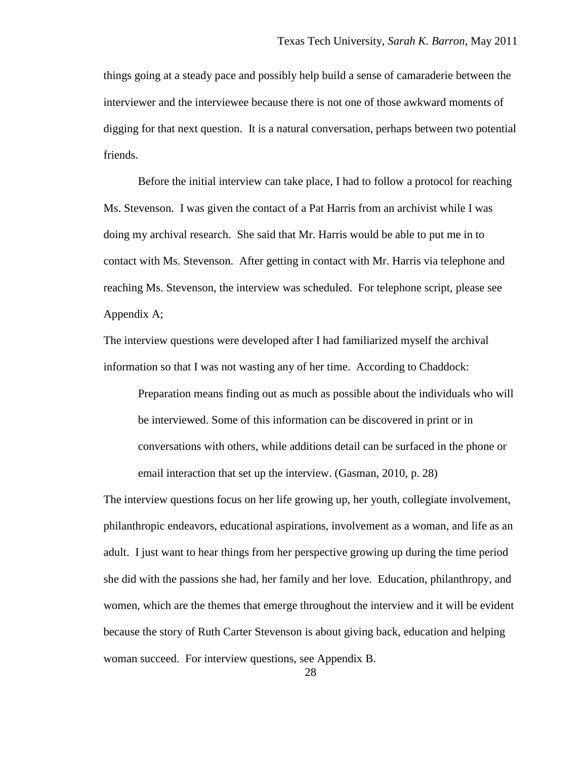things going at a steady pace and possibly help build a sense of camaraderie between the interviewer and the interviewee because there is not one of those awkward moments of digging for that next question. It is a natural conversation, perhaps between two potential friends.

Before the initial interview can take place, I had to follow a protocol for reaching Ms. Stevenson. I was given the contact of a Pat Harris from an archivist while I was doing my archival research. She said that Mr. Harris would be able to put me in to contact with Ms. Stevenson. After getting in contact with Mr. Harris via telephone and reaching Ms. Stevenson, the interview was scheduled. For telephone script, please see Appendix A;

The interview questions were developed after I had familiarized myself the archival information so that I was not wasting any of her time. According to Chaddock:

> Preparation means finding out as much as possible about the individuals who will be interviewed. Some of this information can be discovered in print or in conversations with others, while additions detail can be surfaced in the phone or email interaction that set up the interview. (Gasman, 2010, p. 28)

The interview questions focus on her life growing up, her youth, collegiate involvement, philanthropic endeavors, educational aspirations, involvement as a woman, and life as an adult. I just want to hear things from her perspective growing up during the time period she did with the passions she had, her family and her love. Education, philanthropy, and women, which are the themes that emerge throughout the interview and it will be evident because the story of Ruth Carter Stevenson is about giving back, education and helping woman succeed. For interview questions, see Appendix B.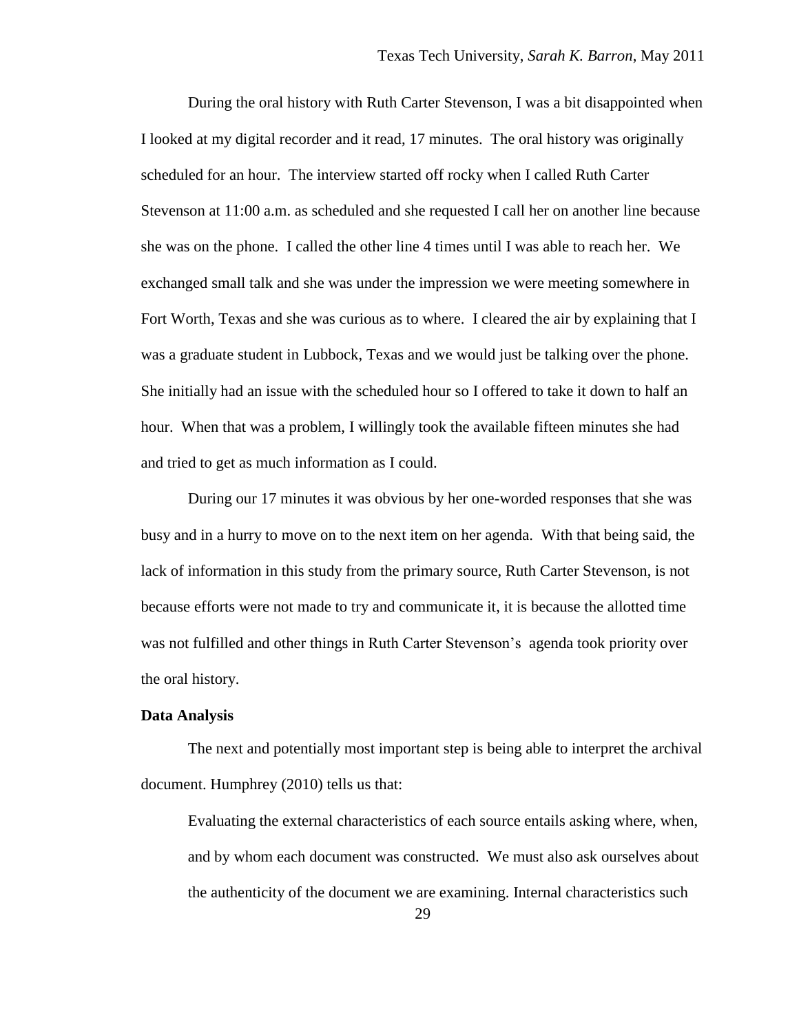During the oral history with Ruth Carter Stevenson, I was a bit disappointed when I looked at my digital recorder and it read, 17 minutes. The oral history was originally scheduled for an hour. The interview started off rocky when I called Ruth Carter Stevenson at 11:00 a.m. as scheduled and she requested I call her on another line because she was on the phone. I called the other line 4 times until I was able to reach her. We exchanged small talk and she was under the impression we were meeting somewhere in Fort Worth, Texas and she was curious as to where. I cleared the air by explaining that I was a graduate student in Lubbock, Texas and we would just be talking over the phone. She initially had an issue with the scheduled hour so I offered to take it down to half an hour. When that was a problem, I willingly took the available fifteen minutes she had and tried to get as much information as I could.

During our 17 minutes it was obvious by her one-worded responses that she was busy and in a hurry to move on to the next item on her agenda. With that being said, the lack of information in this study from the primary source, Ruth Carter Stevenson, is not because efforts were not made to try and communicate it, it is because the allotted time was not fulfilled and other things in Ruth Carter Stevenson's agenda took priority over the oral history.

**Data Analysis**

The next and potentially most important step is being able to interpret the archival document. Humphrey (2010) tells us that:

> Evaluating the external characteristics of each source entails asking where, when, and by whom each document was constructed. We must also ask ourselves about the authenticity of the document we are examining. Internal characteristics such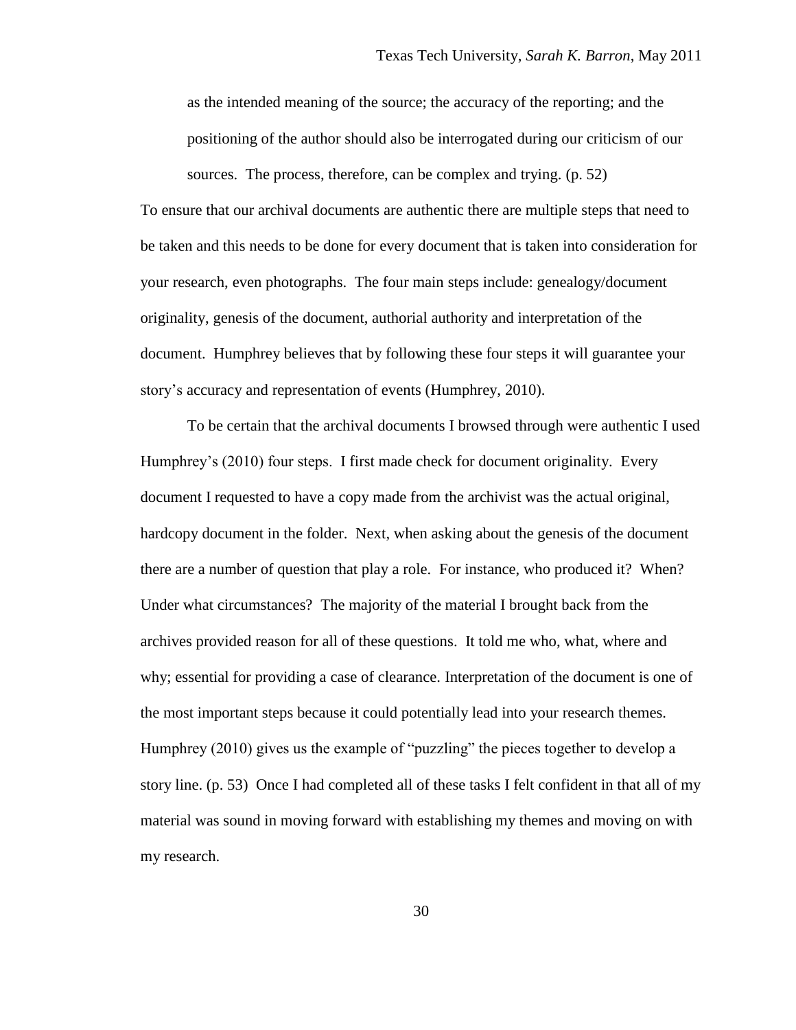> as the intended meaning of the source; the accuracy of the reporting; and the positioning of the author should also be interrogated during our criticism of our sources. The process, therefore, can be complex and trying. (p. 52)

To ensure that our archival documents are authentic there are multiple steps that need to be taken and this needs to be done for every document that is taken into consideration for your research, even photographs. The four main steps include: genealogy/document originality, genesis of the document, authorial authority and interpretation of the document. Humphrey believes that by following these four steps it will guarantee your story's accuracy and representation of events (Humphrey, 2010).

To be certain that the archival documents I browsed through were authentic I used Humphrey's (2010) four steps. I first made check for document originality. Every document I requested to have a copy made from the archivist was the actual original, hardcopy document in the folder. Next, when asking about the genesis of the document there are a number of question that play a role. For instance, who produced it? When? Under what circumstances? The majority of the material I brought back from the archives provided reason for all of these questions. It told me who, what, where and why; essential for providing a case of clearance. Interpretation of the document is one of the most important steps because it could potentially lead into your research themes. Humphrey (2010) gives us the example of "puzzling" the pieces together to develop a story line. (p. 53) Once I had completed all of these tasks I felt confident in that all of my material was sound in moving forward with establishing my themes and moving on with my research.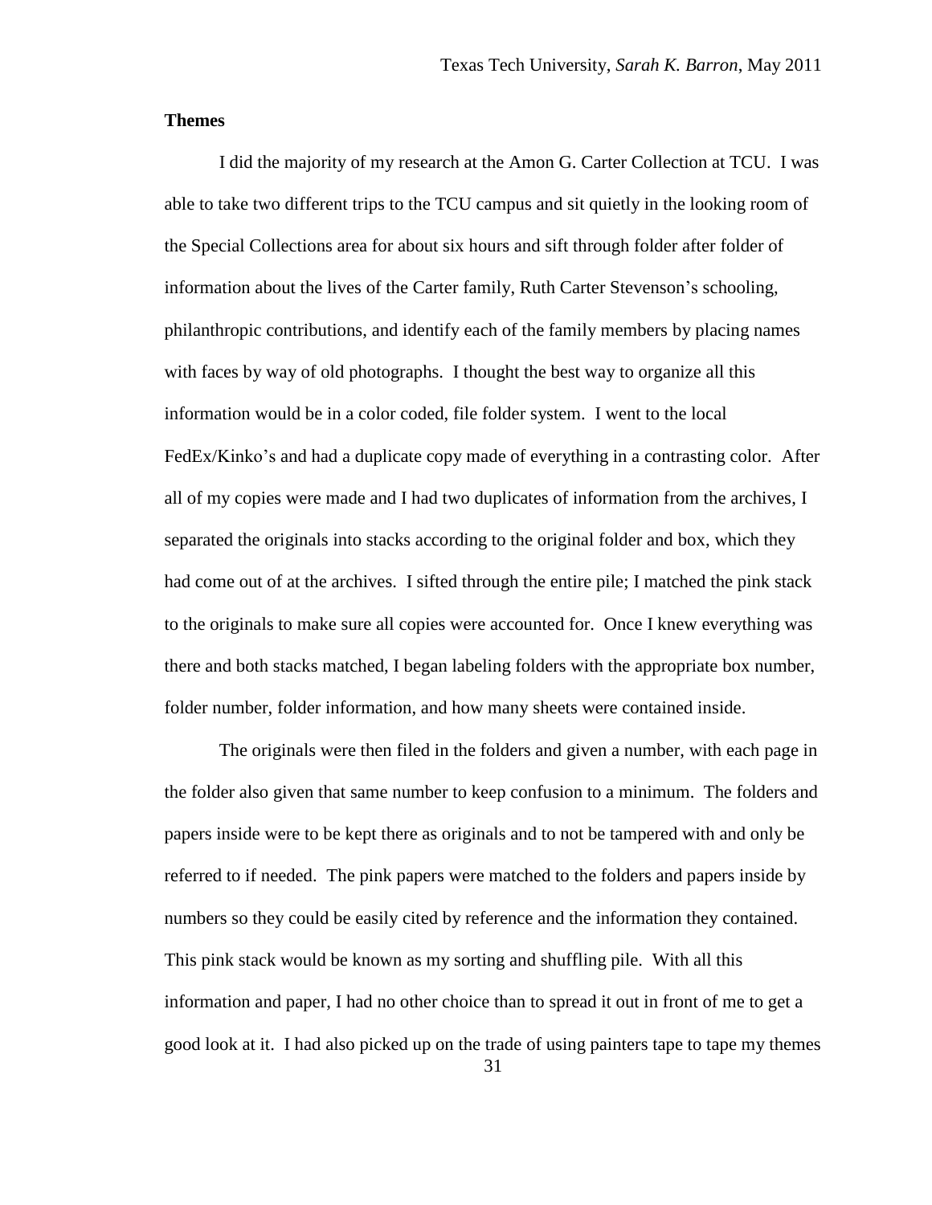**Themes**

I did the majority of my research at the Amon G. Carter Collection at TCU. I was able to take two different trips to the TCU campus and sit quietly in the looking room of the Special Collections area for about six hours and sift through folder after folder of information about the lives of the Carter family, Ruth Carter Stevenson's schooling, philanthropic contributions, and identify each of the family members by placing names with faces by way of old photographs. I thought the best way to organize all this information would be in a color coded, file folder system. I went to the local FedEx/Kinko's and had a duplicate copy made of everything in a contrasting color. After all of my copies were made and I had two duplicates of information from the archives, I separated the originals into stacks according to the original folder and box, which they had come out of at the archives. I sifted through the entire pile; I matched the pink stack to the originals to make sure all copies were accounted for. Once I knew everything was there and both stacks matched, I began labeling folders with the appropriate box number, folder number, folder information, and how many sheets were contained inside.

The originals were then filed in the folders and given a number, with each page in the folder also given that same number to keep confusion to a minimum. The folders and papers inside were to be kept there as originals and to not be tampered with and only be referred to if needed. The pink papers were matched to the folders and papers inside by numbers so they could be easily cited by reference and the information they contained. This pink stack would be known as my sorting and shuffling pile. With all this information and paper, I had no other choice than to spread it out in front of me to get a good look at it. I had also picked up on the trade of using painters tape to tape my themes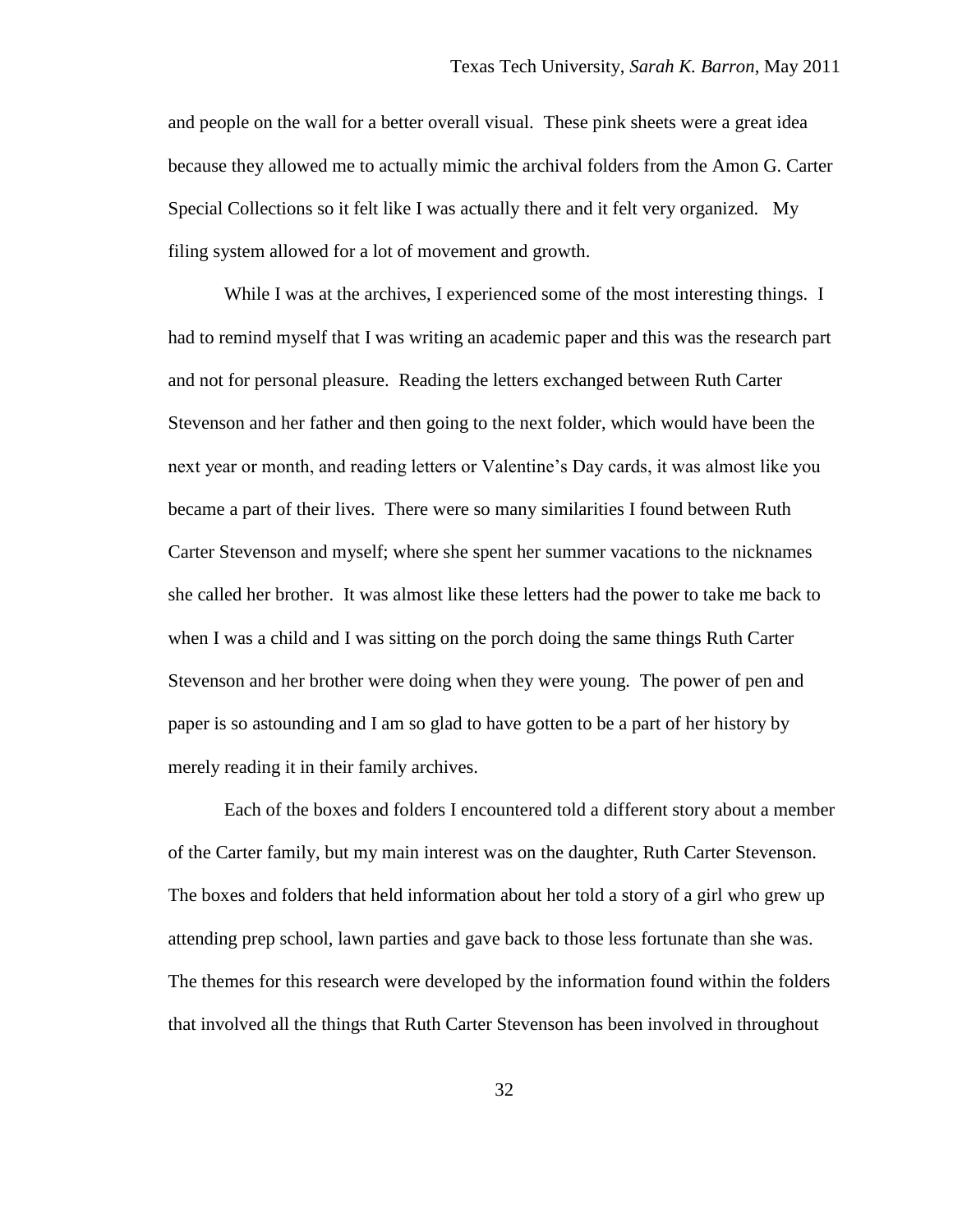and people on the wall for a better overall visual. These pink sheets were a great idea because they allowed me to actually mimic the archival folders from the Amon G. Carter Special Collections so it felt like I was actually there and it felt very organized. My filing system allowed for a lot of movement and growth.

While I was at the archives, I experienced some of the most interesting things. I had to remind myself that I was writing an academic paper and this was the research part and not for personal pleasure. Reading the letters exchanged between Ruth Carter Stevenson and her father and then going to the next folder, which would have been the next year or month, and reading letters or Valentine's Day cards, it was almost like you became a part of their lives. There were so many similarities I found between Ruth Carter Stevenson and myself; where she spent her summer vacations to the nicknames she called her brother. It was almost like these letters had the power to take me back to when I was a child and I was sitting on the porch doing the same things Ruth Carter Stevenson and her brother were doing when they were young. The power of pen and paper is so astounding and I am so glad to have gotten to be a part of her history by merely reading it in their family archives.

Each of the boxes and folders I encountered told a different story about a member of the Carter family, but my main interest was on the daughter, Ruth Carter Stevenson. The boxes and folders that held information about her told a story of a girl who grew up attending prep school, lawn parties and gave back to those less fortunate than she was. The themes for this research were developed by the information found within the folders that involved all the things that Ruth Carter Stevenson has been involved in throughout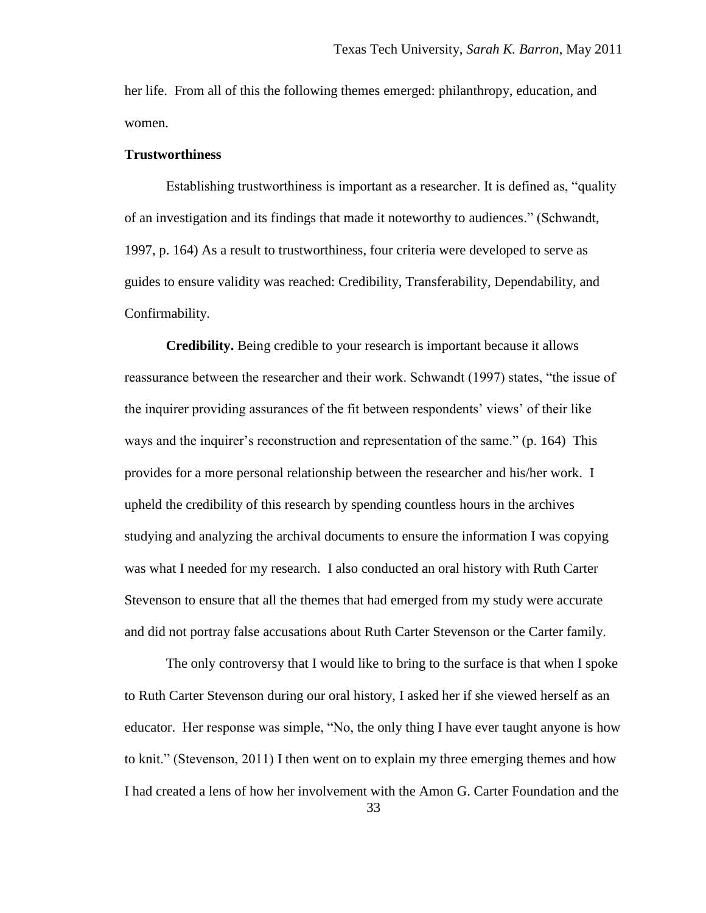her life. From all of this the following themes emerged: philanthropy, education, and women.

**Trustworthiness**

Establishing trustworthiness is important as a researcher. It is defined as, "quality of an investigation and its findings that made it noteworthy to audiences." (Schwandt, 1997, p. 164) As a result to trustworthiness, four criteria were developed to serve as guides to ensure validity was reached: Credibility, Transferability, Dependability, and Confirmability.

**Credibility.** Being credible to your research is important because it allows reassurance between the researcher and their work. Schwandt (1997) states, "the issue of the inquirer providing assurances of the fit between respondents' views' of their like ways and the inquirer's reconstruction and representation of the same." (p. 164) This provides for a more personal relationship between the researcher and his/her work. I upheld the credibility of this research by spending countless hours in the archives studying and analyzing the archival documents to ensure the information I was copying was what I needed for my research. I also conducted an oral history with Ruth Carter Stevenson to ensure that all the themes that had emerged from my study were accurate and did not portray false accusations about Ruth Carter Stevenson or the Carter family.

The only controversy that I would like to bring to the surface is that when I spoke to Ruth Carter Stevenson during our oral history, I asked her if she viewed herself as an educator. Her response was simple, "No, the only thing I have ever taught anyone is how to knit." (Stevenson, 2011) I then went on to explain my three emerging themes and how I had created a lens of how her involvement with the Amon G. Carter Foundation and the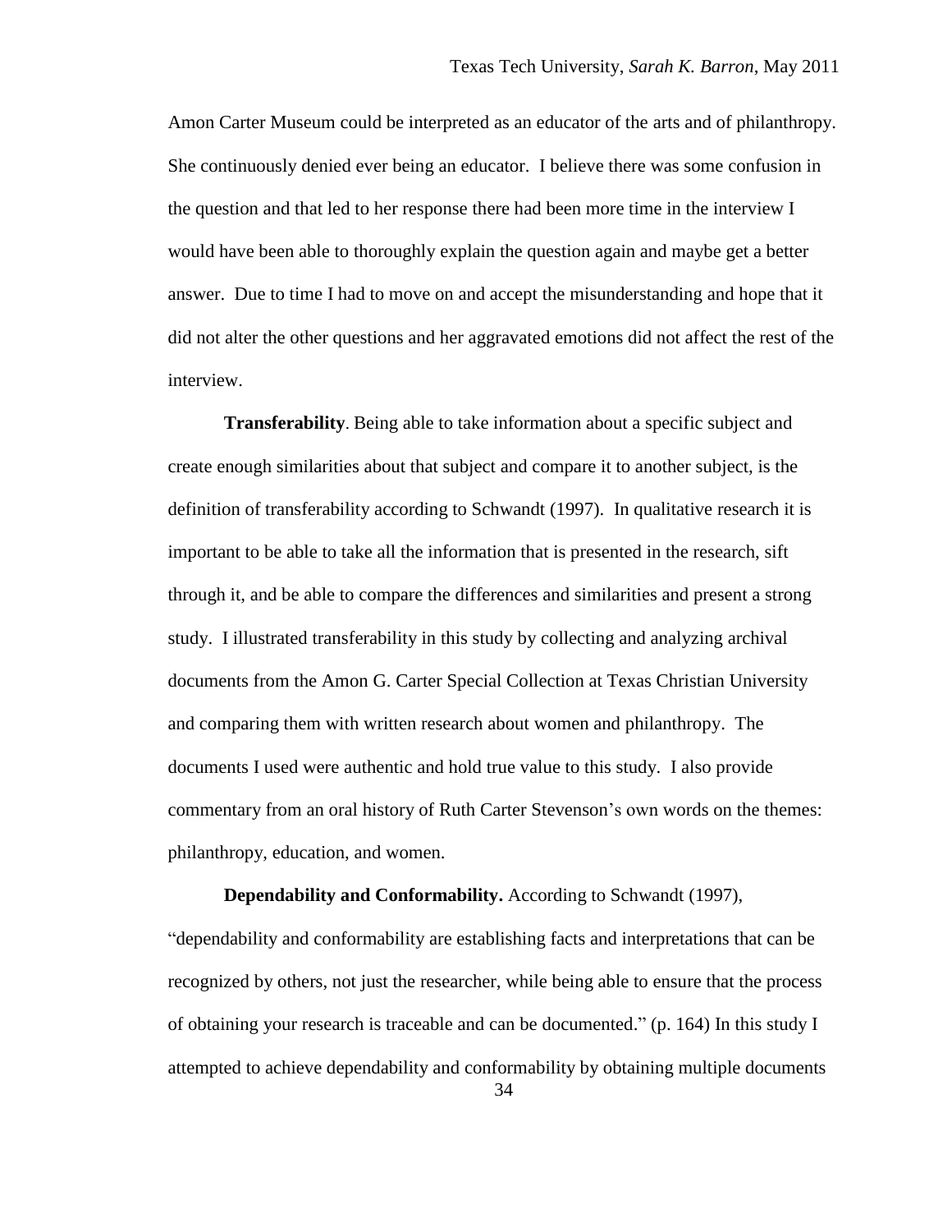Amon Carter Museum could be interpreted as an educator of the arts and of philanthropy. She continuously denied ever being an educator. I believe there was some confusion in the question and that led to her response there had been more time in the interview I would have been able to thoroughly explain the question again and maybe get a better answer. Due to time I had to move on and accept the misunderstanding and hope that it did not alter the other questions and her aggravated emotions did not affect the rest of the interview.

**Transferability**. Being able to take information about a specific subject and create enough similarities about that subject and compare it to another subject, is the definition of transferability according to Schwandt (1997). In qualitative research it is important to be able to take all the information that is presented in the research, sift through it, and be able to compare the differences and similarities and present a strong study. I illustrated transferability in this study by collecting and analyzing archival documents from the Amon G. Carter Special Collection at Texas Christian University and comparing them with written research about women and philanthropy. The documents I used were authentic and hold true value to this study. I also provide commentary from an oral history of Ruth Carter Stevenson's own words on the themes: philanthropy, education, and women.

**Dependability and Conformability.** According to Schwandt (1997), "dependability and conformability are establishing facts and interpretations that can be recognized by others, not just the researcher, while being able to ensure that the process of obtaining your research is traceable and can be documented." (p. 164) In this study I attempted to achieve dependability and conformability by obtaining multiple documents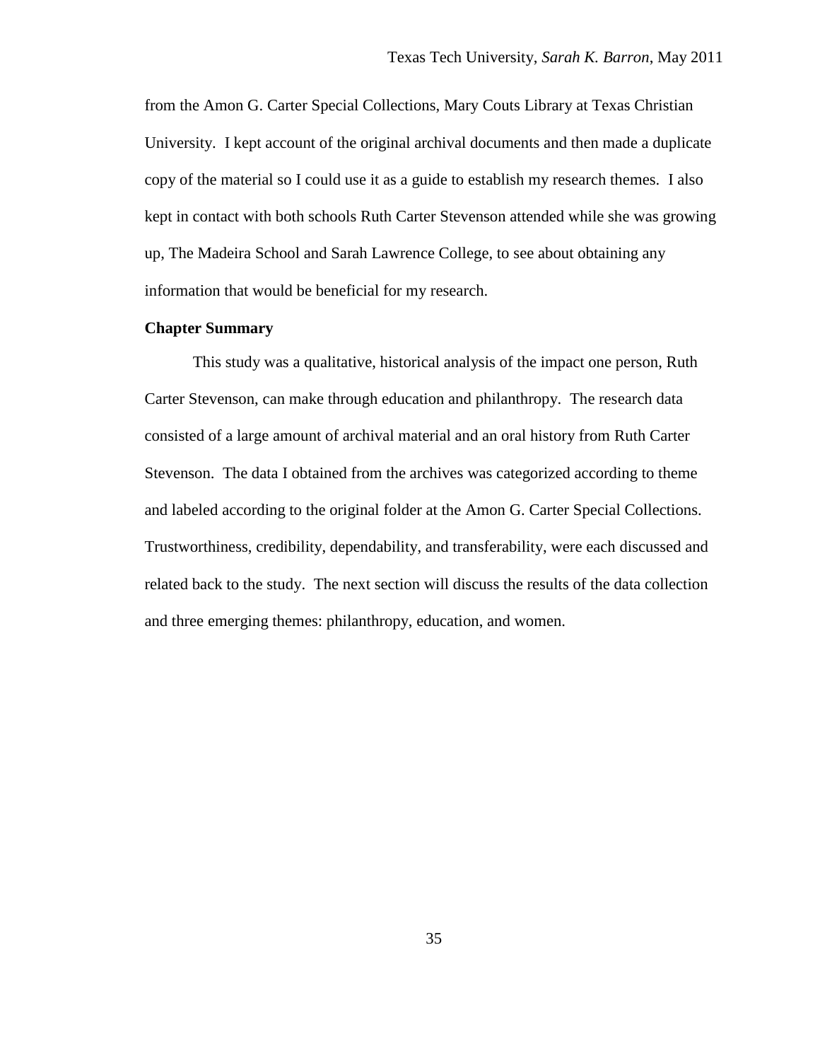from the Amon G. Carter Special Collections, Mary Couts Library at Texas Christian University. I kept account of the original archival documents and then made a duplicate copy of the material so I could use it as a guide to establish my research themes. I also kept in contact with both schools Ruth Carter Stevenson attended while she was growing up, The Madeira School and Sarah Lawrence College, to see about obtaining any information that would be beneficial for my research.

**Chapter Summary**

This study was a qualitative, historical analysis of the impact one person, Ruth Carter Stevenson, can make through education and philanthropy. The research data consisted of a large amount of archival material and an oral history from Ruth Carter Stevenson. The data I obtained from the archives was categorized according to theme and labeled according to the original folder at the Amon G. Carter Special Collections. Trustworthiness, credibility, dependability, and transferability, were each discussed and related back to the study. The next section will discuss the results of the data collection and three emerging themes: philanthropy, education, and women.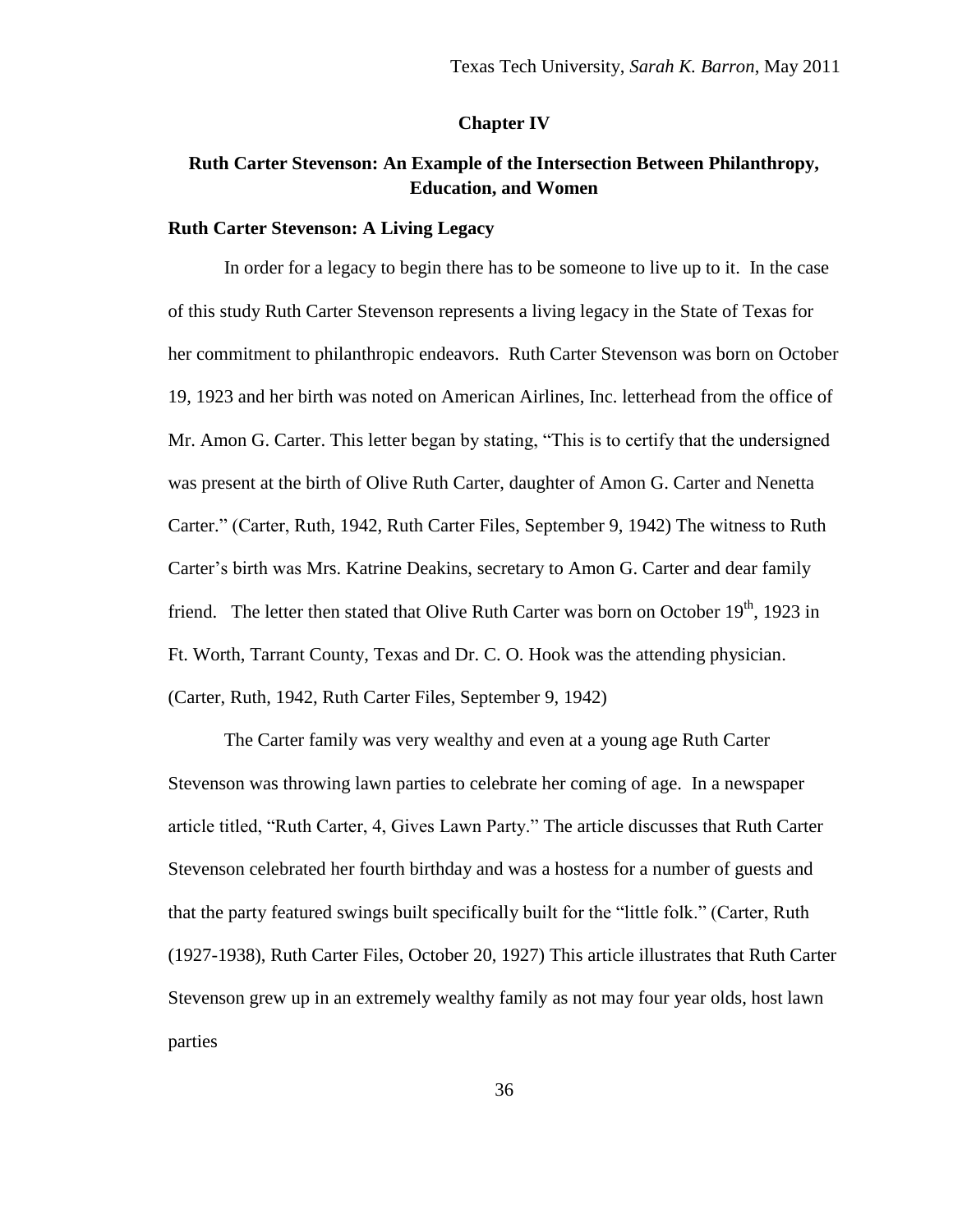## Chapter IV

## Ruth Carter Stevenson: An Example of the Intersection Between Philanthropy, Education, and Women

### Ruth Carter Stevenson: A Living Legacy

In order for a legacy to begin there has to be someone to live up to it. In the case of this study Ruth Carter Stevenson represents a living legacy in the State of Texas for her commitment to philanthropic endeavors. Ruth Carter Stevenson was born on October 19, 1923 and her birth was noted on American Airlines, Inc. letterhead from the office of Mr. Amon G. Carter. This letter began by stating, "This is to certify that the undersigned was present at the birth of Olive Ruth Carter, daughter of Amon G. Carter and Nenetta Carter." (Carter, Ruth, 1942, Ruth Carter Files, September 9, 1942) The witness to Ruth Carter's birth was Mrs. Katrine Deakins, secretary to Amon G. Carter and dear family friend. The letter then stated that Olive Ruth Carter was born on October 19th, 1923 in Ft. Worth, Tarrant County, Texas and Dr. C. O. Hook was the attending physician. (Carter, Ruth, 1942, Ruth Carter Files, September 9, 1942)

The Carter family was very wealthy and even at a young age Ruth Carter Stevenson was throwing lawn parties to celebrate her coming of age. In a newspaper article titled, "Ruth Carter, 4, Gives Lawn Party." The article discusses that Ruth Carter Stevenson celebrated her fourth birthday and was a hostess for a number of guests and that the party featured swings built specifically built for the "little folk." (Carter, Ruth (1927-1938), Ruth Carter Files, October 20, 1927) This article illustrates that Ruth Carter Stevenson grew up in an extremely wealthy family as not may four year olds, host lawn parties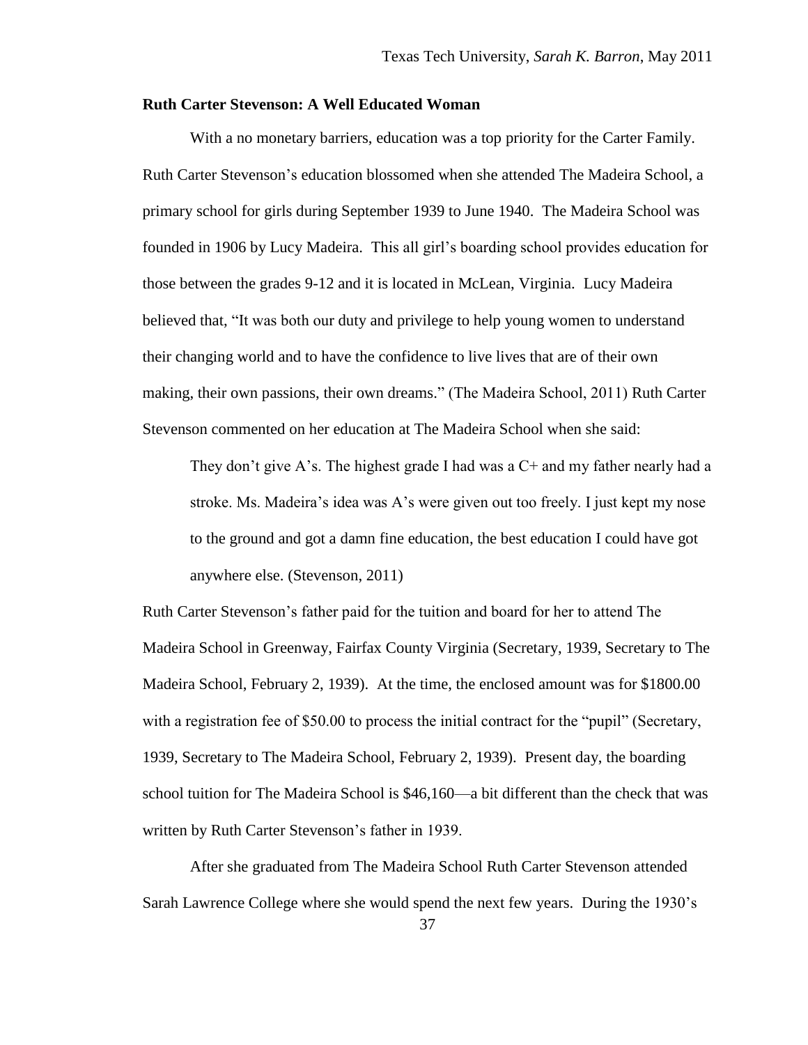**Ruth Carter Stevenson: A Well Educated Woman**

With a no monetary barriers, education was a top priority for the Carter Family. Ruth Carter Stevenson's education blossomed when she attended The Madeira School, a primary school for girls during September 1939 to June 1940. The Madeira School was founded in 1906 by Lucy Madeira. This all girl's boarding school provides education for those between the grades 9-12 and it is located in McLean, Virginia. Lucy Madeira believed that, "It was both our duty and privilege to help young women to understand their changing world and to have the confidence to live lives that are of their own making, their own passions, their own dreams." (The Madeira School, 2011) Ruth Carter Stevenson commented on her education at The Madeira School when she said:

> They don't give A's. The highest grade I had was a C+ and my father nearly had a stroke. Ms. Madeira's idea was A's were given out too freely. I just kept my nose to the ground and got a damn fine education, the best education I could have got anywhere else. (Stevenson, 2011)

Ruth Carter Stevenson's father paid for the tuition and board for her to attend The Madeira School in Greenway, Fairfax County Virginia (Secretary, 1939, Secretary to The Madeira School, February 2, 1939). At the time, the enclosed amount was for $1800.00 with a registration fee of $50.00 to process the initial contract for the "pupil" (Secretary, 1939, Secretary to The Madeira School, February 2, 1939). Present day, the boarding school tuition for The Madeira School is $46,160—a bit different than the check that was written by Ruth Carter Stevenson's father in 1939.

After she graduated from The Madeira School Ruth Carter Stevenson attended Sarah Lawrence College where she would spend the next few years. During the 1930's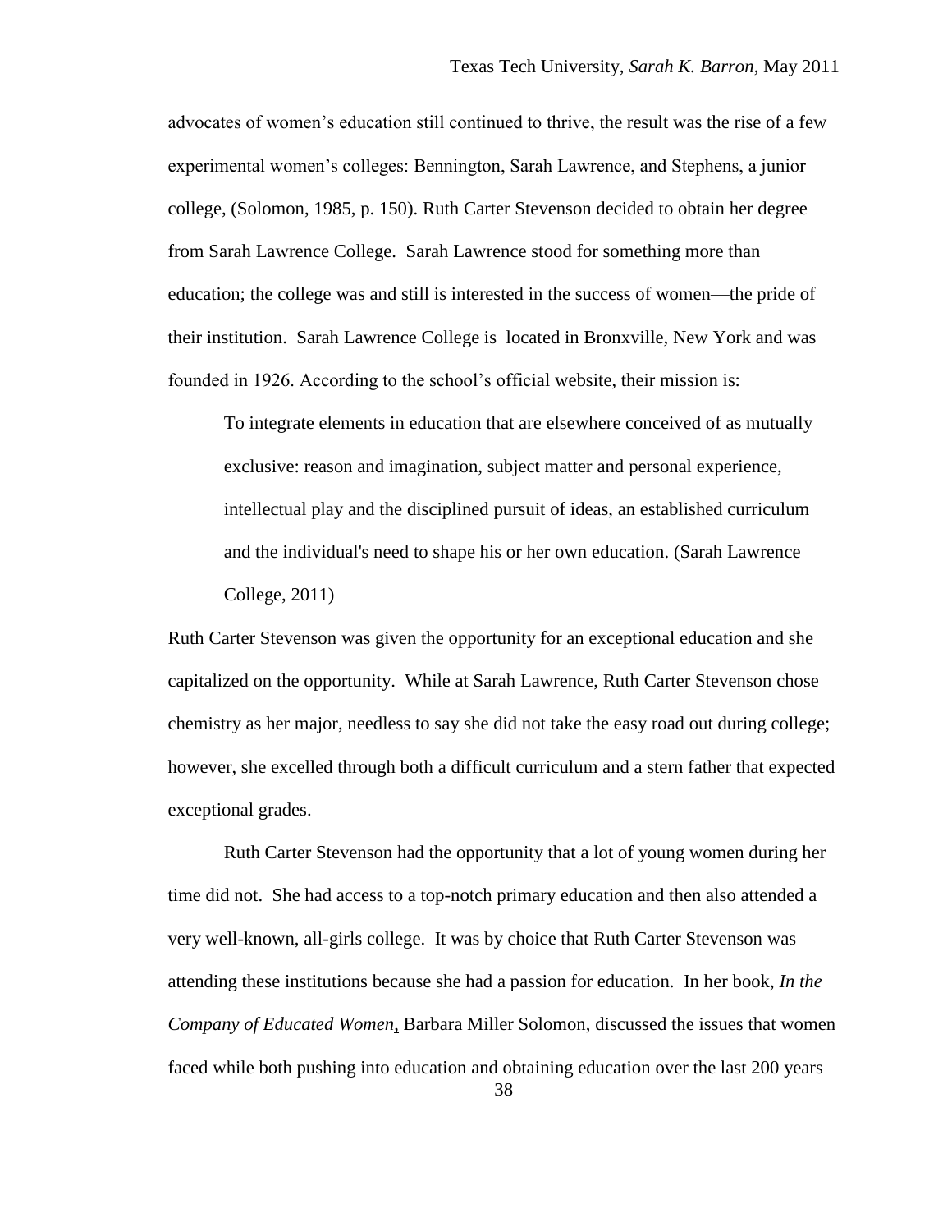advocates of women's education still continued to thrive, the result was the rise of a few experimental women's colleges: Bennington, Sarah Lawrence, and Stephens, a junior college, (Solomon, 1985, p. 150). Ruth Carter Stevenson decided to obtain her degree from Sarah Lawrence College. Sarah Lawrence stood for something more than education; the college was and still is interested in the success of women—the pride of their institution. Sarah Lawrence College is located in Bronxville, New York and was founded in 1926. According to the school's official website, their mission is:

> To integrate elements in education that are elsewhere conceived of as mutually exclusive: reason and imagination, subject matter and personal experience, intellectual play and the disciplined pursuit of ideas, an established curriculum and the individual's need to shape his or her own education. (Sarah Lawrence College, 2011)

Ruth Carter Stevenson was given the opportunity for an exceptional education and she capitalized on the opportunity. While at Sarah Lawrence, Ruth Carter Stevenson chose chemistry as her major, needless to say she did not take the easy road out during college; however, she excelled through both a difficult curriculum and a stern father that expected exceptional grades.

Ruth Carter Stevenson had the opportunity that a lot of young women during her time did not. She had access to a top-notch primary education and then also attended a very well-known, all-girls college. It was by choice that Ruth Carter Stevenson was attending these institutions because she had a passion for education. In her book, *In the Company of Educated Women*, Barbara Miller Solomon, discussed the issues that women faced while both pushing into education and obtaining education over the last 200 years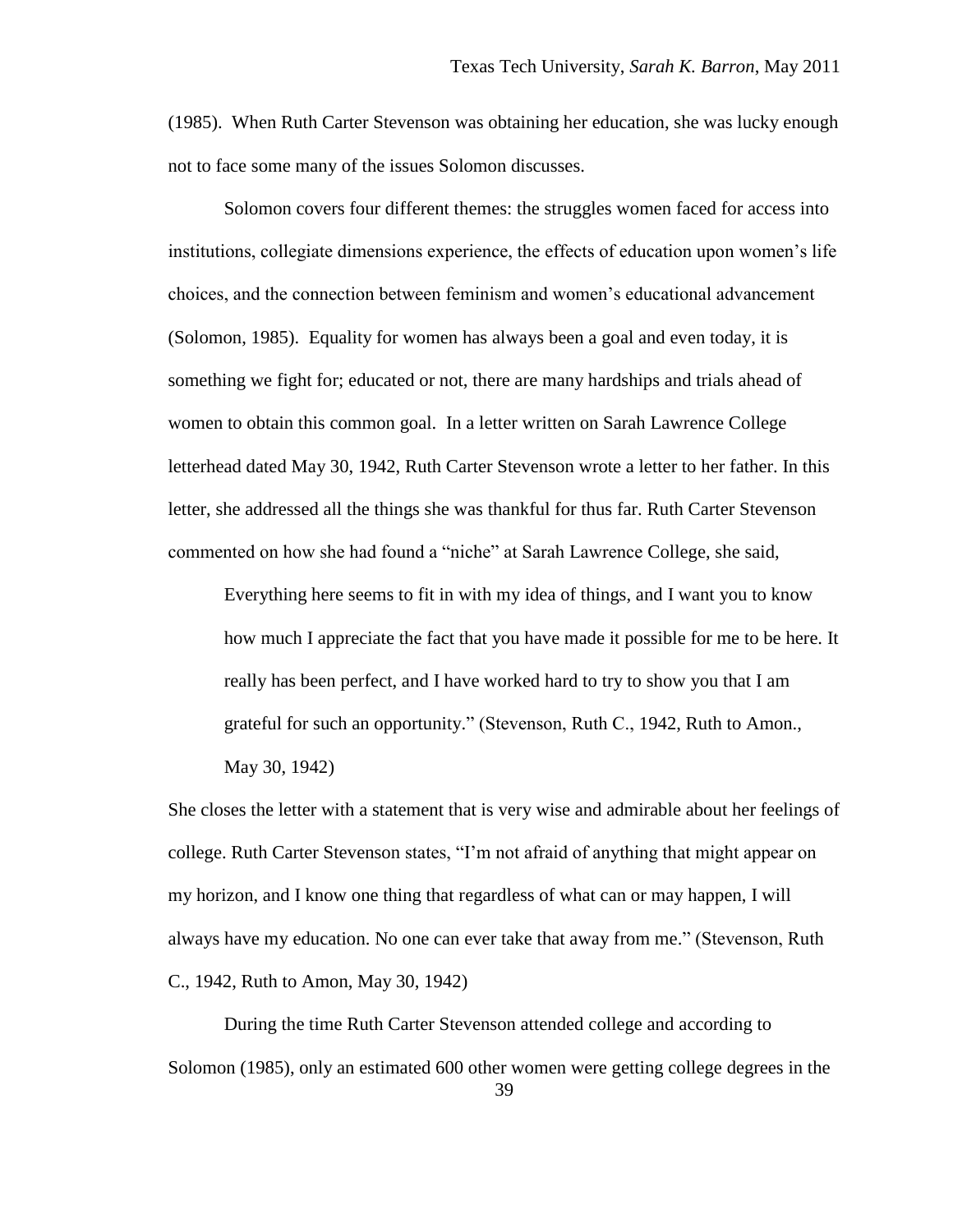(1985). When Ruth Carter Stevenson was obtaining her education, she was lucky enough not to face some many of the issues Solomon discusses.

Solomon covers four different themes: the struggles women faced for access into institutions, collegiate dimensions experience, the effects of education upon women's life choices, and the connection between feminism and women's educational advancement (Solomon, 1985). Equality for women has always been a goal and even today, it is something we fight for; educated or not, there are many hardships and trials ahead of women to obtain this common goal. In a letter written on Sarah Lawrence College letterhead dated May 30, 1942, Ruth Carter Stevenson wrote a letter to her father. In this letter, she addressed all the things she was thankful for thus far. Ruth Carter Stevenson commented on how she had found a "niche" at Sarah Lawrence College, she said,

> Everything here seems to fit in with my idea of things, and I want you to know how much I appreciate the fact that you have made it possible for me to be here. It really has been perfect, and I have worked hard to try to show you that I am grateful for such an opportunity." (Stevenson, Ruth C., 1942, Ruth to Amon., May 30, 1942)

She closes the letter with a statement that is very wise and admirable about her feelings of college. Ruth Carter Stevenson states, "I'm not afraid of anything that might appear on my horizon, and I know one thing that regardless of what can or may happen, I will always have my education. No one can ever take that away from me." (Stevenson, Ruth C., 1942, Ruth to Amon, May 30, 1942)

During the time Ruth Carter Stevenson attended college and according to Solomon (1985), only an estimated 600 other women were getting college degrees in the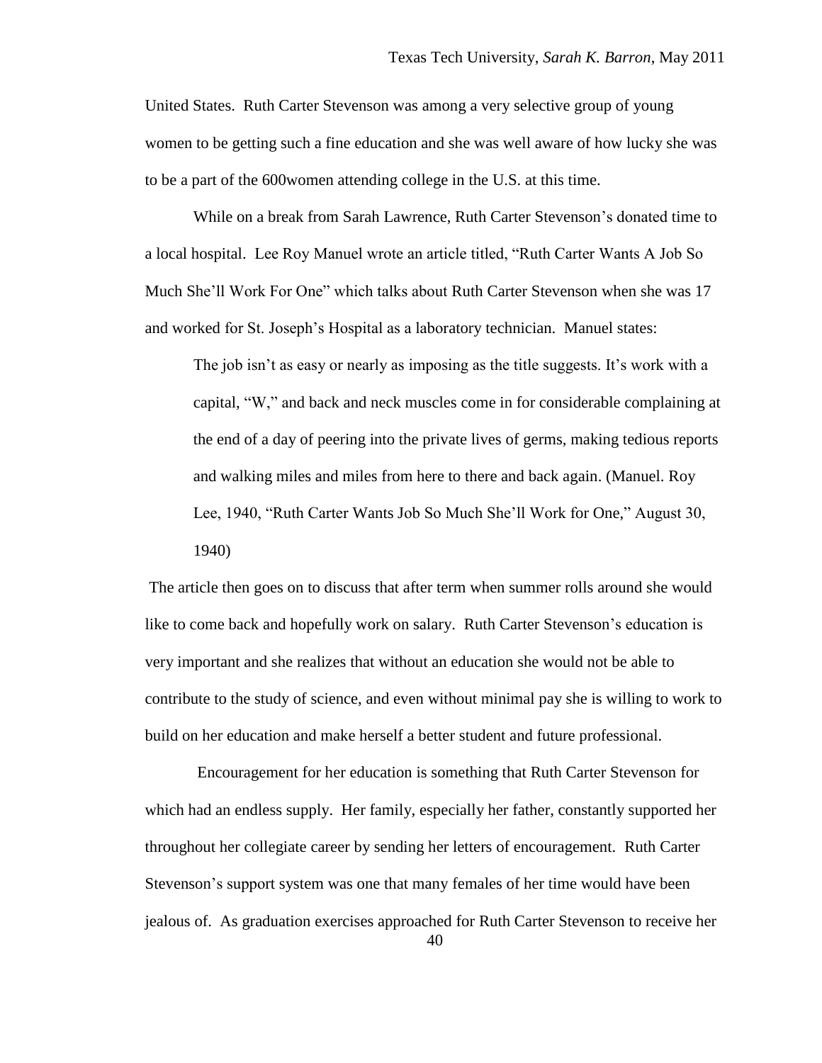United States. Ruth Carter Stevenson was among a very selective group of young women to be getting such a fine education and she was well aware of how lucky she was to be a part of the 600women attending college in the U.S. at this time.

While on a break from Sarah Lawrence, Ruth Carter Stevenson's donated time to a local hospital. Lee Roy Manuel wrote an article titled, "Ruth Carter Wants A Job So Much She'll Work For One" which talks about Ruth Carter Stevenson when she was 17 and worked for St. Joseph's Hospital as a laboratory technician. Manuel states:

> The job isn't as easy or nearly as imposing as the title suggests. It's work with a capital, "W," and back and neck muscles come in for considerable complaining at the end of a day of peering into the private lives of germs, making tedious reports and walking miles and miles from here to there and back again. (Manuel. Roy Lee, 1940, "Ruth Carter Wants Job So Much She'll Work for One," August 30, 1940)

The article then goes on to discuss that after term when summer rolls around she would like to come back and hopefully work on salary. Ruth Carter Stevenson's education is very important and she realizes that without an education she would not be able to contribute to the study of science, and even without minimal pay she is willing to work to build on her education and make herself a better student and future professional.

Encouragement for her education is something that Ruth Carter Stevenson for which had an endless supply. Her family, especially her father, constantly supported her throughout her collegiate career by sending her letters of encouragement. Ruth Carter Stevenson's support system was one that many females of her time would have been jealous of. As graduation exercises approached for Ruth Carter Stevenson to receive her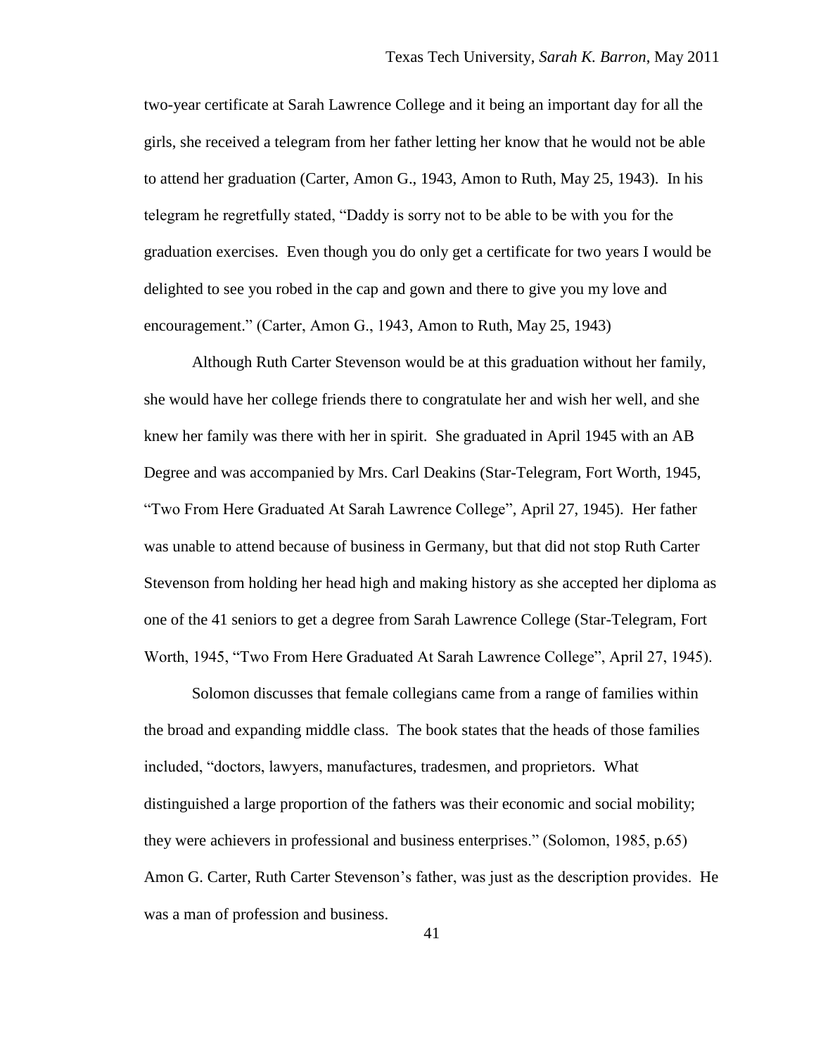two-year certificate at Sarah Lawrence College and it being an important day for all the girls, she received a telegram from her father letting her know that he would not be able to attend her graduation (Carter, Amon G., 1943, Amon to Ruth, May 25, 1943). In his telegram he regretfully stated, "Daddy is sorry not to be able to be with you for the graduation exercises. Even though you do only get a certificate for two years I would be delighted to see you robed in the cap and gown and there to give you my love and encouragement." (Carter, Amon G., 1943, Amon to Ruth, May 25, 1943)

Although Ruth Carter Stevenson would be at this graduation without her family, she would have her college friends there to congratulate her and wish her well, and she knew her family was there with her in spirit. She graduated in April 1945 with an AB Degree and was accompanied by Mrs. Carl Deakins (Star-Telegram, Fort Worth, 1945, "Two From Here Graduated At Sarah Lawrence College", April 27, 1945). Her father was unable to attend because of business in Germany, but that did not stop Ruth Carter Stevenson from holding her head high and making history as she accepted her diploma as one of the 41 seniors to get a degree from Sarah Lawrence College (Star-Telegram, Fort Worth, 1945, "Two From Here Graduated At Sarah Lawrence College", April 27, 1945).

Solomon discusses that female collegians came from a range of families within the broad and expanding middle class. The book states that the heads of those families included, "doctors, lawyers, manufactures, tradesmen, and proprietors. What distinguished a large proportion of the fathers was their economic and social mobility; they were achievers in professional and business enterprises." (Solomon, 1985, p.65) Amon G. Carter, Ruth Carter Stevenson's father, was just as the description provides. He was a man of profession and business.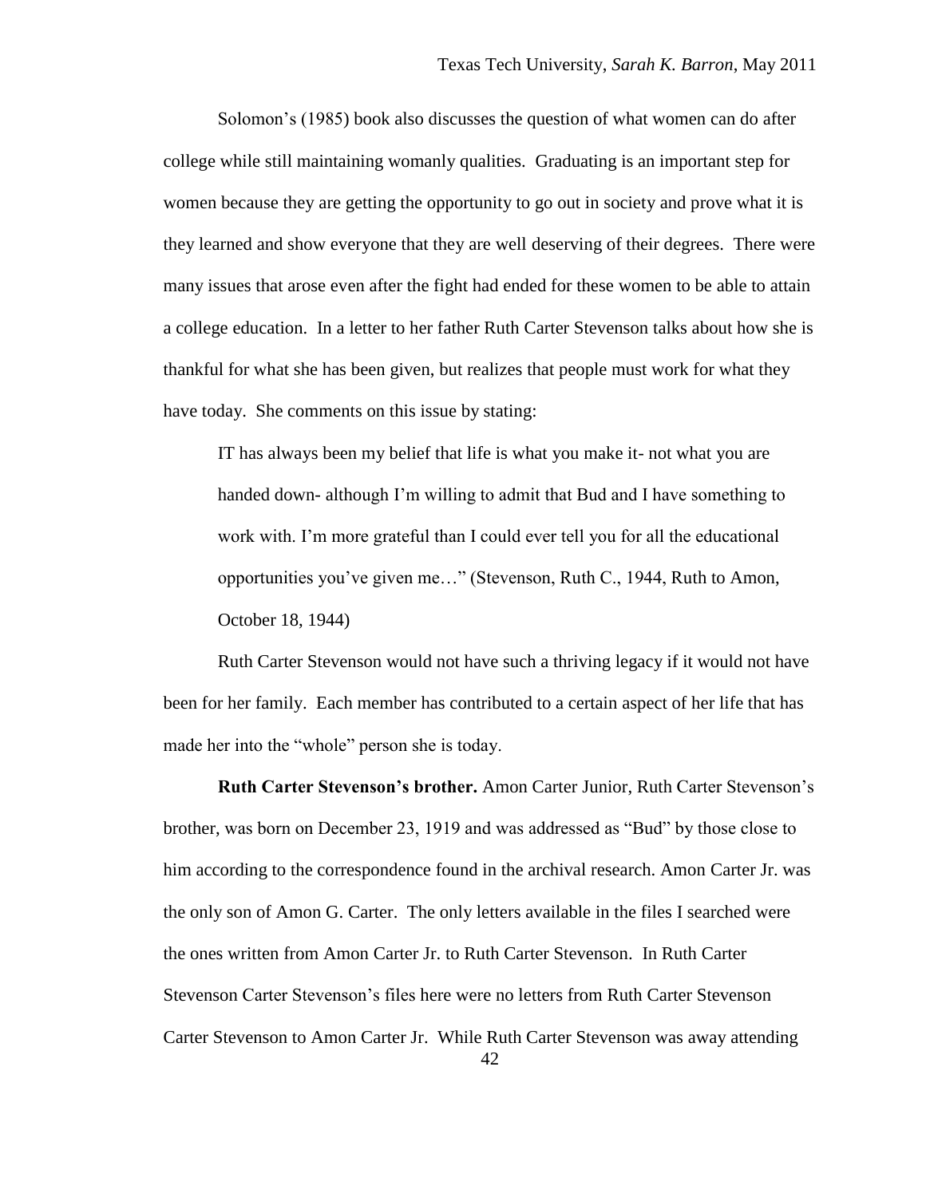Solomon's (1985) book also discusses the question of what women can do after college while still maintaining womanly qualities. Graduating is an important step for women because they are getting the opportunity to go out in society and prove what it is they learned and show everyone that they are well deserving of their degrees. There were many issues that arose even after the fight had ended for these women to be able to attain a college education. In a letter to her father Ruth Carter Stevenson talks about how she is thankful for what she has been given, but realizes that people must work for what they have today. She comments on this issue by stating:

> IT has always been my belief that life is what you make it- not what you are handed down- although I'm willing to admit that Bud and I have something to work with. I'm more grateful than I could ever tell you for all the educational opportunities you've given me…" (Stevenson, Ruth C., 1944, Ruth to Amon, October 18, 1944)

Ruth Carter Stevenson would not have such a thriving legacy if it would not have been for her family. Each member has contributed to a certain aspect of her life that has made her into the "whole" person she is today.

**Ruth Carter Stevenson's brother.** Amon Carter Junior, Ruth Carter Stevenson's brother, was born on December 23, 1919 and was addressed as "Bud" by those close to him according to the correspondence found in the archival research. Amon Carter Jr. was the only son of Amon G. Carter. The only letters available in the files I searched were the ones written from Amon Carter Jr. to Ruth Carter Stevenson. In Ruth Carter Stevenson Carter Stevenson's files here were no letters from Ruth Carter Stevenson Carter Stevenson to Amon Carter Jr. While Ruth Carter Stevenson was away attending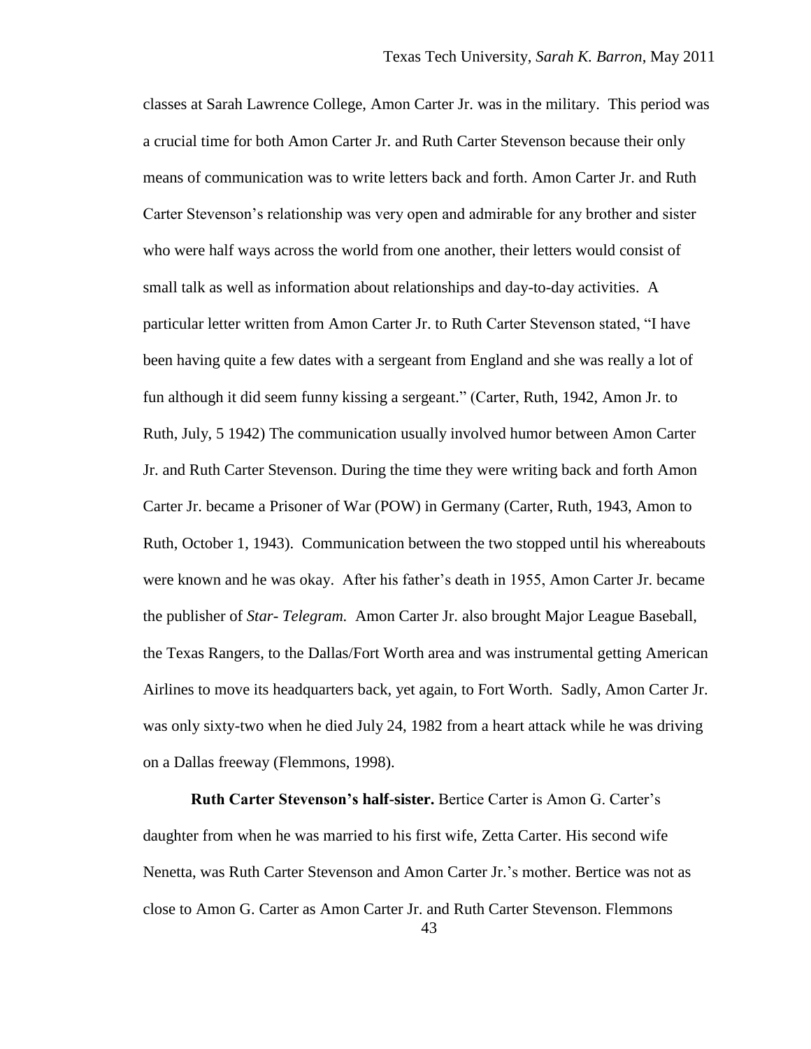classes at Sarah Lawrence College, Amon Carter Jr. was in the military. This period was a crucial time for both Amon Carter Jr. and Ruth Carter Stevenson because their only means of communication was to write letters back and forth. Amon Carter Jr. and Ruth Carter Stevenson's relationship was very open and admirable for any brother and sister who were half ways across the world from one another, their letters would consist of small talk as well as information about relationships and day-to-day activities. A particular letter written from Amon Carter Jr. to Ruth Carter Stevenson stated, "I have been having quite a few dates with a sergeant from England and she was really a lot of fun although it did seem funny kissing a sergeant." (Carter, Ruth, 1942, Amon Jr. to Ruth, July, 5 1942) The communication usually involved humor between Amon Carter Jr. and Ruth Carter Stevenson. During the time they were writing back and forth Amon Carter Jr. became a Prisoner of War (POW) in Germany (Carter, Ruth, 1943, Amon to Ruth, October 1, 1943). Communication between the two stopped until his whereabouts were known and he was okay. After his father's death in 1955, Amon Carter Jr. became the publisher of *Star- Telegram.* Amon Carter Jr. also brought Major League Baseball, the Texas Rangers, to the Dallas/Fort Worth area and was instrumental getting American Airlines to move its headquarters back, yet again, to Fort Worth. Sadly, Amon Carter Jr. was only sixty-two when he died July 24, 1982 from a heart attack while he was driving on a Dallas freeway (Flemmons, 1998).

**Ruth Carter Stevenson's half-sister.** Bertice Carter is Amon G. Carter's daughter from when he was married to his first wife, Zetta Carter. His second wife Nenetta, was Ruth Carter Stevenson and Amon Carter Jr.'s mother. Bertice was not as close to Amon G. Carter as Amon Carter Jr. and Ruth Carter Stevenson. Flemmons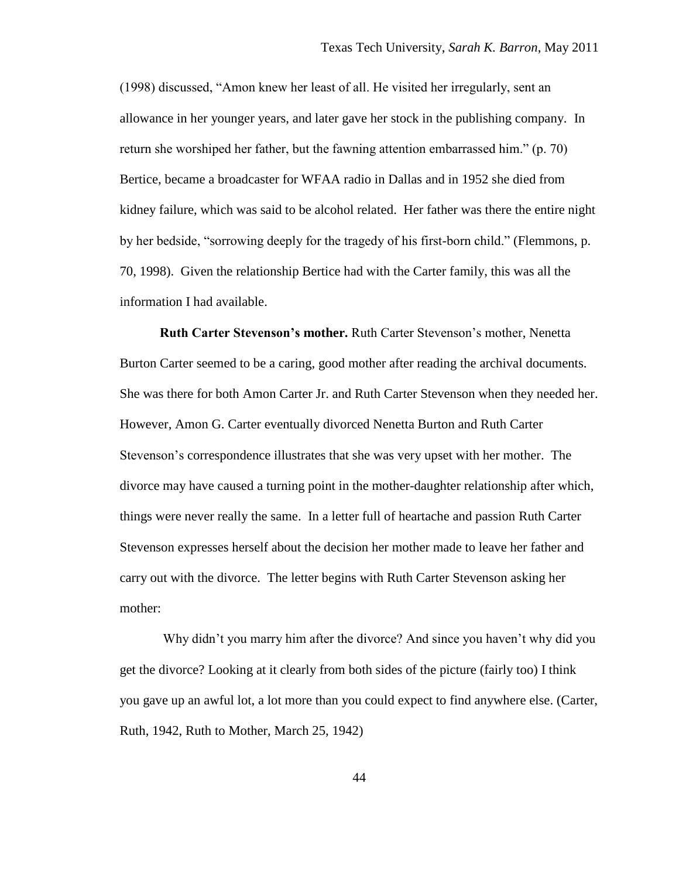(1998) discussed, "Amon knew her least of all. He visited her irregularly, sent an allowance in her younger years, and later gave her stock in the publishing company. In return she worshiped her father, but the fawning attention embarrassed him." (p. 70) Bertice, became a broadcaster for WFAA radio in Dallas and in 1952 she died from kidney failure, which was said to be alcohol related. Her father was there the entire night by her bedside, "sorrowing deeply for the tragedy of his first-born child." (Flemmons, p. 70, 1998). Given the relationship Bertice had with the Carter family, this was all the information I had available.

**Ruth Carter Stevenson's mother.** Ruth Carter Stevenson's mother, Nenetta Burton Carter seemed to be a caring, good mother after reading the archival documents. She was there for both Amon Carter Jr. and Ruth Carter Stevenson when they needed her. However, Amon G. Carter eventually divorced Nenetta Burton and Ruth Carter Stevenson's correspondence illustrates that she was very upset with her mother. The divorce may have caused a turning point in the mother-daughter relationship after which, things were never really the same. In a letter full of heartache and passion Ruth Carter Stevenson expresses herself about the decision her mother made to leave her father and carry out with the divorce. The letter begins with Ruth Carter Stevenson asking her mother:

> Why didn't you marry him after the divorce? And since you haven't why did you get the divorce? Looking at it clearly from both sides of the picture (fairly too) I think you gave up an awful lot, a lot more than you could expect to find anywhere else. (Carter, Ruth, 1942, Ruth to Mother, March 25, 1942)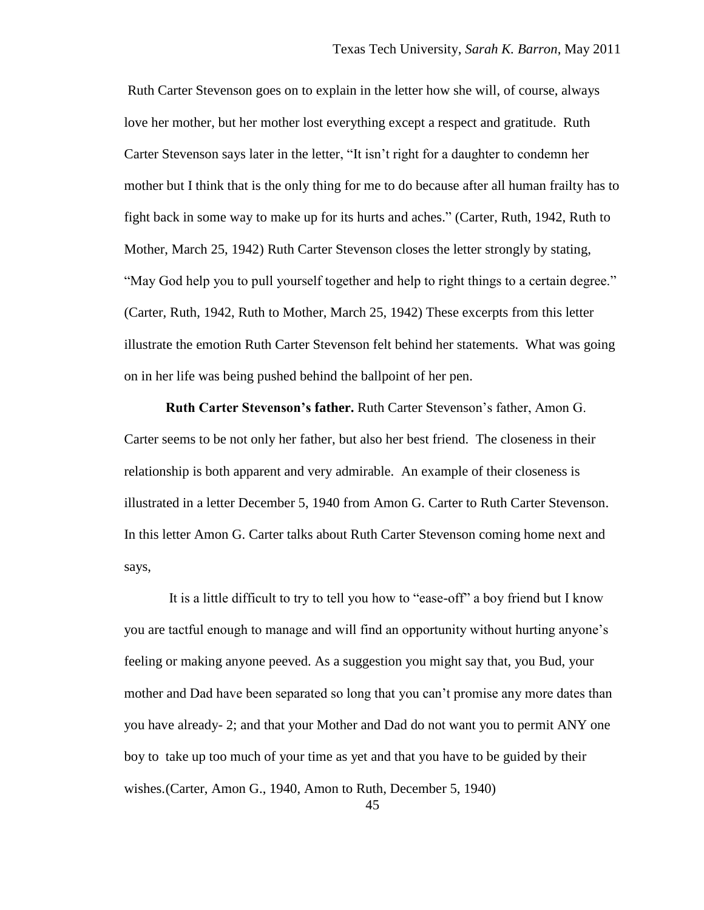Ruth Carter Stevenson goes on to explain in the letter how she will, of course, always love her mother, but her mother lost everything except a respect and gratitude. Ruth Carter Stevenson says later in the letter, "It isn't right for a daughter to condemn her mother but I think that is the only thing for me to do because after all human frailty has to fight back in some way to make up for its hurts and aches." (Carter, Ruth, 1942, Ruth to Mother, March 25, 1942) Ruth Carter Stevenson closes the letter strongly by stating, "May God help you to pull yourself together and help to right things to a certain degree." (Carter, Ruth, 1942, Ruth to Mother, March 25, 1942) These excerpts from this letter illustrate the emotion Ruth Carter Stevenson felt behind her statements. What was going on in her life was being pushed behind the ballpoint of her pen.

**Ruth Carter Stevenson's father.** Ruth Carter Stevenson's father, Amon G. Carter seems to be not only her father, but also her best friend. The closeness in their relationship is both apparent and very admirable. An example of their closeness is illustrated in a letter December 5, 1940 from Amon G. Carter to Ruth Carter Stevenson. In this letter Amon G. Carter talks about Ruth Carter Stevenson coming home next and says,

> It is a little difficult to try to tell you how to "ease-off" a boy friend but I know you are tactful enough to manage and will find an opportunity without hurting anyone's feeling or making anyone peeved. As a suggestion you might say that, you Bud, your mother and Dad have been separated so long that you can't promise any more dates than you have already- 2; and that your Mother and Dad do not want you to permit ANY one boy to take up too much of your time as yet and that you have to be guided by their wishes.(Carter, Amon G., 1940, Amon to Ruth, December 5, 1940)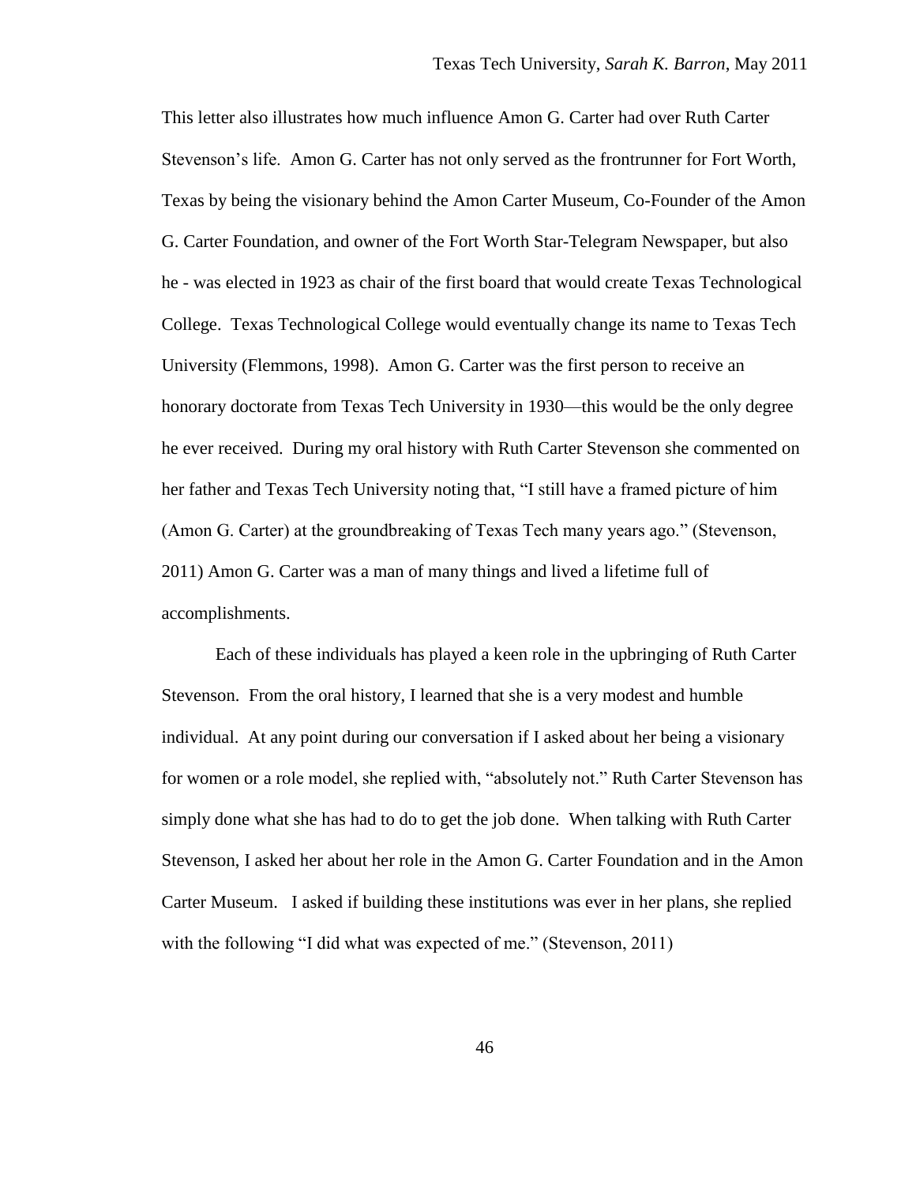This letter also illustrates how much influence Amon G. Carter had over Ruth Carter Stevenson's life. Amon G. Carter has not only served as the frontrunner for Fort Worth, Texas by being the visionary behind the Amon Carter Museum, Co-Founder of the Amon G. Carter Foundation, and owner of the Fort Worth Star-Telegram Newspaper, but also he - was elected in 1923 as chair of the first board that would create Texas Technological College. Texas Technological College would eventually change its name to Texas Tech University (Flemmons, 1998). Amon G. Carter was the first person to receive an honorary doctorate from Texas Tech University in 1930—this would be the only degree he ever received. During my oral history with Ruth Carter Stevenson she commented on her father and Texas Tech University noting that, "I still have a framed picture of him (Amon G. Carter) at the groundbreaking of Texas Tech many years ago." (Stevenson, 2011) Amon G. Carter was a man of many things and lived a lifetime full of accomplishments.

Each of these individuals has played a keen role in the upbringing of Ruth Carter Stevenson. From the oral history, I learned that she is a very modest and humble individual. At any point during our conversation if I asked about her being a visionary for women or a role model, she replied with, "absolutely not." Ruth Carter Stevenson has simply done what she has had to do to get the job done. When talking with Ruth Carter Stevenson, I asked her about her role in the Amon G. Carter Foundation and in the Amon Carter Museum. I asked if building these institutions was ever in her plans, she replied with the following "I did what was expected of me." (Stevenson, 2011)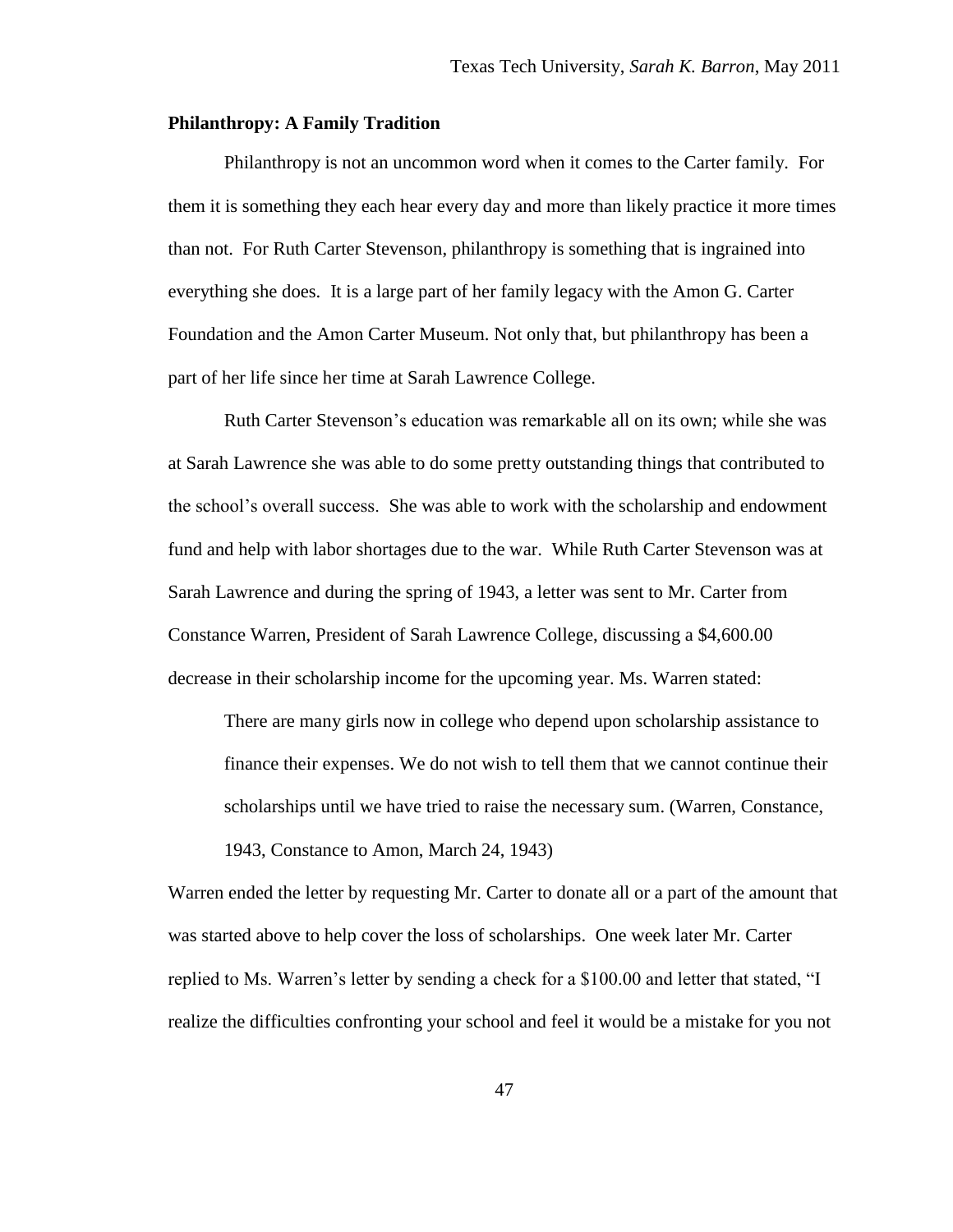**Philanthropy: A Family Tradition**

Philanthropy is not an uncommon word when it comes to the Carter family. For them it is something they each hear every day and more than likely practice it more times than not. For Ruth Carter Stevenson, philanthropy is something that is ingrained into everything she does. It is a large part of her family legacy with the Amon G. Carter Foundation and the Amon Carter Museum. Not only that, but philanthropy has been a part of her life since her time at Sarah Lawrence College.

Ruth Carter Stevenson's education was remarkable all on its own; while she was at Sarah Lawrence she was able to do some pretty outstanding things that contributed to the school's overall success. She was able to work with the scholarship and endowment fund and help with labor shortages due to the war. While Ruth Carter Stevenson was at Sarah Lawrence and during the spring of 1943, a letter was sent to Mr. Carter from Constance Warren, President of Sarah Lawrence College, discussing a $4,600.00 decrease in their scholarship income for the upcoming year. Ms. Warren stated:

> There are many girls now in college who depend upon scholarship assistance to finance their expenses. We do not wish to tell them that we cannot continue their scholarships until we have tried to raise the necessary sum. (Warren, Constance, 1943, Constance to Amon, March 24, 1943)

Warren ended the letter by requesting Mr. Carter to donate all or a part of the amount that was started above to help cover the loss of scholarships. One week later Mr. Carter replied to Ms. Warren's letter by sending a check for a $100.00 and letter that stated, "I realize the difficulties confronting your school and feel it would be a mistake for you not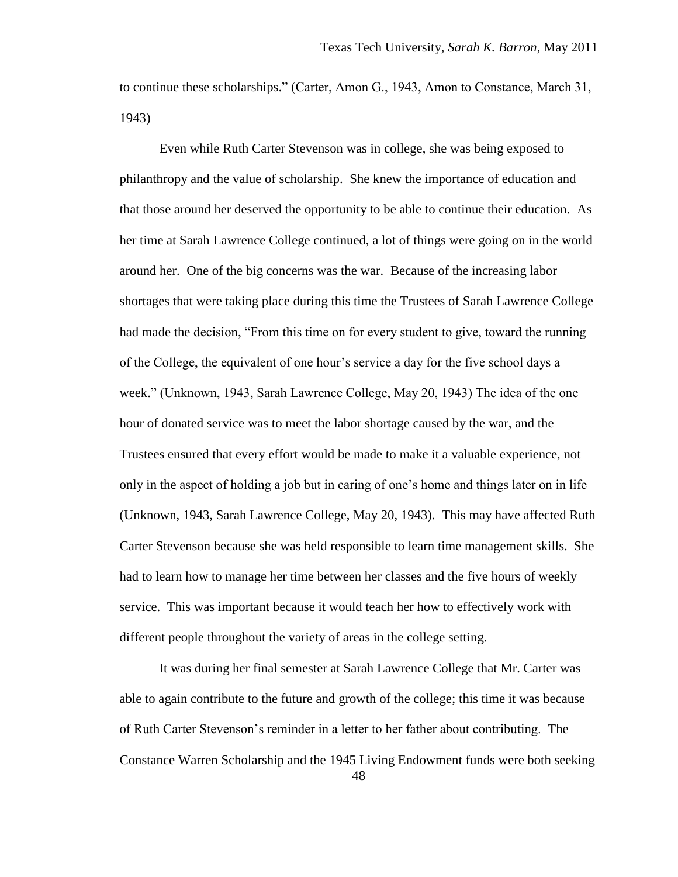to continue these scholarships." (Carter, Amon G., 1943, Amon to Constance, March 31, 1943)

Even while Ruth Carter Stevenson was in college, she was being exposed to philanthropy and the value of scholarship. She knew the importance of education and that those around her deserved the opportunity to be able to continue their education. As her time at Sarah Lawrence College continued, a lot of things were going on in the world around her. One of the big concerns was the war. Because of the increasing labor shortages that were taking place during this time the Trustees of Sarah Lawrence College had made the decision, "From this time on for every student to give, toward the running of the College, the equivalent of one hour's service a day for the five school days a week." (Unknown, 1943, Sarah Lawrence College, May 20, 1943) The idea of the one hour of donated service was to meet the labor shortage caused by the war, and the Trustees ensured that every effort would be made to make it a valuable experience, not only in the aspect of holding a job but in caring of one's home and things later on in life (Unknown, 1943, Sarah Lawrence College, May 20, 1943). This may have affected Ruth Carter Stevenson because she was held responsible to learn time management skills. She had to learn how to manage her time between her classes and the five hours of weekly service. This was important because it would teach her how to effectively work with different people throughout the variety of areas in the college setting.

It was during her final semester at Sarah Lawrence College that Mr. Carter was able to again contribute to the future and growth of the college; this time it was because of Ruth Carter Stevenson's reminder in a letter to her father about contributing. The Constance Warren Scholarship and the 1945 Living Endowment funds were both seeking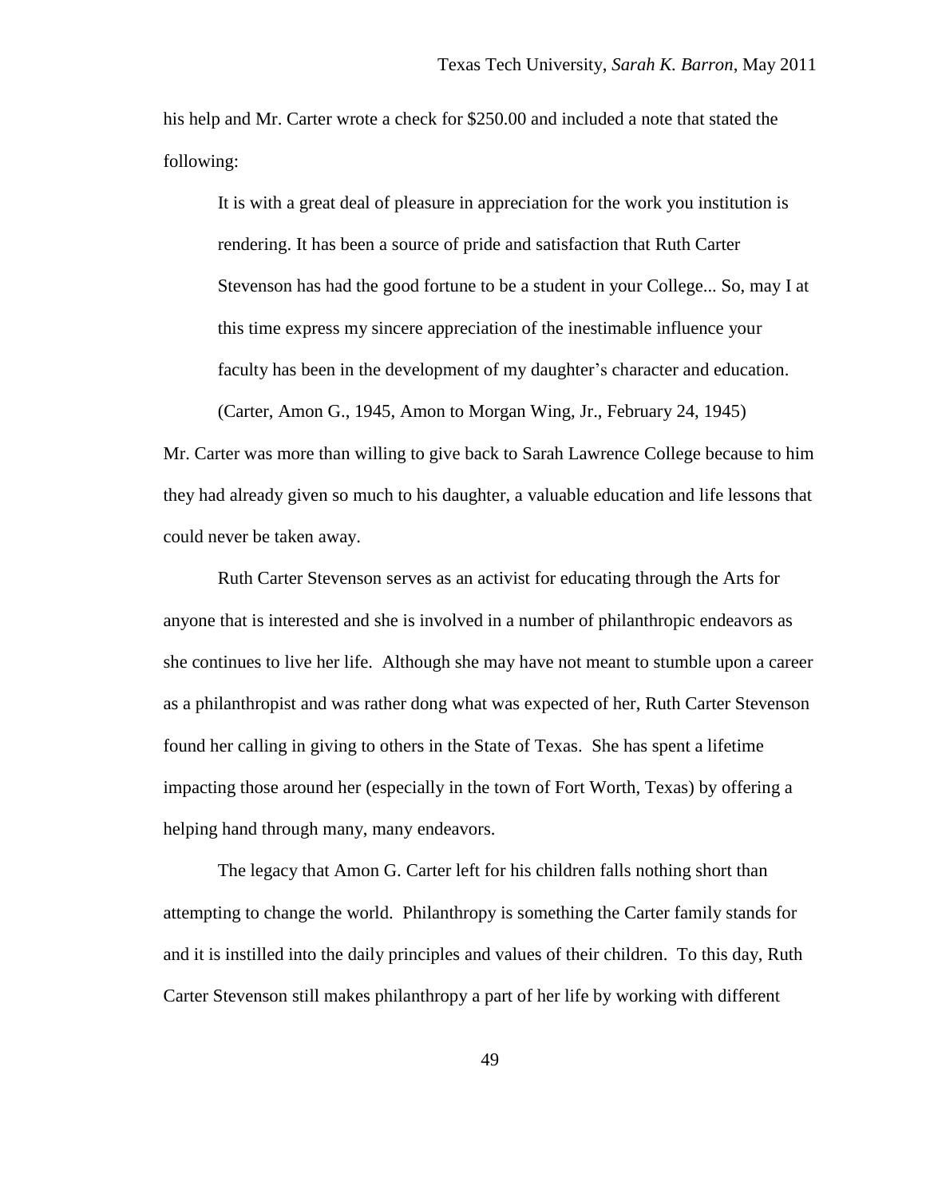his help and Mr. Carter wrote a check for $250.00 and included a note that stated the following:

> It is with a great deal of pleasure in appreciation for the work you institution is rendering. It has been a source of pride and satisfaction that Ruth Carter Stevenson has had the good fortune to be a student in your College... So, may I at this time express my sincere appreciation of the inestimable influence your faculty has been in the development of my daughter's character and education. (Carter, Amon G., 1945, Amon to Morgan Wing, Jr., February 24, 1945)

Mr. Carter was more than willing to give back to Sarah Lawrence College because to him they had already given so much to his daughter, a valuable education and life lessons that could never be taken away.

Ruth Carter Stevenson serves as an activist for educating through the Arts for anyone that is interested and she is involved in a number of philanthropic endeavors as she continues to live her life. Although she may have not meant to stumble upon a career as a philanthropist and was rather dong what was expected of her, Ruth Carter Stevenson found her calling in giving to others in the State of Texas. She has spent a lifetime impacting those around her (especially in the town of Fort Worth, Texas) by offering a helping hand through many, many endeavors.

The legacy that Amon G. Carter left for his children falls nothing short than attempting to change the world. Philanthropy is something the Carter family stands for and it is instilled into the daily principles and values of their children. To this day, Ruth Carter Stevenson still makes philanthropy a part of her life by working with different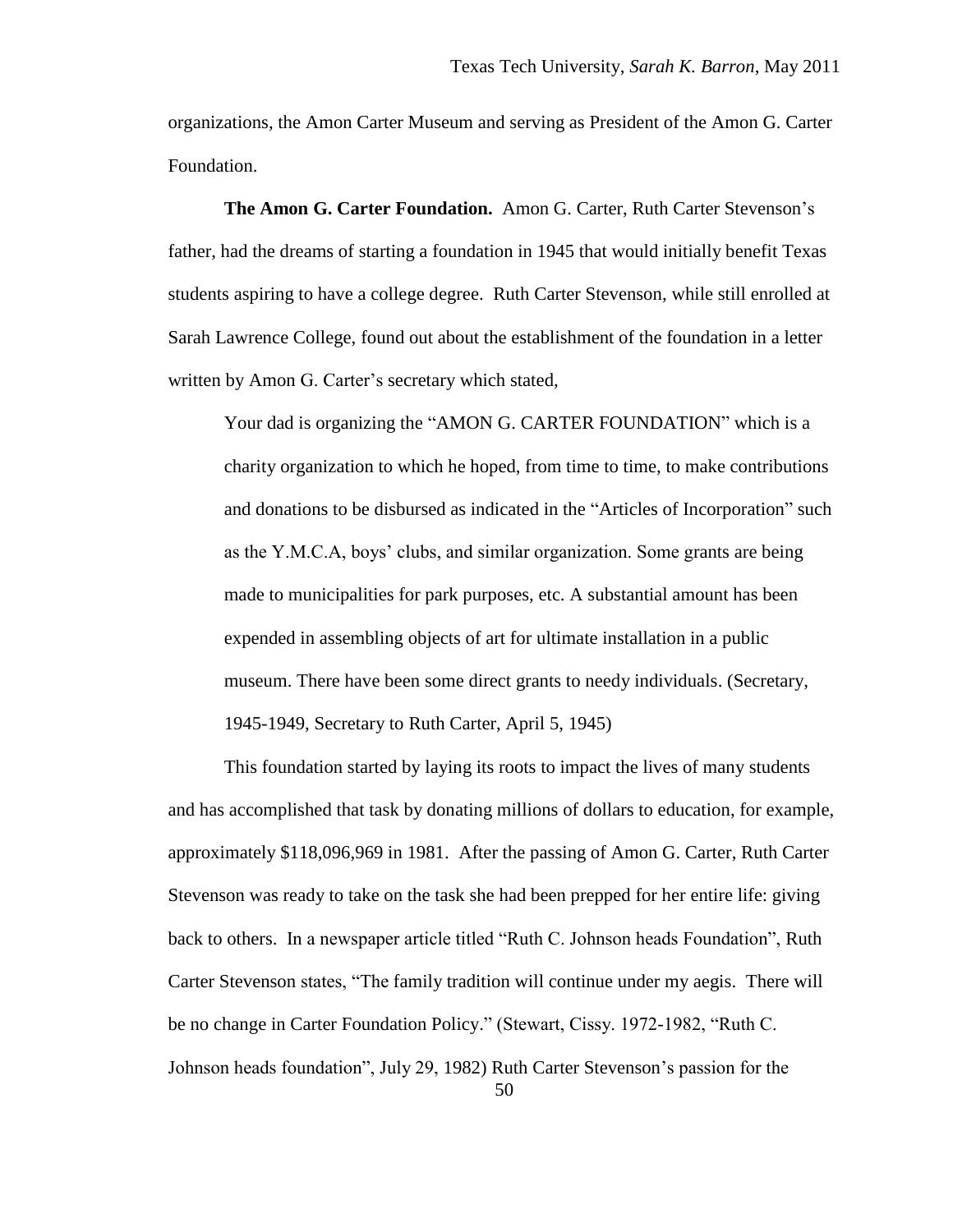organizations, the Amon Carter Museum and serving as President of the Amon G. Carter Foundation.

**The Amon G. Carter Foundation.** Amon G. Carter, Ruth Carter Stevenson's father, had the dreams of starting a foundation in 1945 that would initially benefit Texas students aspiring to have a college degree. Ruth Carter Stevenson, while still enrolled at Sarah Lawrence College, found out about the establishment of the foundation in a letter written by Amon G. Carter's secretary which stated,

> Your dad is organizing the "AMON G. CARTER FOUNDATION" which is a charity organization to which he hoped, from time to time, to make contributions and donations to be disbursed as indicated in the "Articles of Incorporation" such as the Y.M.C.A, boys' clubs, and similar organization. Some grants are being made to municipalities for park purposes, etc. A substantial amount has been expended in assembling objects of art for ultimate installation in a public museum. There have been some direct grants to needy individuals. (Secretary, 1945-1949, Secretary to Ruth Carter, April 5, 1945)

This foundation started by laying its roots to impact the lives of many students and has accomplished that task by donating millions of dollars to education, for example, approximately $118,096,969 in 1981. After the passing of Amon G. Carter, Ruth Carter Stevenson was ready to take on the task she had been prepped for her entire life: giving back to others. In a newspaper article titled "Ruth C. Johnson heads Foundation", Ruth Carter Stevenson states, "The family tradition will continue under my aegis. There will be no change in Carter Foundation Policy." (Stewart, Cissy. 1972-1982, "Ruth C. Johnson heads foundation", July 29, 1982) Ruth Carter Stevenson's passion for the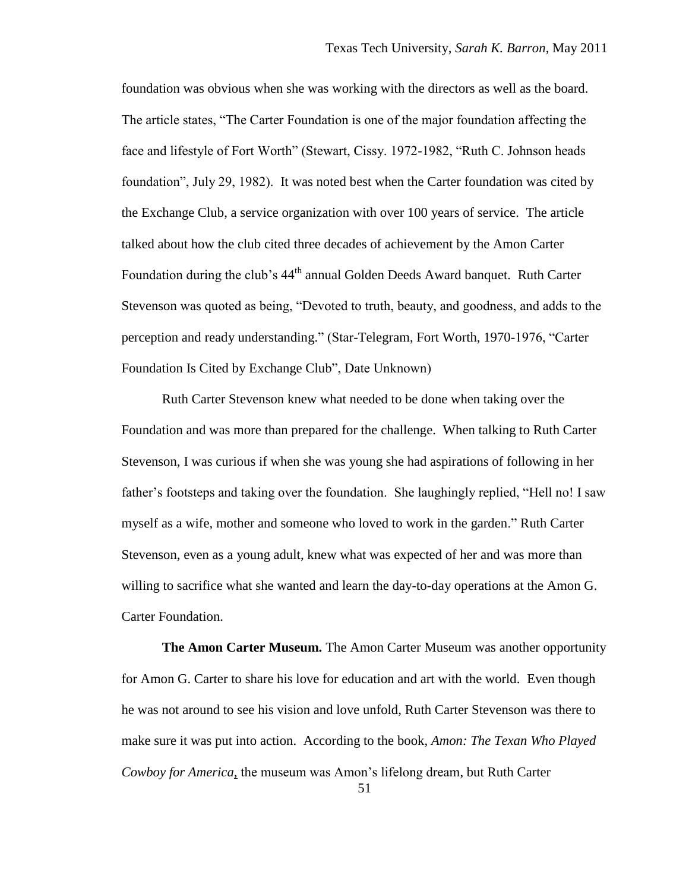foundation was obvious when she was working with the directors as well as the board. The article states, "The Carter Foundation is one of the major foundation affecting the face and lifestyle of Fort Worth" (Stewart, Cissy. 1972-1982, "Ruth C. Johnson heads foundation", July 29, 1982). It was noted best when the Carter foundation was cited by the Exchange Club, a service organization with over 100 years of service. The article talked about how the club cited three decades of achievement by the Amon Carter Foundation during the club's 44th annual Golden Deeds Award banquet. Ruth Carter Stevenson was quoted as being, "Devoted to truth, beauty, and goodness, and adds to the perception and ready understanding." (Star-Telegram, Fort Worth, 1970-1976, "Carter Foundation Is Cited by Exchange Club", Date Unknown)

Ruth Carter Stevenson knew what needed to be done when taking over the Foundation and was more than prepared for the challenge. When talking to Ruth Carter Stevenson, I was curious if when she was young she had aspirations of following in her father's footsteps and taking over the foundation. She laughingly replied, "Hell no! I saw myself as a wife, mother and someone who loved to work in the garden." Ruth Carter Stevenson, even as a young adult, knew what was expected of her and was more than willing to sacrifice what she wanted and learn the day-to-day operations at the Amon G. Carter Foundation.

**The Amon Carter Museum.** The Amon Carter Museum was another opportunity for Amon G. Carter to share his love for education and art with the world. Even though he was not around to see his vision and love unfold, Ruth Carter Stevenson was there to make sure it was put into action. According to the book, *Amon: The Texan Who Played Cowboy for America*, the museum was Amon's lifelong dream, but Ruth Carter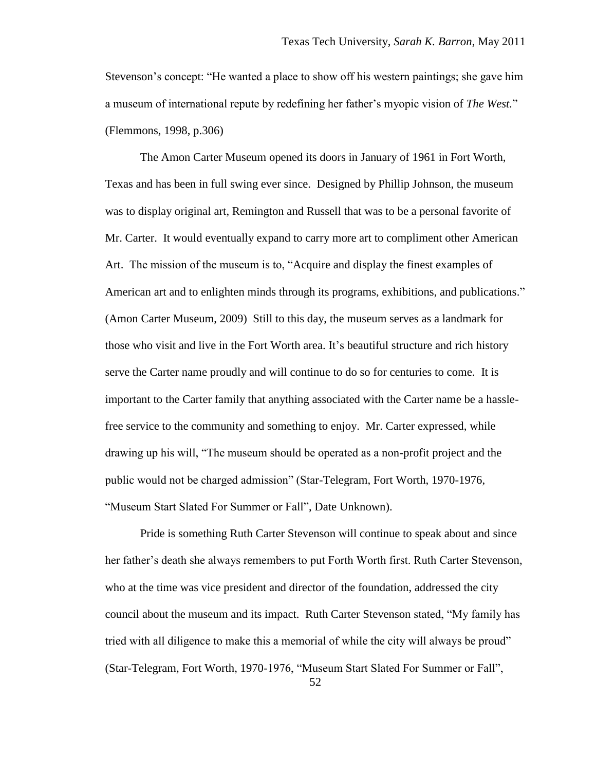Stevenson's concept: "He wanted a place to show off his western paintings; she gave him a museum of international repute by redefining her father's myopic vision of *The West.*" (Flemmons, 1998, p.306)

The Amon Carter Museum opened its doors in January of 1961 in Fort Worth, Texas and has been in full swing ever since. Designed by Phillip Johnson, the museum was to display original art, Remington and Russell that was to be a personal favorite of Mr. Carter. It would eventually expand to carry more art to compliment other American Art. The mission of the museum is to, "Acquire and display the finest examples of American art and to enlighten minds through its programs, exhibitions, and publications." (Amon Carter Museum, 2009) Still to this day, the museum serves as a landmark for those who visit and live in the Fort Worth area. It's beautiful structure and rich history serve the Carter name proudly and will continue to do so for centuries to come. It is important to the Carter family that anything associated with the Carter name be a hassle-free service to the community and something to enjoy. Mr. Carter expressed, while drawing up his will, "The museum should be operated as a non-profit project and the public would not be charged admission" (Star-Telegram, Fort Worth, 1970-1976, "Museum Start Slated For Summer or Fall", Date Unknown).

Pride is something Ruth Carter Stevenson will continue to speak about and since her father's death she always remembers to put Forth Worth first. Ruth Carter Stevenson, who at the time was vice president and director of the foundation, addressed the city council about the museum and its impact. Ruth Carter Stevenson stated, "My family has tried with all diligence to make this a memorial of while the city will always be proud" (Star-Telegram, Fort Worth, 1970-1976, "Museum Start Slated For Summer or Fall",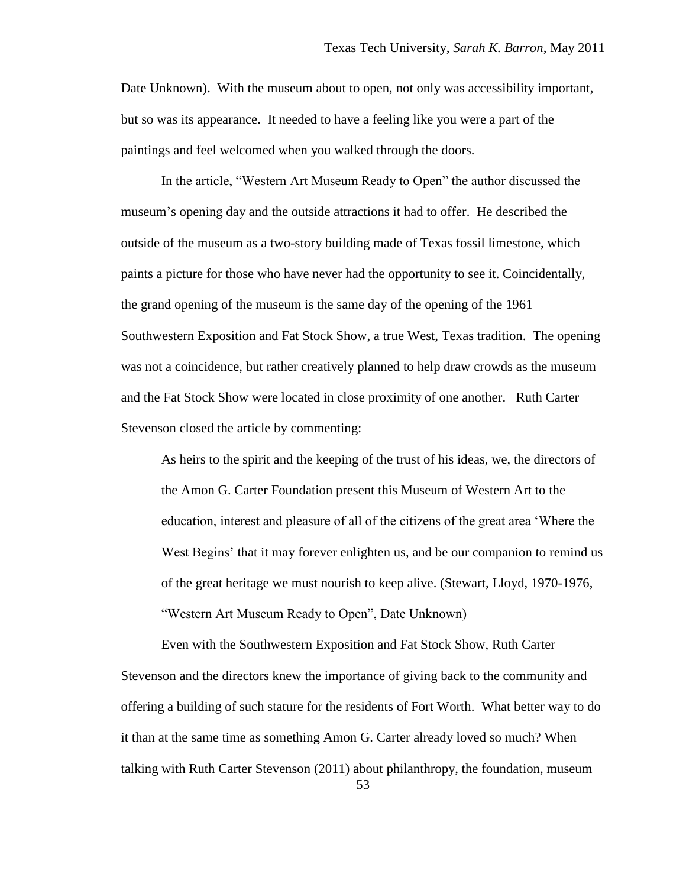Date Unknown). With the museum about to open, not only was accessibility important, but so was its appearance. It needed to have a feeling like you were a part of the paintings and feel welcomed when you walked through the doors.

In the article, "Western Art Museum Ready to Open" the author discussed the museum's opening day and the outside attractions it had to offer. He described the outside of the museum as a two-story building made of Texas fossil limestone, which paints a picture for those who have never had the opportunity to see it. Coincidentally, the grand opening of the museum is the same day of the opening of the 1961 Southwestern Exposition and Fat Stock Show, a true West, Texas tradition. The opening was not a coincidence, but rather creatively planned to help draw crowds as the museum and the Fat Stock Show were located in close proximity of one another. Ruth Carter Stevenson closed the article by commenting:

> As heirs to the spirit and the keeping of the trust of his ideas, we, the directors of the Amon G. Carter Foundation present this Museum of Western Art to the education, interest and pleasure of all of the citizens of the great area 'Where the West Begins' that it may forever enlighten us, and be our companion to remind us of the great heritage we must nourish to keep alive. (Stewart, Lloyd, 1970-1976, "Western Art Museum Ready to Open", Date Unknown)

Even with the Southwestern Exposition and Fat Stock Show, Ruth Carter Stevenson and the directors knew the importance of giving back to the community and offering a building of such stature for the residents of Fort Worth. What better way to do it than at the same time as something Amon G. Carter already loved so much? When talking with Ruth Carter Stevenson (2011) about philanthropy, the foundation, museum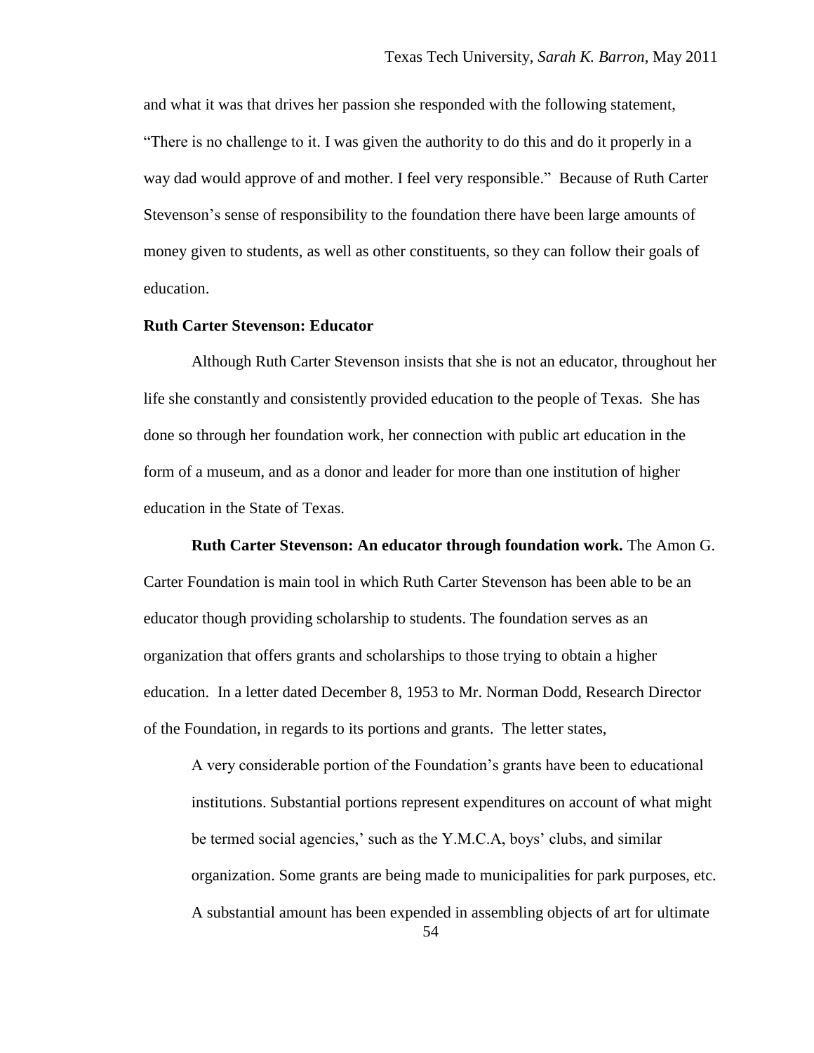and what it was that drives her passion she responded with the following statement, "There is no challenge to it. I was given the authority to do this and do it properly in a way dad would approve of and mother. I feel very responsible." Because of Ruth Carter Stevenson's sense of responsibility to the foundation there have been large amounts of money given to students, as well as other constituents, so they can follow their goals of education.

### Ruth Carter Stevenson: Educator

Although Ruth Carter Stevenson insists that she is not an educator, throughout her life she constantly and consistently provided education to the people of Texas. She has done so through her foundation work, her connection with public art education in the form of a museum, and as a donor and leader for more than one institution of higher education in the State of Texas.

**Ruth Carter Stevenson: An educator through foundation work.** The Amon G. Carter Foundation is main tool in which Ruth Carter Stevenson has been able to be an educator though providing scholarship to students. The foundation serves as an organization that offers grants and scholarships to those trying to obtain a higher education. In a letter dated December 8, 1953 to Mr. Norman Dodd, Research Director of the Foundation, in regards to its portions and grants. The letter states,

> A very considerable portion of the Foundation's grants have been to educational institutions. Substantial portions represent expenditures on account of what might be termed social agencies,' such as the Y.M.C.A, boys' clubs, and similar organization. Some grants are being made to municipalities for park purposes, etc. A substantial amount has been expended in assembling objects of art for ultimate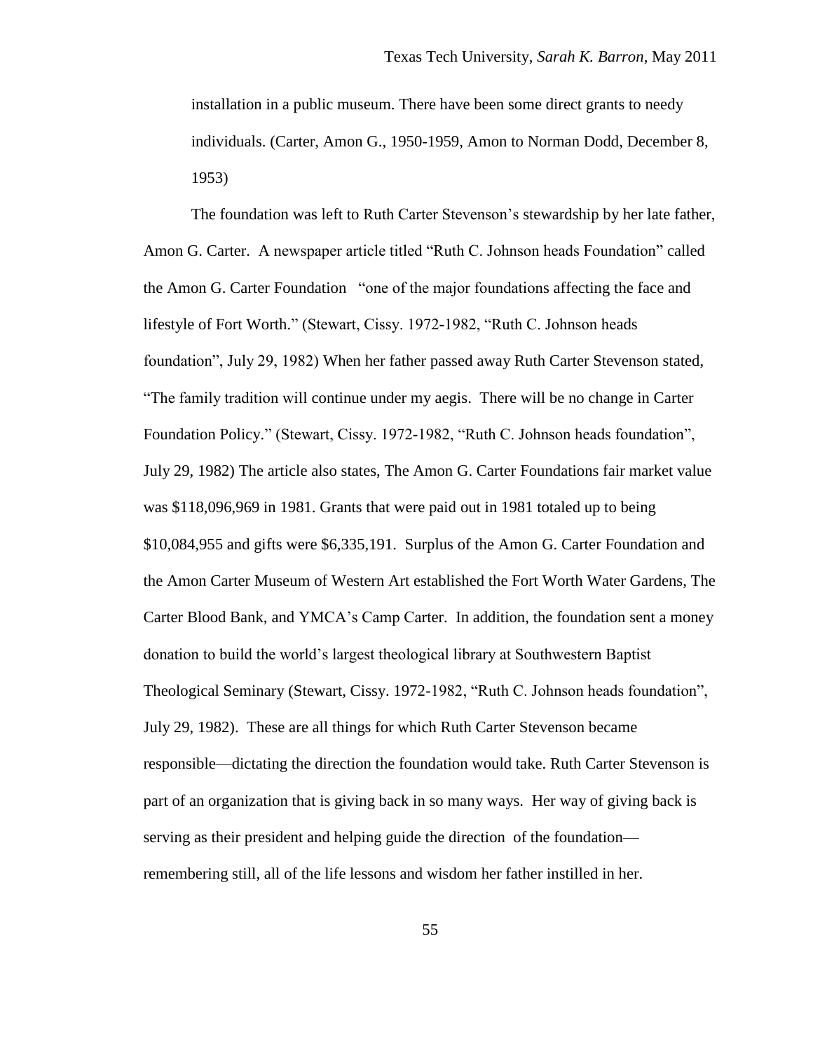installation in a public museum. There have been some direct grants to needy individuals. (Carter, Amon G., 1950-1959, Amon to Norman Dodd, December 8, 1953)

The foundation was left to Ruth Carter Stevenson's stewardship by her late father, Amon G. Carter. A newspaper article titled "Ruth C. Johnson heads Foundation" called the Amon G. Carter Foundation "one of the major foundations affecting the face and lifestyle of Fort Worth." (Stewart, Cissy. 1972-1982, "Ruth C. Johnson heads foundation", July 29, 1982) When her father passed away Ruth Carter Stevenson stated, "The family tradition will continue under my aegis. There will be no change in Carter Foundation Policy." (Stewart, Cissy. 1972-1982, "Ruth C. Johnson heads foundation", July 29, 1982) The article also states, The Amon G. Carter Foundations fair market value was $118,096,969 in 1981. Grants that were paid out in 1981 totaled up to being $10,084,955 and gifts were $6,335,191. Surplus of the Amon G. Carter Foundation and the Amon Carter Museum of Western Art established the Fort Worth Water Gardens, The Carter Blood Bank, and YMCA's Camp Carter. In addition, the foundation sent a money donation to build the world's largest theological library at Southwestern Baptist Theological Seminary (Stewart, Cissy. 1972-1982, "Ruth C. Johnson heads foundation", July 29, 1982). These are all things for which Ruth Carter Stevenson became responsible—dictating the direction the foundation would take. Ruth Carter Stevenson is part of an organization that is giving back in so many ways. Her way of giving back is serving as their president and helping guide the direction of the foundation—remembering still, all of the life lessons and wisdom her father instilled in her.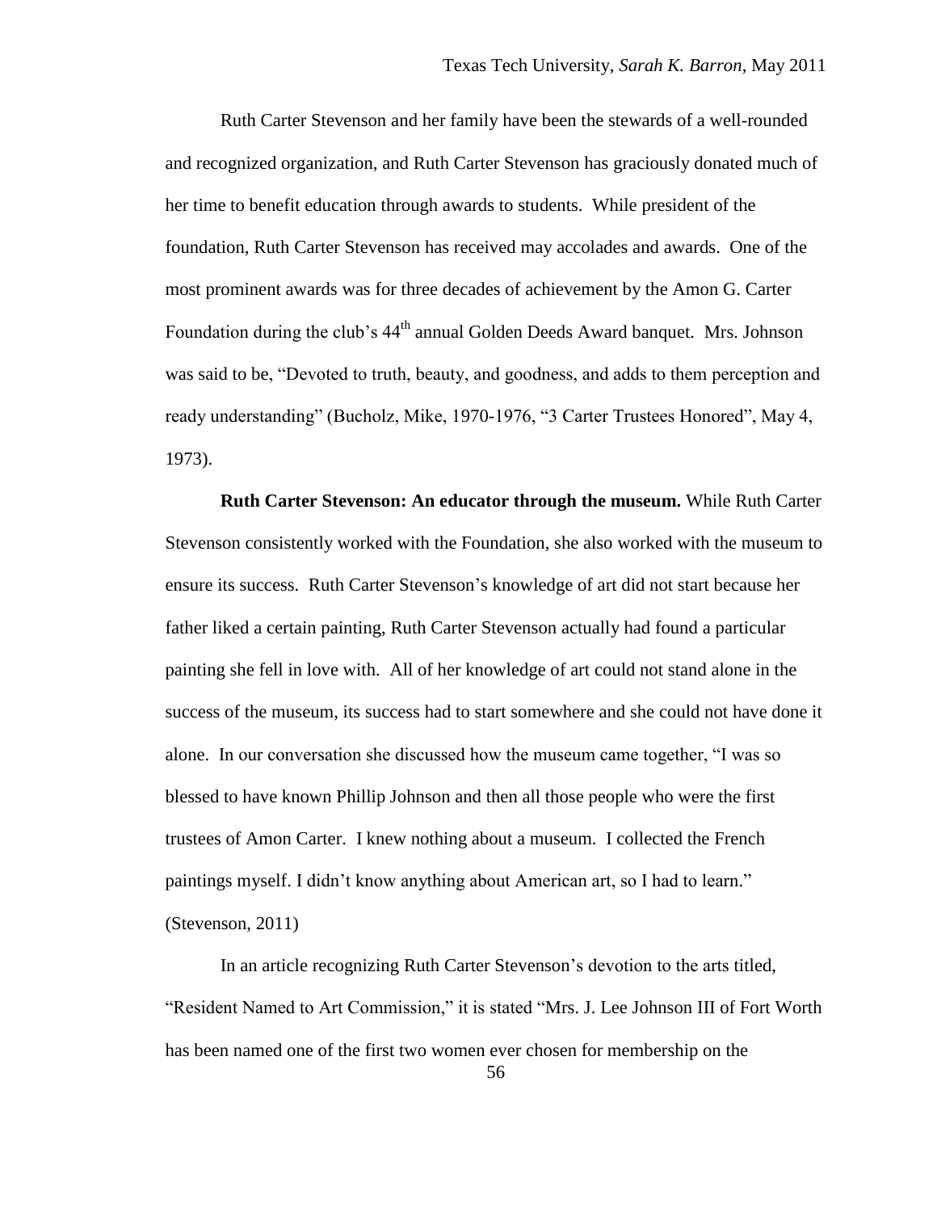Ruth Carter Stevenson and her family have been the stewards of a well-rounded and recognized organization, and Ruth Carter Stevenson has graciously donated much of her time to benefit education through awards to students. While president of the foundation, Ruth Carter Stevenson has received may accolades and awards. One of the most prominent awards was for three decades of achievement by the Amon G. Carter Foundation during the club's 44th annual Golden Deeds Award banquet. Mrs. Johnson was said to be, "Devoted to truth, beauty, and goodness, and adds to them perception and ready understanding" (Bucholz, Mike, 1970-1976, "3 Carter Trustees Honored", May 4, 1973).

**Ruth Carter Stevenson: An educator through the museum.** While Ruth Carter Stevenson consistently worked with the Foundation, she also worked with the museum to ensure its success. Ruth Carter Stevenson's knowledge of art did not start because her father liked a certain painting, Ruth Carter Stevenson actually had found a particular painting she fell in love with. All of her knowledge of art could not stand alone in the success of the museum, its success had to start somewhere and she could not have done it alone. In our conversation she discussed how the museum came together, "I was so blessed to have known Phillip Johnson and then all those people who were the first trustees of Amon Carter. I knew nothing about a museum. I collected the French paintings myself. I didn't know anything about American art, so I had to learn." (Stevenson, 2011)

In an article recognizing Ruth Carter Stevenson's devotion to the arts titled, "Resident Named to Art Commission," it is stated "Mrs. J. Lee Johnson III of Fort Worth has been named one of the first two women ever chosen for membership on the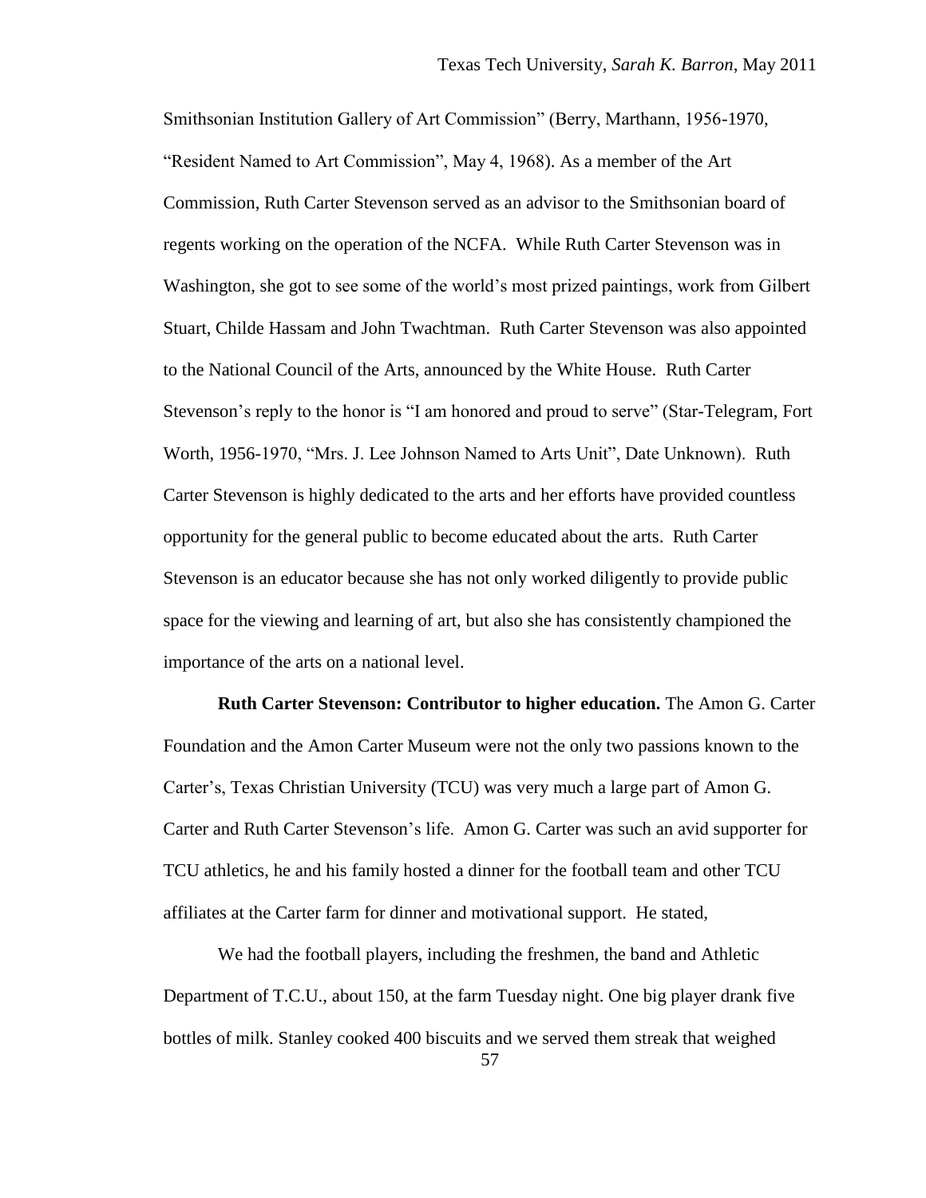Smithsonian Institution Gallery of Art Commission" (Berry, Marthann, 1956-1970, "Resident Named to Art Commission", May 4, 1968). As a member of the Art Commission, Ruth Carter Stevenson served as an advisor to the Smithsonian board of regents working on the operation of the NCFA. While Ruth Carter Stevenson was in Washington, she got to see some of the world's most prized paintings, work from Gilbert Stuart, Childe Hassam and John Twachtman. Ruth Carter Stevenson was also appointed to the National Council of the Arts, announced by the White House. Ruth Carter Stevenson's reply to the honor is "I am honored and proud to serve" (Star-Telegram, Fort Worth, 1956-1970, "Mrs. J. Lee Johnson Named to Arts Unit", Date Unknown). Ruth Carter Stevenson is highly dedicated to the arts and her efforts have provided countless opportunity for the general public to become educated about the arts. Ruth Carter Stevenson is an educator because she has not only worked diligently to provide public space for the viewing and learning of art, but also she has consistently championed the importance of the arts on a national level.

**Ruth Carter Stevenson: Contributor to higher education.** The Amon G. Carter Foundation and the Amon Carter Museum were not the only two passions known to the Carter's, Texas Christian University (TCU) was very much a large part of Amon G. Carter and Ruth Carter Stevenson's life. Amon G. Carter was such an avid supporter for TCU athletics, he and his family hosted a dinner for the football team and other TCU affiliates at the Carter farm for dinner and motivational support. He stated,

We had the football players, including the freshmen, the band and Athletic Department of T.C.U., about 150, at the farm Tuesday night. One big player drank five bottles of milk. Stanley cooked 400 biscuits and we served them streak that weighed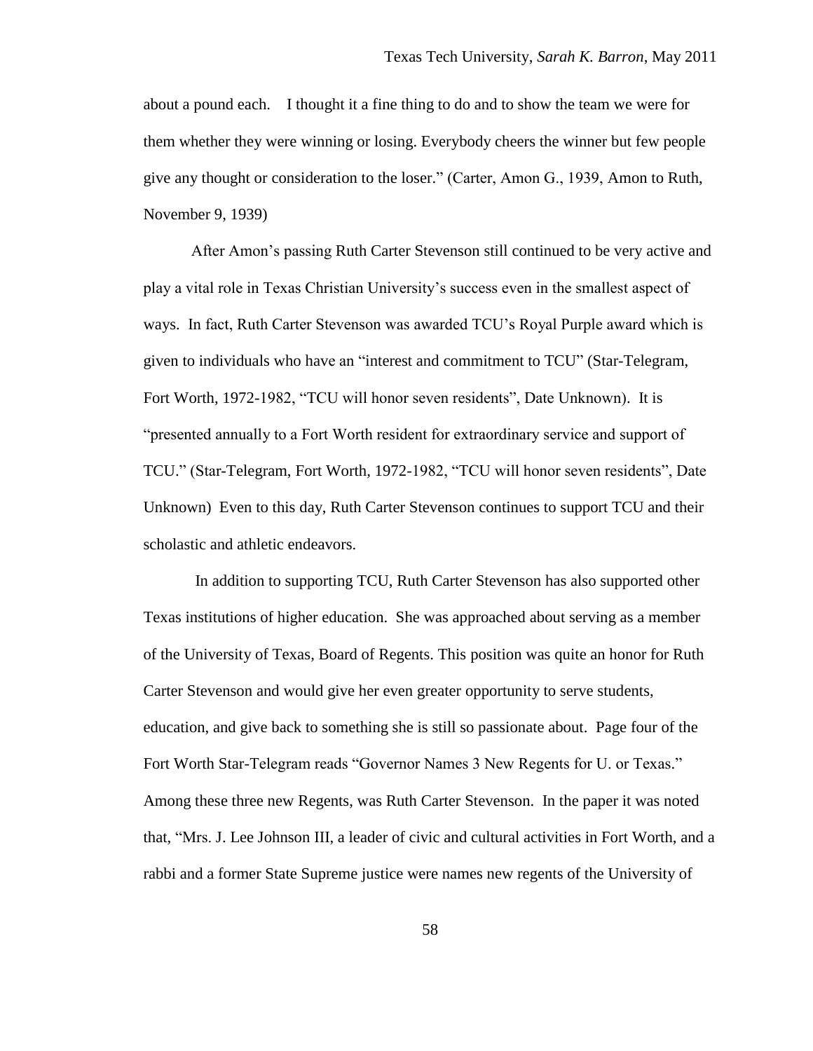about a pound each.   I thought it a fine thing to do and to show the team we were for them whether they were winning or losing. Everybody cheers the winner but few people give any thought or consideration to the loser." (Carter, Amon G., 1939, Amon to Ruth, November 9, 1939)

After Amon's passing Ruth Carter Stevenson still continued to be very active and play a vital role in Texas Christian University's success even in the smallest aspect of ways. In fact, Ruth Carter Stevenson was awarded TCU's Royal Purple award which is given to individuals who have an "interest and commitment to TCU" (Star-Telegram, Fort Worth, 1972-1982, "TCU will honor seven residents", Date Unknown). It is "presented annually to a Fort Worth resident for extraordinary service and support of TCU." (Star-Telegram, Fort Worth, 1972-1982, "TCU will honor seven residents", Date Unknown) Even to this day, Ruth Carter Stevenson continues to support TCU and their scholastic and athletic endeavors.

In addition to supporting TCU, Ruth Carter Stevenson has also supported other Texas institutions of higher education. She was approached about serving as a member of the University of Texas, Board of Regents. This position was quite an honor for Ruth Carter Stevenson and would give her even greater opportunity to serve students, education, and give back to something she is still so passionate about. Page four of the Fort Worth Star-Telegram reads "Governor Names 3 New Regents for U. or Texas." Among these three new Regents, was Ruth Carter Stevenson. In the paper it was noted that, "Mrs. J. Lee Johnson III, a leader of civic and cultural activities in Fort Worth, and a rabbi and a former State Supreme justice were names new regents of the University of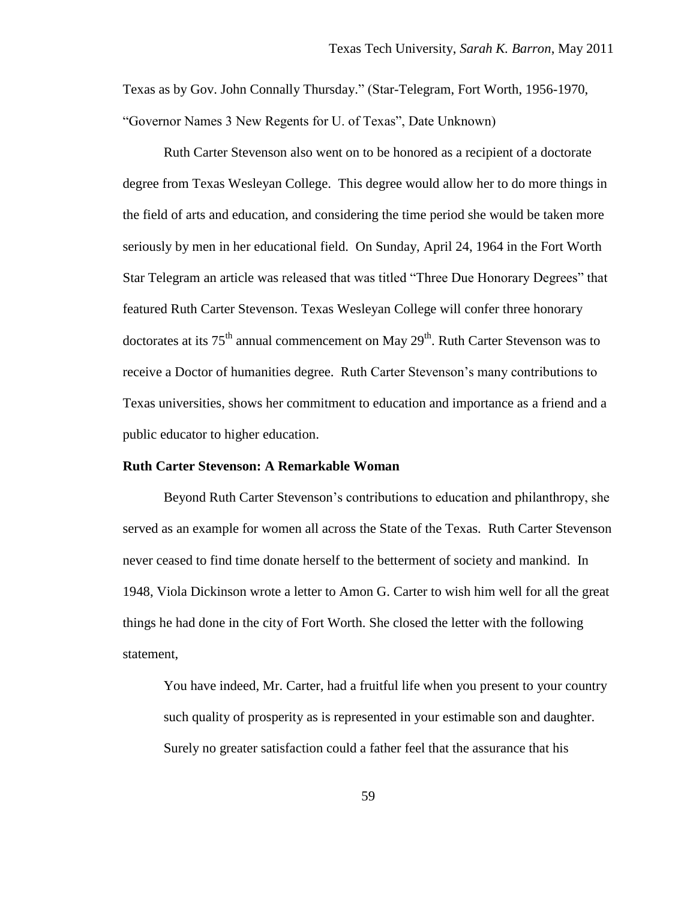Texas as by Gov. John Connally Thursday." (Star-Telegram, Fort Worth, 1956-1970, "Governor Names 3 New Regents for U. of Texas", Date Unknown)

Ruth Carter Stevenson also went on to be honored as a recipient of a doctorate degree from Texas Wesleyan College. This degree would allow her to do more things in the field of arts and education, and considering the time period she would be taken more seriously by men in her educational field. On Sunday, April 24, 1964 in the Fort Worth Star Telegram an article was released that was titled "Three Due Honorary Degrees" that featured Ruth Carter Stevenson. Texas Wesleyan College will confer three honorary doctorates at its 75th annual commencement on May 29th. Ruth Carter Stevenson was to receive a Doctor of humanities degree. Ruth Carter Stevenson's many contributions to Texas universities, shows her commitment to education and importance as a friend and a public educator to higher education.

**Ruth Carter Stevenson: A Remarkable Woman**

Beyond Ruth Carter Stevenson's contributions to education and philanthropy, she served as an example for women all across the State of the Texas. Ruth Carter Stevenson never ceased to find time donate herself to the betterment of society and mankind. In 1948, Viola Dickinson wrote a letter to Amon G. Carter to wish him well for all the great things he had done in the city of Fort Worth. She closed the letter with the following statement,

> You have indeed, Mr. Carter, had a fruitful life when you present to your country such quality of prosperity as is represented in your estimable son and daughter. Surely no greater satisfaction could a father feel that the assurance that his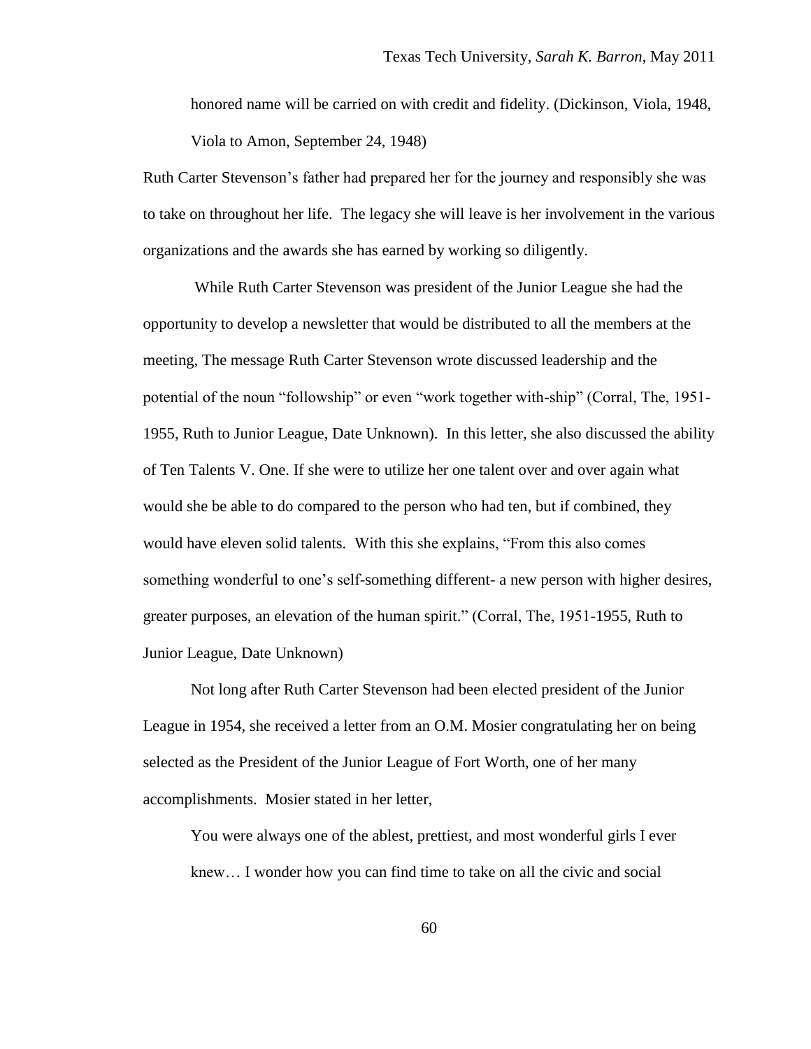> honored name will be carried on with credit and fidelity. (Dickinson, Viola, 1948, Viola to Amon, September 24, 1948)

Ruth Carter Stevenson's father had prepared her for the journey and responsibly she was to take on throughout her life. The legacy she will leave is her involvement in the various organizations and the awards she has earned by working so diligently.

While Ruth Carter Stevenson was president of the Junior League she had the opportunity to develop a newsletter that would be distributed to all the members at the meeting, The message Ruth Carter Stevenson wrote discussed leadership and the potential of the noun "followship" or even "work together with-ship" (Corral, The, 1951-1955, Ruth to Junior League, Date Unknown). In this letter, she also discussed the ability of Ten Talents V. One. If she were to utilize her one talent over and over again what would she be able to do compared to the person who had ten, but if combined, they would have eleven solid talents. With this she explains, "From this also comes something wonderful to one's self-something different- a new person with higher desires, greater purposes, an elevation of the human spirit." (Corral, The, 1951-1955, Ruth to Junior League, Date Unknown)

Not long after Ruth Carter Stevenson had been elected president of the Junior League in 1954, she received a letter from an O.M. Mosier congratulating her on being selected as the President of the Junior League of Fort Worth, one of her many accomplishments. Mosier stated in her letter,

> You were always one of the ablest, prettiest, and most wonderful girls I ever knew… I wonder how you can find time to take on all the civic and social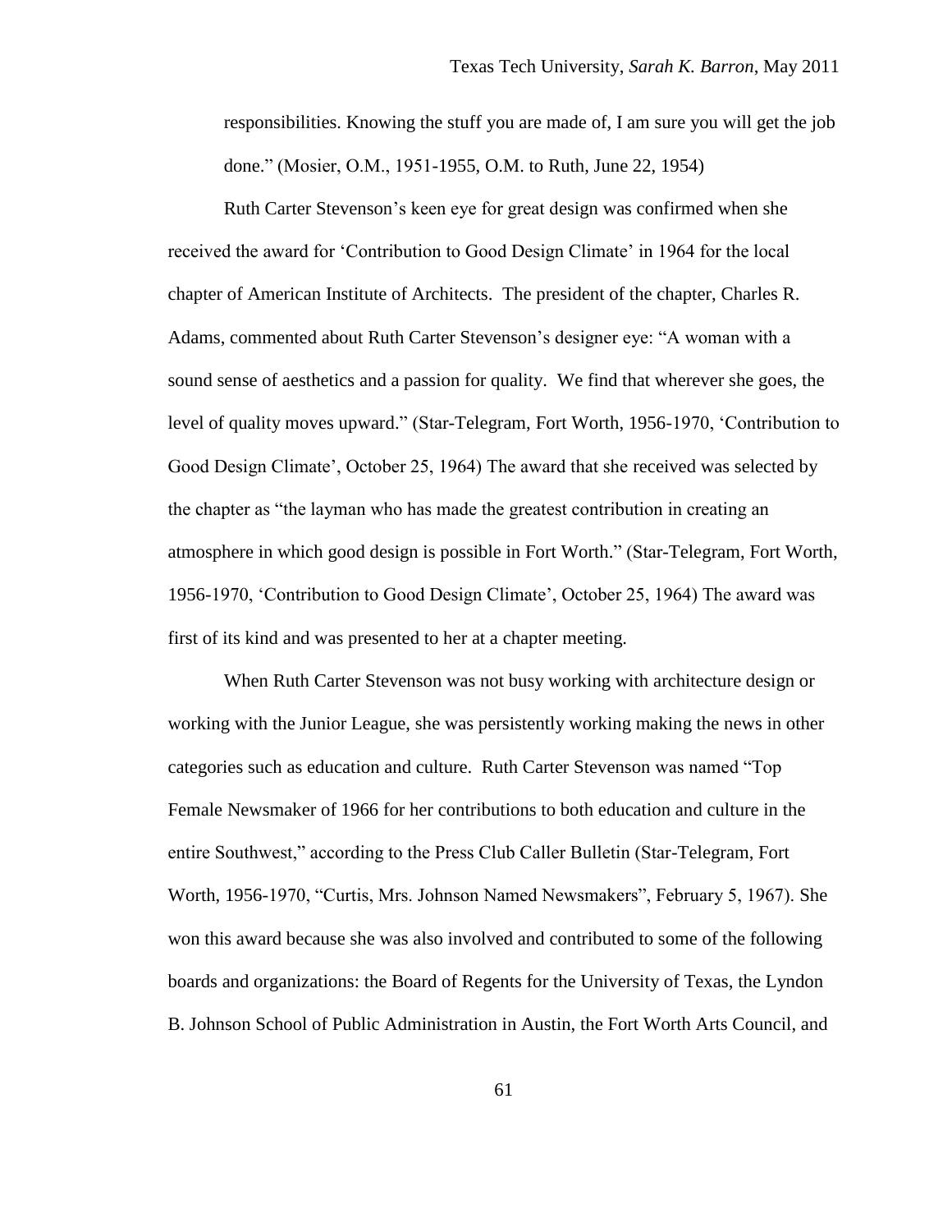responsibilities. Knowing the stuff you are made of, I am sure you will get the job done." (Mosier, O.M., 1951-1955, O.M. to Ruth, June 22, 1954)

Ruth Carter Stevenson's keen eye for great design was confirmed when she received the award for 'Contribution to Good Design Climate' in 1964 for the local chapter of American Institute of Architects. The president of the chapter, Charles R. Adams, commented about Ruth Carter Stevenson's designer eye: "A woman with a sound sense of aesthetics and a passion for quality. We find that wherever she goes, the level of quality moves upward." (Star-Telegram, Fort Worth, 1956-1970, 'Contribution to Good Design Climate', October 25, 1964) The award that she received was selected by the chapter as "the layman who has made the greatest contribution in creating an atmosphere in which good design is possible in Fort Worth." (Star-Telegram, Fort Worth, 1956-1970, 'Contribution to Good Design Climate', October 25, 1964) The award was first of its kind and was presented to her at a chapter meeting.

When Ruth Carter Stevenson was not busy working with architecture design or working with the Junior League, she was persistently working making the news in other categories such as education and culture. Ruth Carter Stevenson was named "Top Female Newsmaker of 1966 for her contributions to both education and culture in the entire Southwest," according to the Press Club Caller Bulletin (Star-Telegram, Fort Worth, 1956-1970, "Curtis, Mrs. Johnson Named Newsmakers", February 5, 1967). She won this award because she was also involved and contributed to some of the following boards and organizations: the Board of Regents for the University of Texas, the Lyndon B. Johnson School of Public Administration in Austin, the Fort Worth Arts Council, and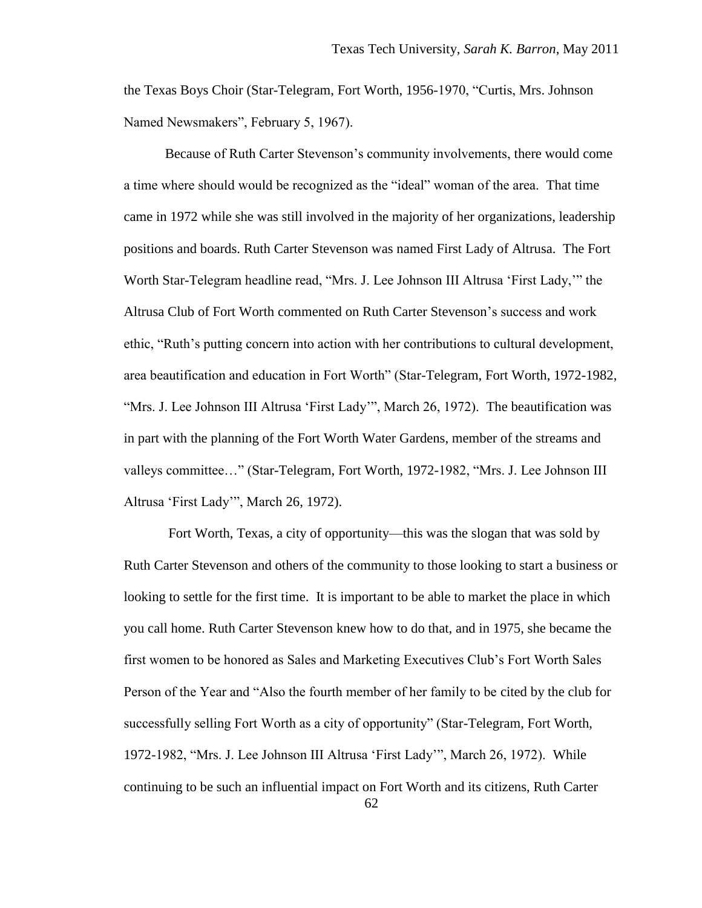the Texas Boys Choir (Star-Telegram, Fort Worth, 1956-1970, "Curtis, Mrs. Johnson Named Newsmakers", February 5, 1967).

Because of Ruth Carter Stevenson's community involvements, there would come a time where should would be recognized as the "ideal" woman of the area. That time came in 1972 while she was still involved in the majority of her organizations, leadership positions and boards. Ruth Carter Stevenson was named First Lady of Altrusa. The Fort Worth Star-Telegram headline read, "Mrs. J. Lee Johnson III Altrusa 'First Lady,'" the Altrusa Club of Fort Worth commented on Ruth Carter Stevenson's success and work ethic, "Ruth's putting concern into action with her contributions to cultural development, area beautification and education in Fort Worth" (Star-Telegram, Fort Worth, 1972-1982, "Mrs. J. Lee Johnson III Altrusa 'First Lady'", March 26, 1972). The beautification was in part with the planning of the Fort Worth Water Gardens, member of the streams and valleys committee…" (Star-Telegram, Fort Worth, 1972-1982, "Mrs. J. Lee Johnson III Altrusa 'First Lady'", March 26, 1972).

Fort Worth, Texas, a city of opportunity—this was the slogan that was sold by Ruth Carter Stevenson and others of the community to those looking to start a business or looking to settle for the first time. It is important to be able to market the place in which you call home. Ruth Carter Stevenson knew how to do that, and in 1975, she became the first women to be honored as Sales and Marketing Executives Club's Fort Worth Sales Person of the Year and "Also the fourth member of her family to be cited by the club for successfully selling Fort Worth as a city of opportunity" (Star-Telegram, Fort Worth, 1972-1982, "Mrs. J. Lee Johnson III Altrusa 'First Lady'", March 26, 1972). While continuing to be such an influential impact on Fort Worth and its citizens, Ruth Carter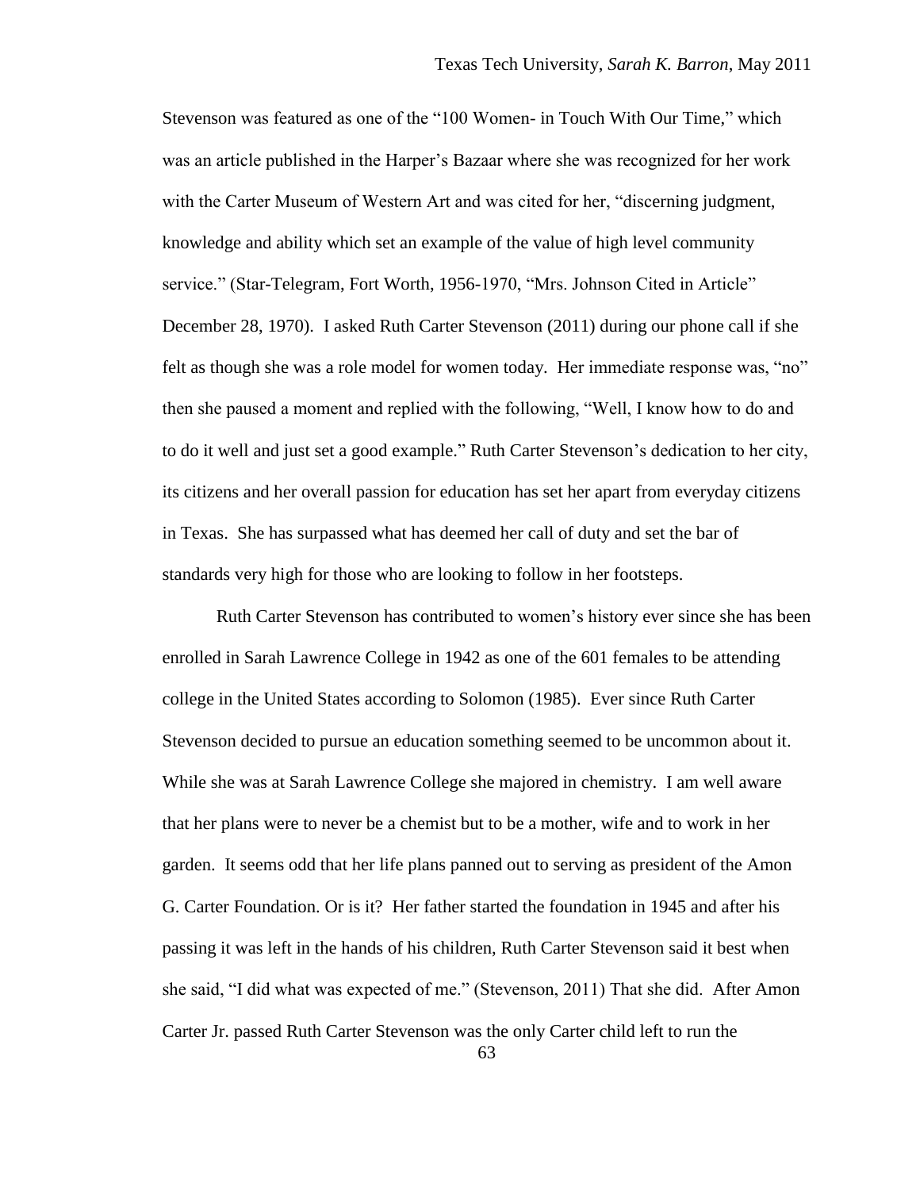Stevenson was featured as one of the "100 Women- in Touch With Our Time," which was an article published in the Harper's Bazaar where she was recognized for her work with the Carter Museum of Western Art and was cited for her, "discerning judgment, knowledge and ability which set an example of the value of high level community service." (Star-Telegram, Fort Worth, 1956-1970, "Mrs. Johnson Cited in Article" December 28, 1970). I asked Ruth Carter Stevenson (2011) during our phone call if she felt as though she was a role model for women today. Her immediate response was, "no" then she paused a moment and replied with the following, "Well, I know how to do and to do it well and just set a good example." Ruth Carter Stevenson's dedication to her city, its citizens and her overall passion for education has set her apart from everyday citizens in Texas. She has surpassed what has deemed her call of duty and set the bar of standards very high for those who are looking to follow in her footsteps.

Ruth Carter Stevenson has contributed to women's history ever since she has been enrolled in Sarah Lawrence College in 1942 as one of the 601 females to be attending college in the United States according to Solomon (1985). Ever since Ruth Carter Stevenson decided to pursue an education something seemed to be uncommon about it. While she was at Sarah Lawrence College she majored in chemistry. I am well aware that her plans were to never be a chemist but to be a mother, wife and to work in her garden. It seems odd that her life plans panned out to serving as president of the Amon G. Carter Foundation. Or is it? Her father started the foundation in 1945 and after his passing it was left in the hands of his children, Ruth Carter Stevenson said it best when she said, "I did what was expected of me." (Stevenson, 2011) That she did. After Amon Carter Jr. passed Ruth Carter Stevenson was the only Carter child left to run the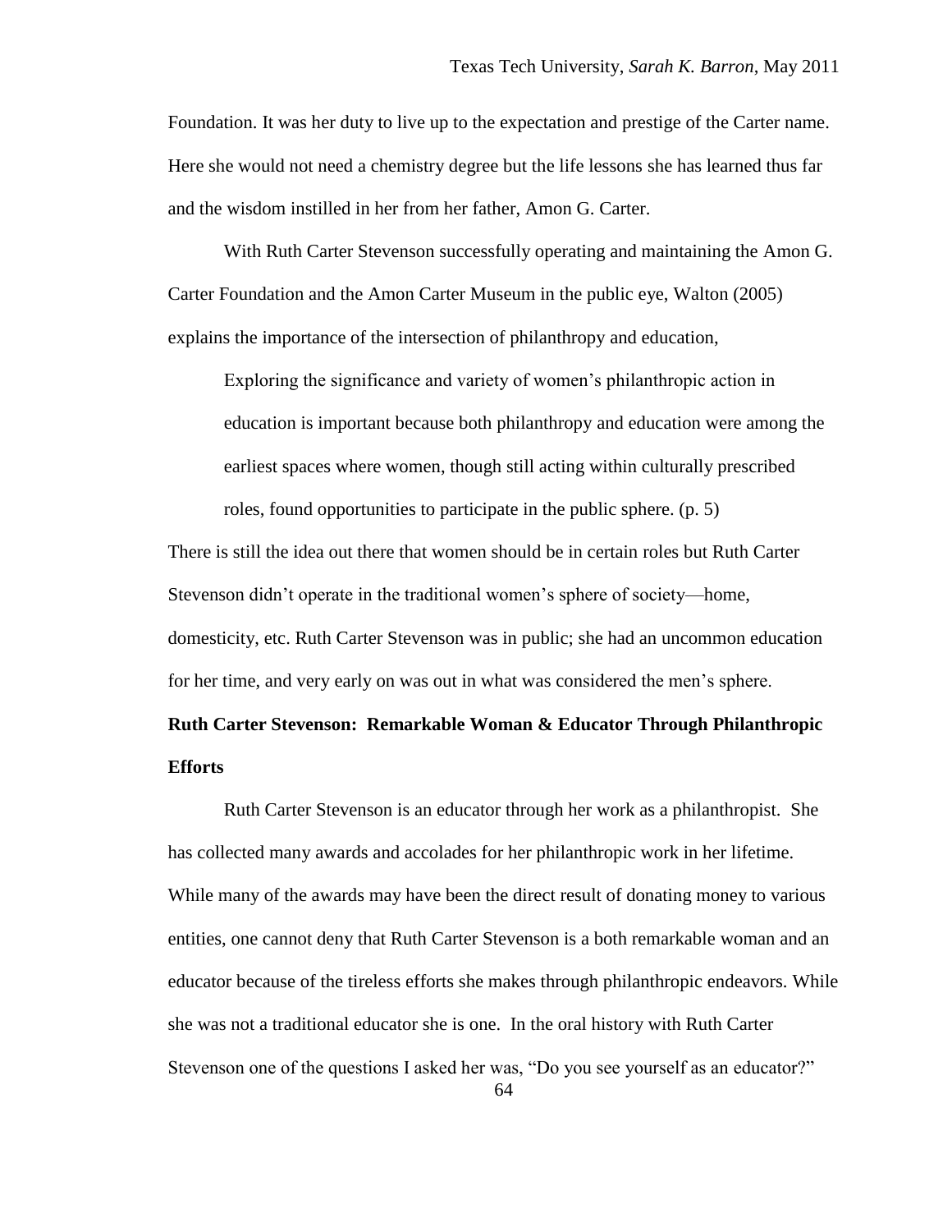Foundation. It was her duty to live up to the expectation and prestige of the Carter name. Here she would not need a chemistry degree but the life lessons she has learned thus far and the wisdom instilled in her from her father, Amon G. Carter.

With Ruth Carter Stevenson successfully operating and maintaining the Amon G. Carter Foundation and the Amon Carter Museum in the public eye, Walton (2005) explains the importance of the intersection of philanthropy and education,

> Exploring the significance and variety of women's philanthropic action in education is important because both philanthropy and education were among the earliest spaces where women, though still acting within culturally prescribed roles, found opportunities to participate in the public sphere. (p. 5)

There is still the idea out there that women should be in certain roles but Ruth Carter Stevenson didn't operate in the traditional women's sphere of society—home, domesticity, etc. Ruth Carter Stevenson was in public; she had an uncommon education for her time, and very early on was out in what was considered the men's sphere.

**Ruth Carter Stevenson: Remarkable Woman & Educator Through Philanthropic Efforts**

Ruth Carter Stevenson is an educator through her work as a philanthropist. She has collected many awards and accolades for her philanthropic work in her lifetime. While many of the awards may have been the direct result of donating money to various entities, one cannot deny that Ruth Carter Stevenson is a both remarkable woman and an educator because of the tireless efforts she makes through philanthropic endeavors. While she was not a traditional educator she is one. In the oral history with Ruth Carter Stevenson one of the questions I asked her was, "Do you see yourself as an educator?"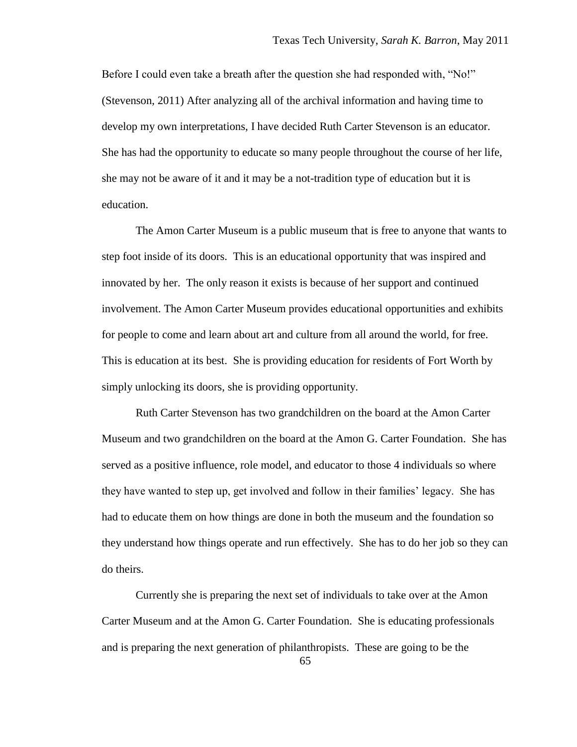Before I could even take a breath after the question she had responded with, "No!" (Stevenson, 2011) After analyzing all of the archival information and having time to develop my own interpretations, I have decided Ruth Carter Stevenson is an educator. She has had the opportunity to educate so many people throughout the course of her life, she may not be aware of it and it may be a not-tradition type of education but it is education.

The Amon Carter Museum is a public museum that is free to anyone that wants to step foot inside of its doors. This is an educational opportunity that was inspired and innovated by her. The only reason it exists is because of her support and continued involvement. The Amon Carter Museum provides educational opportunities and exhibits for people to come and learn about art and culture from all around the world, for free. This is education at its best. She is providing education for residents of Fort Worth by simply unlocking its doors, she is providing opportunity.

Ruth Carter Stevenson has two grandchildren on the board at the Amon Carter Museum and two grandchildren on the board at the Amon G. Carter Foundation. She has served as a positive influence, role model, and educator to those 4 individuals so where they have wanted to step up, get involved and follow in their families' legacy. She has had to educate them on how things are done in both the museum and the foundation so they understand how things operate and run effectively. She has to do her job so they can do theirs.

Currently she is preparing the next set of individuals to take over at the Amon Carter Museum and at the Amon G. Carter Foundation. She is educating professionals and is preparing the next generation of philanthropists. These are going to be the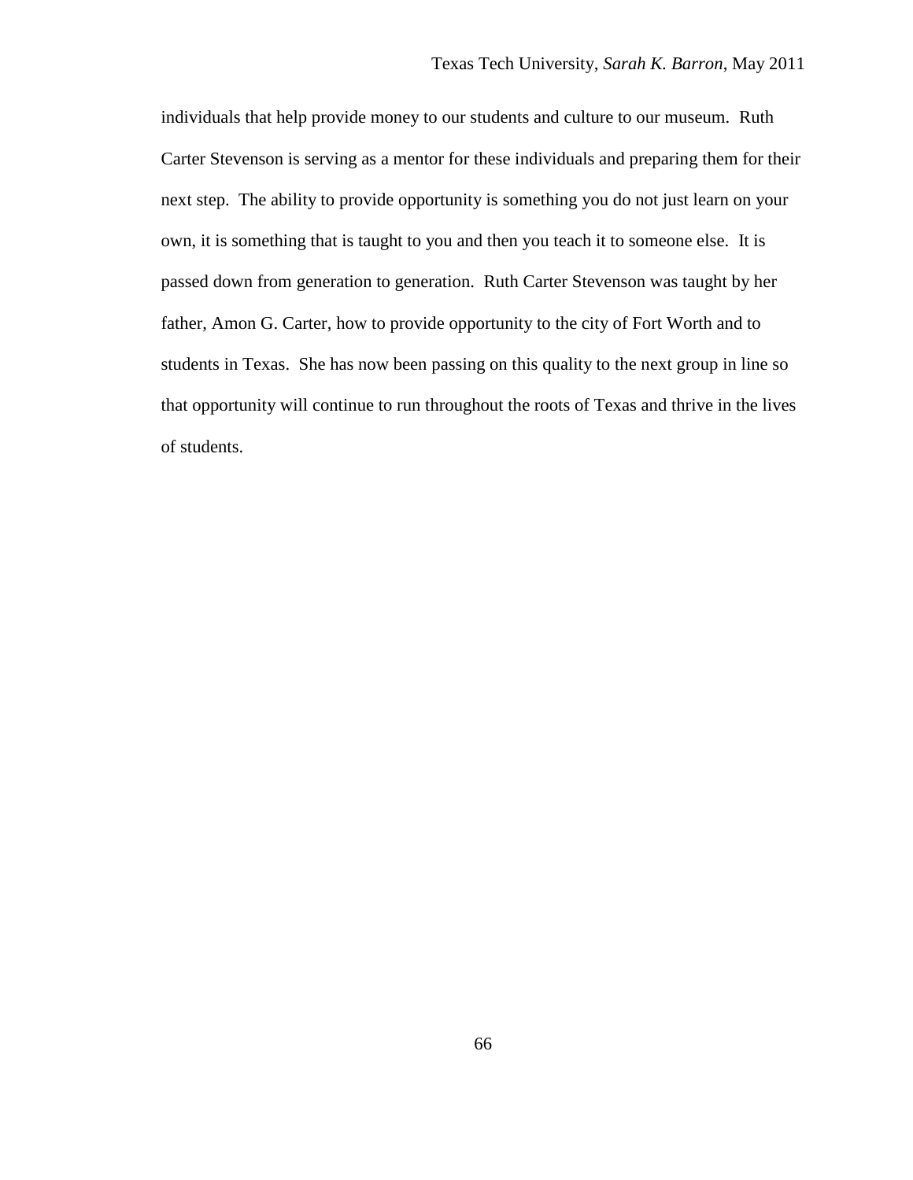individuals that help provide money to our students and culture to our museum. Ruth Carter Stevenson is serving as a mentor for these individuals and preparing them for their next step. The ability to provide opportunity is something you do not just learn on your own, it is something that is taught to you and then you teach it to someone else. It is passed down from generation to generation. Ruth Carter Stevenson was taught by her father, Amon G. Carter, how to provide opportunity to the city of Fort Worth and to students in Texas. She has now been passing on this quality to the next group in line so that opportunity will continue to run throughout the roots of Texas and thrive in the lives of students.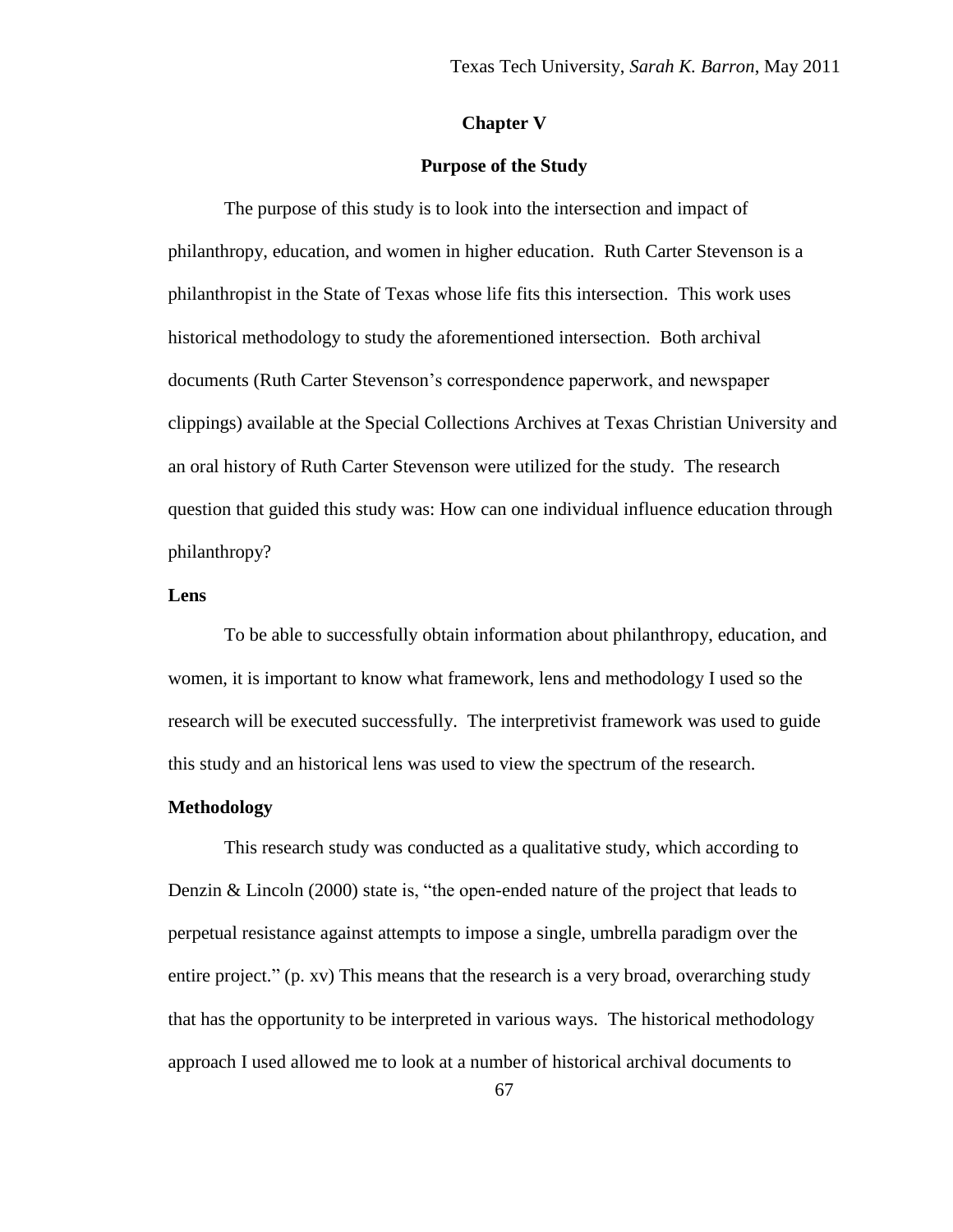## Chapter V

### Purpose of the Study

The purpose of this study is to look into the intersection and impact of philanthropy, education, and women in higher education. Ruth Carter Stevenson is a philanthropist in the State of Texas whose life fits this intersection. This work uses historical methodology to study the aforementioned intersection. Both archival documents (Ruth Carter Stevenson's correspondence paperwork, and newspaper clippings) available at the Special Collections Archives at Texas Christian University and an oral history of Ruth Carter Stevenson were utilized for the study. The research question that guided this study was: How can one individual influence education through philanthropy?

**Lens**

To be able to successfully obtain information about philanthropy, education, and women, it is important to know what framework, lens and methodology I used so the research will be executed successfully. The interpretivist framework was used to guide this study and an historical lens was used to view the spectrum of the research.

**Methodology**

This research study was conducted as a qualitative study, which according to Denzin & Lincoln (2000) state is, "the open-ended nature of the project that leads to perpetual resistance against attempts to impose a single, umbrella paradigm over the entire project." (p. xv) This means that the research is a very broad, overarching study that has the opportunity to be interpreted in various ways. The historical methodology approach I used allowed me to look at a number of historical archival documents to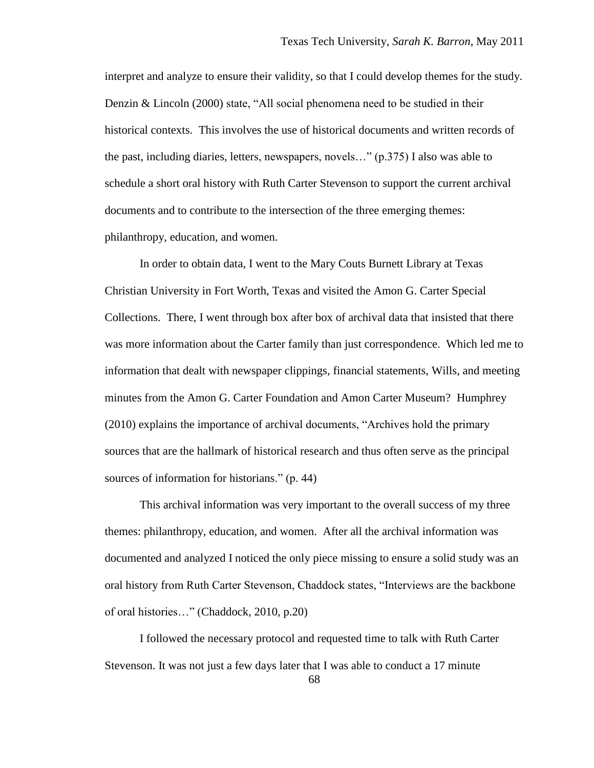interpret and analyze to ensure their validity, so that I could develop themes for the study. Denzin & Lincoln (2000) state, "All social phenomena need to be studied in their historical contexts. This involves the use of historical documents and written records of the past, including diaries, letters, newspapers, novels…" (p.375) I also was able to schedule a short oral history with Ruth Carter Stevenson to support the current archival documents and to contribute to the intersection of the three emerging themes: philanthropy, education, and women.

In order to obtain data, I went to the Mary Couts Burnett Library at Texas Christian University in Fort Worth, Texas and visited the Amon G. Carter Special Collections. There, I went through box after box of archival data that insisted that there was more information about the Carter family than just correspondence. Which led me to information that dealt with newspaper clippings, financial statements, Wills, and meeting minutes from the Amon G. Carter Foundation and Amon Carter Museum? Humphrey (2010) explains the importance of archival documents, "Archives hold the primary sources that are the hallmark of historical research and thus often serve as the principal sources of information for historians." (p. 44)

This archival information was very important to the overall success of my three themes: philanthropy, education, and women. After all the archival information was documented and analyzed I noticed the only piece missing to ensure a solid study was an oral history from Ruth Carter Stevenson, Chaddock states, "Interviews are the backbone of oral histories…" (Chaddock, 2010, p.20)

I followed the necessary protocol and requested time to talk with Ruth Carter Stevenson. It was not just a few days later that I was able to conduct a 17 minute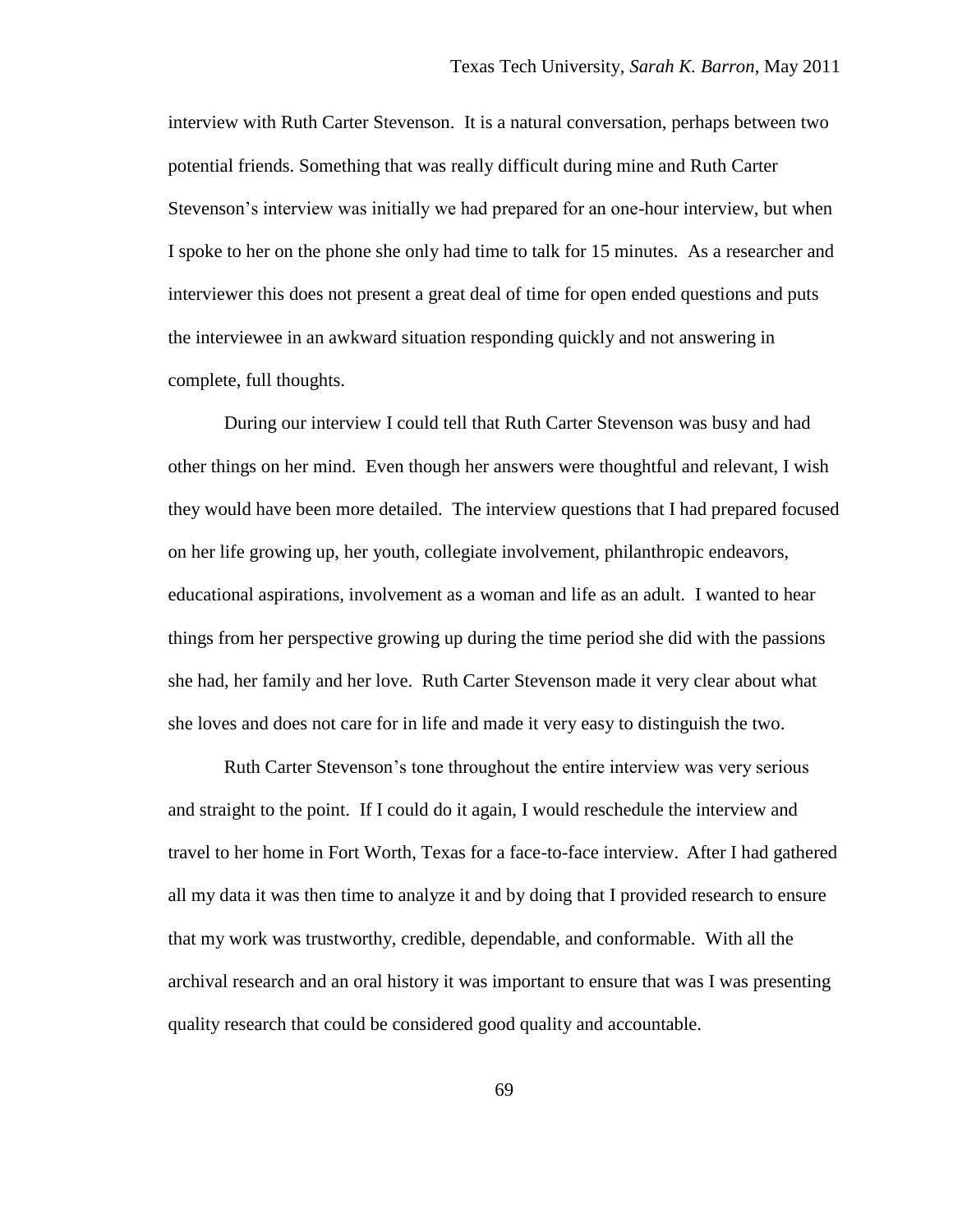interview with Ruth Carter Stevenson. It is a natural conversation, perhaps between two potential friends. Something that was really difficult during mine and Ruth Carter Stevenson's interview was initially we had prepared for an one-hour interview, but when I spoke to her on the phone she only had time to talk for 15 minutes. As a researcher and interviewer this does not present a great deal of time for open ended questions and puts the interviewee in an awkward situation responding quickly and not answering in complete, full thoughts.

During our interview I could tell that Ruth Carter Stevenson was busy and had other things on her mind. Even though her answers were thoughtful and relevant, I wish they would have been more detailed. The interview questions that I had prepared focused on her life growing up, her youth, collegiate involvement, philanthropic endeavors, educational aspirations, involvement as a woman and life as an adult. I wanted to hear things from her perspective growing up during the time period she did with the passions she had, her family and her love. Ruth Carter Stevenson made it very clear about what she loves and does not care for in life and made it very easy to distinguish the two.

Ruth Carter Stevenson's tone throughout the entire interview was very serious and straight to the point. If I could do it again, I would reschedule the interview and travel to her home in Fort Worth, Texas for a face-to-face interview. After I had gathered all my data it was then time to analyze it and by doing that I provided research to ensure that my work was trustworthy, credible, dependable, and conformable. With all the archival research and an oral history it was important to ensure that was I was presenting quality research that could be considered good quality and accountable.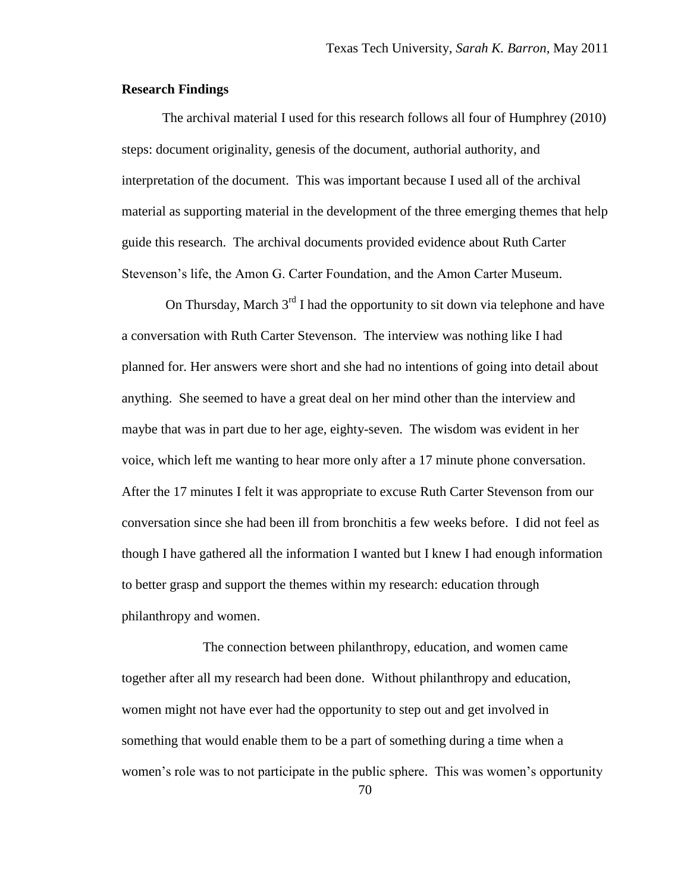**Research Findings**

The archival material I used for this research follows all four of Humphrey (2010) steps: document originality, genesis of the document, authorial authority, and interpretation of the document. This was important because I used all of the archival material as supporting material in the development of the three emerging themes that help guide this research. The archival documents provided evidence about Ruth Carter Stevenson's life, the Amon G. Carter Foundation, and the Amon Carter Museum.

On Thursday, March 3rd I had the opportunity to sit down via telephone and have a conversation with Ruth Carter Stevenson. The interview was nothing like I had planned for. Her answers were short and she had no intentions of going into detail about anything. She seemed to have a great deal on her mind other than the interview and maybe that was in part due to her age, eighty-seven. The wisdom was evident in her voice, which left me wanting to hear more only after a 17 minute phone conversation. After the 17 minutes I felt it was appropriate to excuse Ruth Carter Stevenson from our conversation since she had been ill from bronchitis a few weeks before. I did not feel as though I have gathered all the information I wanted but I knew I had enough information to better grasp and support the themes within my research: education through philanthropy and women.

The connection between philanthropy, education, and women came together after all my research had been done. Without philanthropy and education, women might not have ever had the opportunity to step out and get involved in something that would enable them to be a part of something during a time when a women's role was to not participate in the public sphere. This was women's opportunity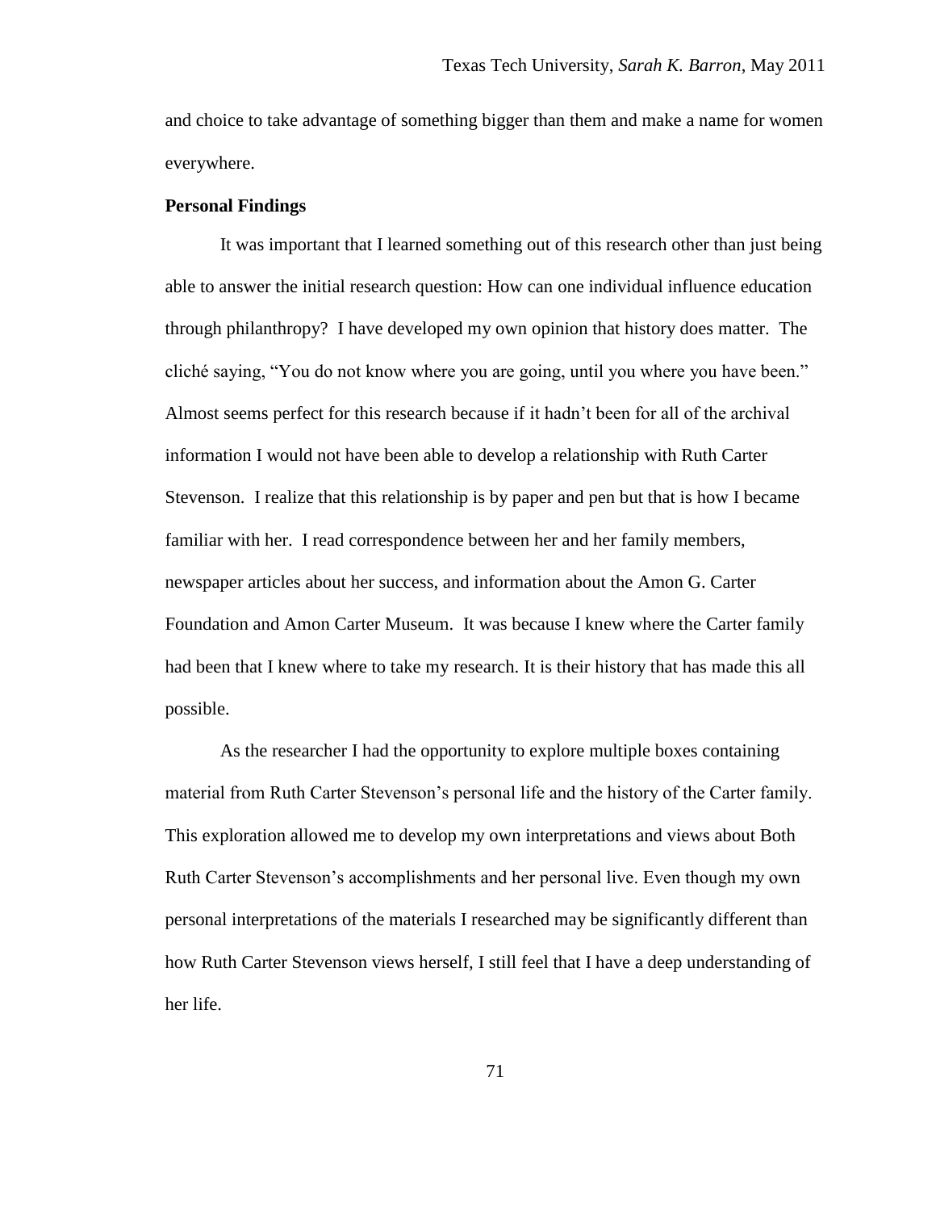and choice to take advantage of something bigger than them and make a name for women everywhere.

**Personal Findings**

It was important that I learned something out of this research other than just being able to answer the initial research question: How can one individual influence education through philanthropy? I have developed my own opinion that history does matter. The cliché saying, "You do not know where you are going, until you where you have been." Almost seems perfect for this research because if it hadn't been for all of the archival information I would not have been able to develop a relationship with Ruth Carter Stevenson. I realize that this relationship is by paper and pen but that is how I became familiar with her. I read correspondence between her and her family members, newspaper articles about her success, and information about the Amon G. Carter Foundation and Amon Carter Museum. It was because I knew where the Carter family had been that I knew where to take my research. It is their history that has made this all possible.

As the researcher I had the opportunity to explore multiple boxes containing material from Ruth Carter Stevenson's personal life and the history of the Carter family. This exploration allowed me to develop my own interpretations and views about Both Ruth Carter Stevenson's accomplishments and her personal live. Even though my own personal interpretations of the materials I researched may be significantly different than how Ruth Carter Stevenson views herself, I still feel that I have a deep understanding of her life.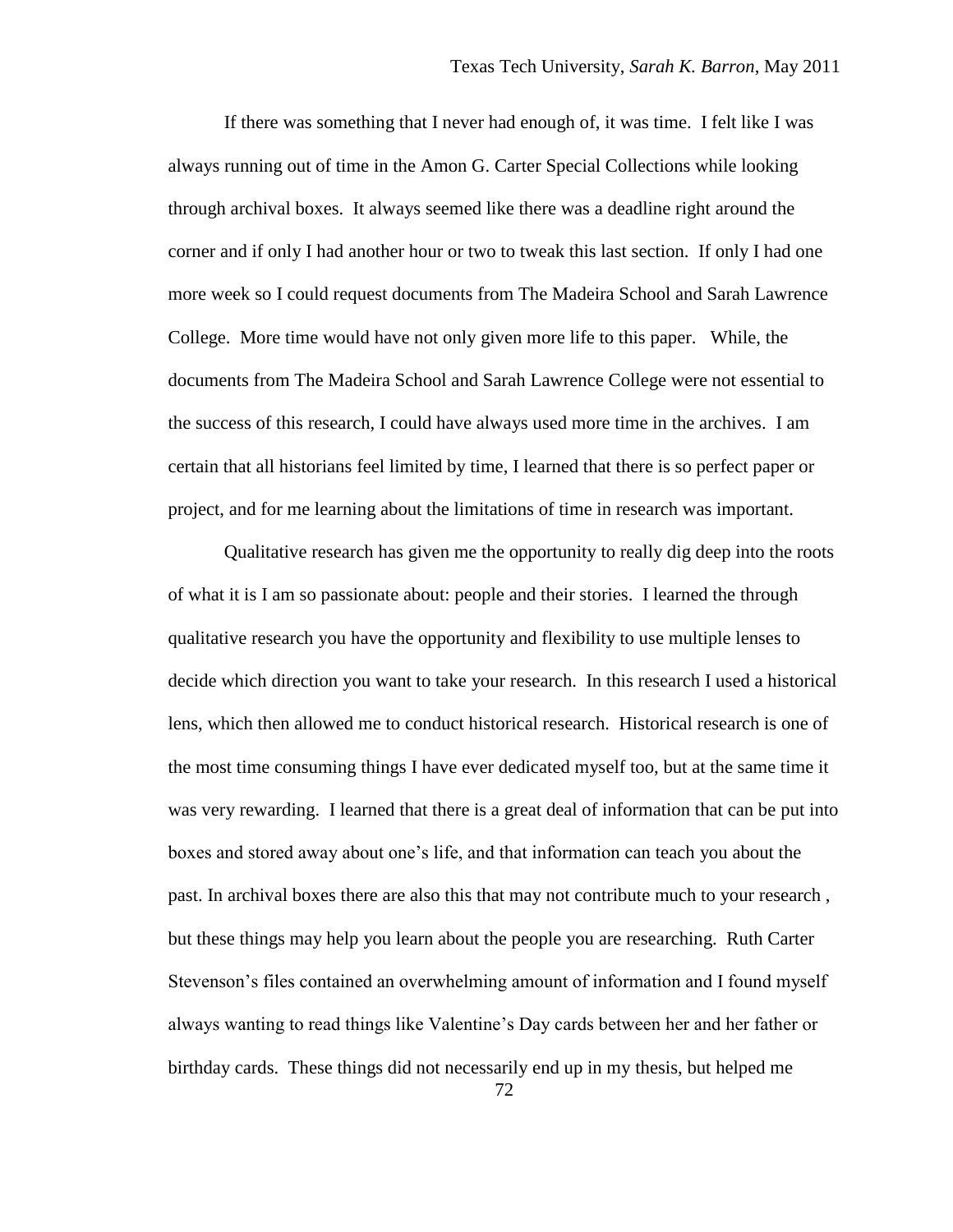If there was something that I never had enough of, it was time. I felt like I was always running out of time in the Amon G. Carter Special Collections while looking through archival boxes. It always seemed like there was a deadline right around the corner and if only I had another hour or two to tweak this last section. If only I had one more week so I could request documents from The Madeira School and Sarah Lawrence College. More time would have not only given more life to this paper. While, the documents from The Madeira School and Sarah Lawrence College were not essential to the success of this research, I could have always used more time in the archives. I am certain that all historians feel limited by time, I learned that there is so perfect paper or project, and for me learning about the limitations of time in research was important.

Qualitative research has given me the opportunity to really dig deep into the roots of what it is I am so passionate about: people and their stories. I learned the through qualitative research you have the opportunity and flexibility to use multiple lenses to decide which direction you want to take your research. In this research I used a historical lens, which then allowed me to conduct historical research. Historical research is one of the most time consuming things I have ever dedicated myself too, but at the same time it was very rewarding. I learned that there is a great deal of information that can be put into boxes and stored away about one's life, and that information can teach you about the past. In archival boxes there are also this that may not contribute much to your research , but these things may help you learn about the people you are researching. Ruth Carter Stevenson's files contained an overwhelming amount of information and I found myself always wanting to read things like Valentine's Day cards between her and her father or birthday cards. These things did not necessarily end up in my thesis, but helped me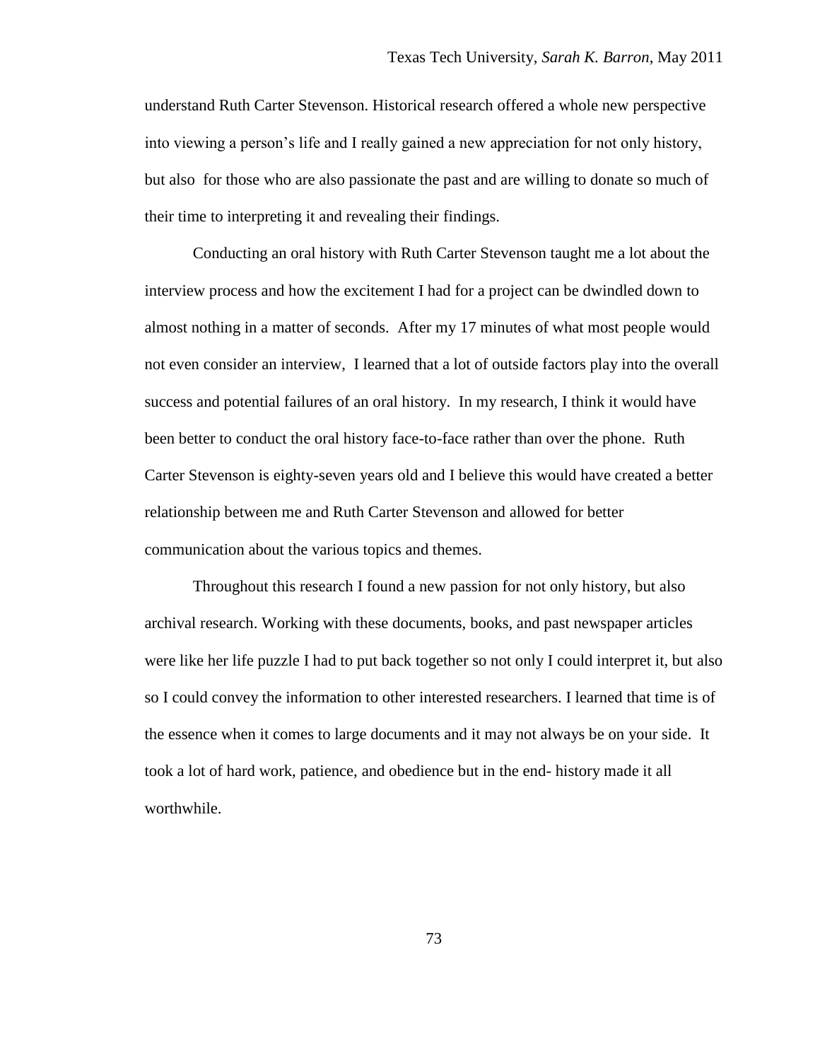understand Ruth Carter Stevenson. Historical research offered a whole new perspective into viewing a person's life and I really gained a new appreciation for not only history, but also for those who are also passionate the past and are willing to donate so much of their time to interpreting it and revealing their findings.

Conducting an oral history with Ruth Carter Stevenson taught me a lot about the interview process and how the excitement I had for a project can be dwindled down to almost nothing in a matter of seconds. After my 17 minutes of what most people would not even consider an interview, I learned that a lot of outside factors play into the overall success and potential failures of an oral history. In my research, I think it would have been better to conduct the oral history face-to-face rather than over the phone. Ruth Carter Stevenson is eighty-seven years old and I believe this would have created a better relationship between me and Ruth Carter Stevenson and allowed for better communication about the various topics and themes.

Throughout this research I found a new passion for not only history, but also archival research. Working with these documents, books, and past newspaper articles were like her life puzzle I had to put back together so not only I could interpret it, but also so I could convey the information to other interested researchers. I learned that time is of the essence when it comes to large documents and it may not always be on your side. It took a lot of hard work, patience, and obedience but in the end- history made it all worthwhile.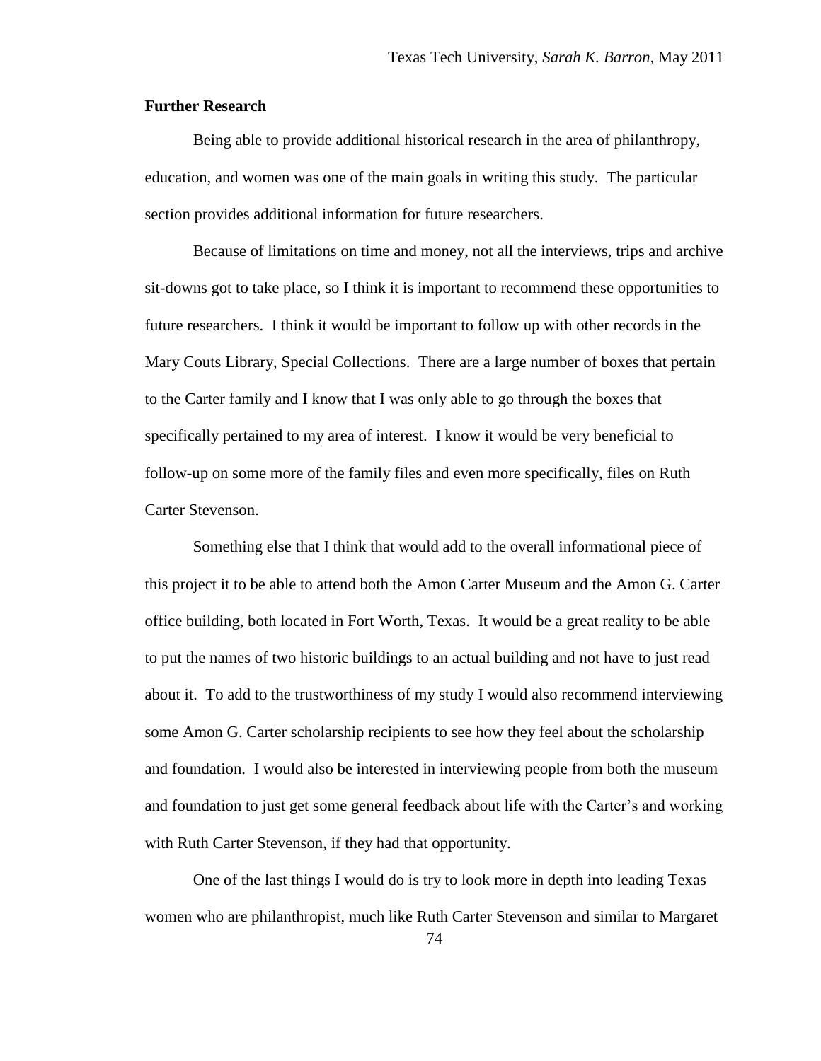**Further Research**

Being able to provide additional historical research in the area of philanthropy, education, and women was one of the main goals in writing this study. The particular section provides additional information for future researchers.

Because of limitations on time and money, not all the interviews, trips and archive sit-downs got to take place, so I think it is important to recommend these opportunities to future researchers. I think it would be important to follow up with other records in the Mary Couts Library, Special Collections. There are a large number of boxes that pertain to the Carter family and I know that I was only able to go through the boxes that specifically pertained to my area of interest. I know it would be very beneficial to follow-up on some more of the family files and even more specifically, files on Ruth Carter Stevenson.

Something else that I think that would add to the overall informational piece of this project it to be able to attend both the Amon Carter Museum and the Amon G. Carter office building, both located in Fort Worth, Texas. It would be a great reality to be able to put the names of two historic buildings to an actual building and not have to just read about it. To add to the trustworthiness of my study I would also recommend interviewing some Amon G. Carter scholarship recipients to see how they feel about the scholarship and foundation. I would also be interested in interviewing people from both the museum and foundation to just get some general feedback about life with the Carter's and working with Ruth Carter Stevenson, if they had that opportunity.

One of the last things I would do is try to look more in depth into leading Texas women who are philanthropist, much like Ruth Carter Stevenson and similar to Margaret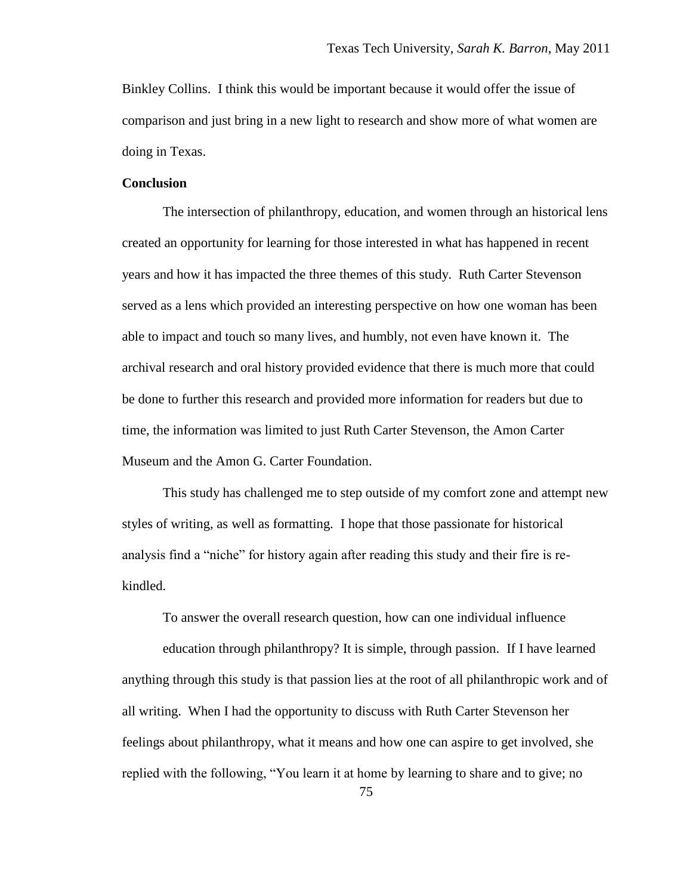Binkley Collins. I think this would be important because it would offer the issue of comparison and just bring in a new light to research and show more of what women are doing in Texas.

**Conclusion**

The intersection of philanthropy, education, and women through an historical lens created an opportunity for learning for those interested in what has happened in recent years and how it has impacted the three themes of this study. Ruth Carter Stevenson served as a lens which provided an interesting perspective on how one woman has been able to impact and touch so many lives, and humbly, not even have known it. The archival research and oral history provided evidence that there is much more that could be done to further this research and provided more information for readers but due to time, the information was limited to just Ruth Carter Stevenson, the Amon Carter Museum and the Amon G. Carter Foundation.

This study has challenged me to step outside of my comfort zone and attempt new styles of writing, as well as formatting. I hope that those passionate for historical analysis find a "niche" for history again after reading this study and their fire is re-kindled.

To answer the overall research question, how can one individual influence

education through philanthropy? It is simple, through passion. If I have learned anything through this study is that passion lies at the root of all philanthropic work and of all writing. When I had the opportunity to discuss with Ruth Carter Stevenson her feelings about philanthropy, what it means and how one can aspire to get involved, she replied with the following, "You learn it at home by learning to share and to give; no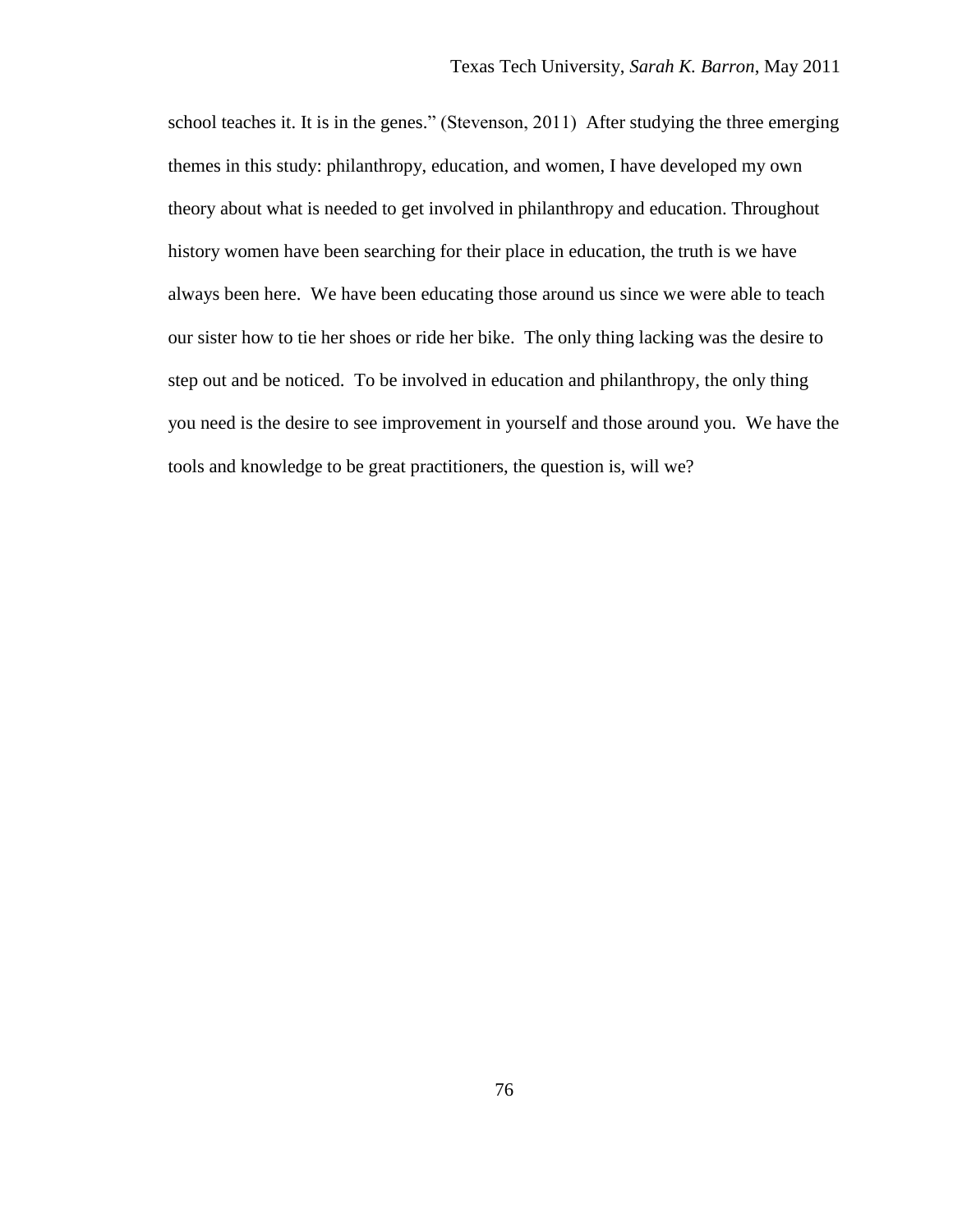school teaches it. It is in the genes." (Stevenson, 2011) After studying the three emerging themes in this study: philanthropy, education, and women, I have developed my own theory about what is needed to get involved in philanthropy and education. Throughout history women have been searching for their place in education, the truth is we have always been here. We have been educating those around us since we were able to teach our sister how to tie her shoes or ride her bike. The only thing lacking was the desire to step out and be noticed. To be involved in education and philanthropy, the only thing you need is the desire to see improvement in yourself and those around you. We have the tools and knowledge to be great practitioners, the question is, will we?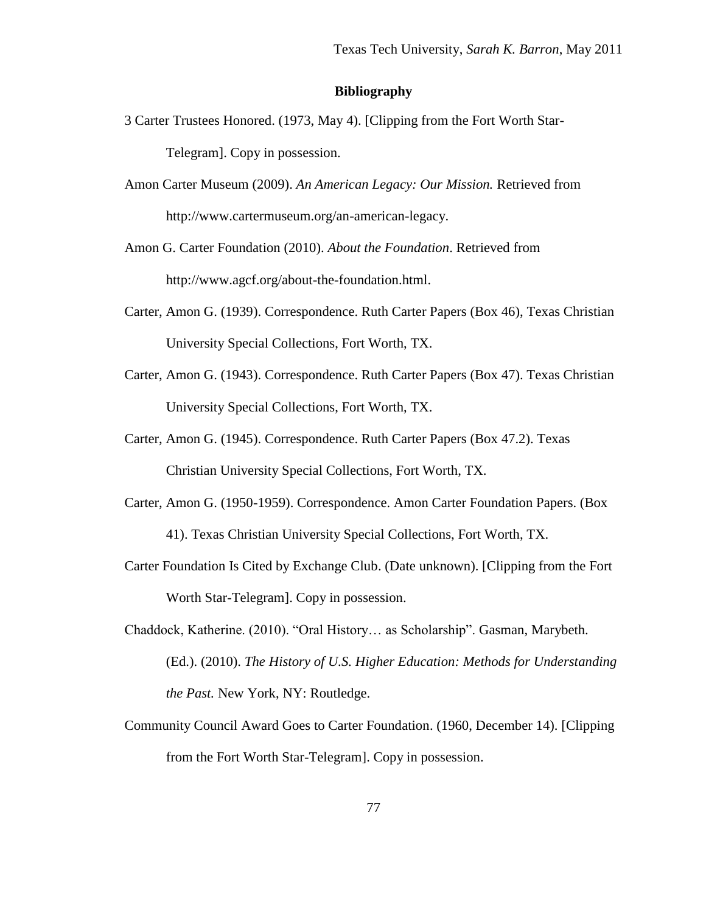## Bibliography

3 Carter Trustees Honored. (1973, May 4). [Clipping from the Fort Worth Star-Telegram]. Copy in possession.

Amon Carter Museum (2009). *An American Legacy: Our Mission.* Retrieved from http://www.cartermuseum.org/an-american-legacy.

Amon G. Carter Foundation (2010). *About the Foundation*. Retrieved from http://www.agcf.org/about-the-foundation.html.

Carter, Amon G. (1939). Correspondence. Ruth Carter Papers (Box 46), Texas Christian University Special Collections, Fort Worth, TX.

Carter, Amon G. (1943). Correspondence. Ruth Carter Papers (Box 47). Texas Christian University Special Collections, Fort Worth, TX.

Carter, Amon G. (1945). Correspondence. Ruth Carter Papers (Box 47.2). Texas Christian University Special Collections, Fort Worth, TX.

Carter, Amon G. (1950-1959). Correspondence. Amon Carter Foundation Papers. (Box 41). Texas Christian University Special Collections, Fort Worth, TX.

Carter Foundation Is Cited by Exchange Club. (Date unknown). [Clipping from the Fort Worth Star-Telegram]. Copy in possession.

Chaddock, Katherine. (2010). "Oral History… as Scholarship". Gasman, Marybeth. (Ed.). (2010). *The History of U.S. Higher Education: Methods for Understanding the Past.* New York, NY: Routledge.

Community Council Award Goes to Carter Foundation. (1960, December 14). [Clipping from the Fort Worth Star-Telegram]. Copy in possession.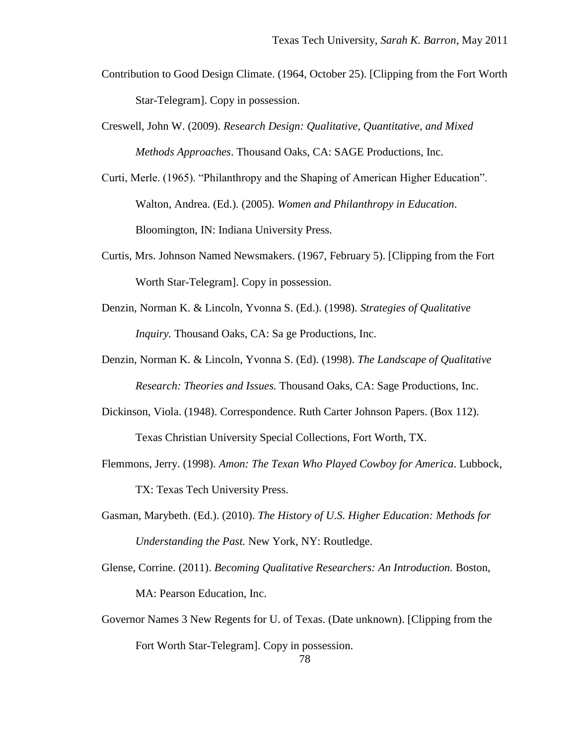Contribution to Good Design Climate. (1964, October 25). [Clipping from the Fort Worth Star-Telegram]. Copy in possession.

Creswell, John W. (2009). *Research Design: Qualitative, Quantitative, and Mixed Methods Approaches*. Thousand Oaks, CA: SAGE Productions, Inc.

Curti, Merle. (1965). "Philanthropy and the Shaping of American Higher Education". Walton, Andrea. (Ed.). (2005). *Women and Philanthropy in Education*. Bloomington, IN: Indiana University Press.

Curtis, Mrs. Johnson Named Newsmakers. (1967, February 5). [Clipping from the Fort Worth Star-Telegram]. Copy in possession.

Denzin, Norman K. & Lincoln, Yvonna S. (Ed.). (1998). *Strategies of Qualitative Inquiry.* Thousand Oaks, CA: Sa ge Productions, Inc.

Denzin, Norman K. & Lincoln, Yvonna S. (Ed). (1998). *The Landscape of Qualitative Research: Theories and Issues.* Thousand Oaks, CA: Sage Productions, Inc.

Dickinson, Viola. (1948). Correspondence. Ruth Carter Johnson Papers. (Box 112). Texas Christian University Special Collections, Fort Worth, TX.

Flemmons, Jerry. (1998). *Amon: The Texan Who Played Cowboy for America*. Lubbock, TX: Texas Tech University Press.

Gasman, Marybeth. (Ed.). (2010). *The History of U.S. Higher Education: Methods for Understanding the Past.* New York, NY: Routledge.

Glense, Corrine. (2011). *Becoming Qualitative Researchers: An Introduction.* Boston, MA: Pearson Education, Inc.

Governor Names 3 New Regents for U. of Texas. (Date unknown). [Clipping from the Fort Worth Star-Telegram]. Copy in possession.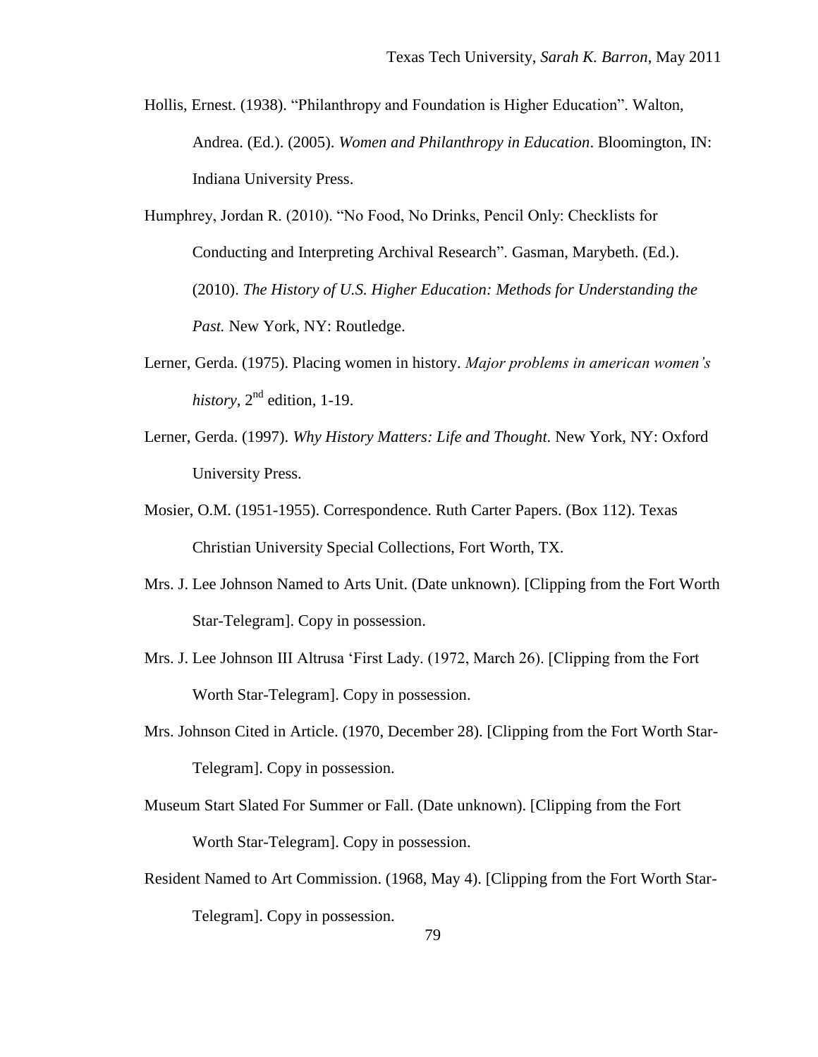Hollis, Ernest. (1938). “Philanthropy and Foundation is Higher Education”. Walton, Andrea. (Ed.). (2005). *Women and Philanthropy in Education*. Bloomington, IN: Indiana University Press.

Humphrey, Jordan R. (2010). “No Food, No Drinks, Pencil Only: Checklists for Conducting and Interpreting Archival Research”. Gasman, Marybeth. (Ed.). (2010). *The History of U.S. Higher Education: Methods for Understanding the Past.* New York, NY: Routledge.

Lerner, Gerda. (1975). Placing women in history. *Major problems in american women’s history*, 2nd edition, 1-19.

Lerner, Gerda. (1997). *Why History Matters: Life and Thought.* New York, NY: Oxford University Press.

Mosier, O.M. (1951-1955). Correspondence. Ruth Carter Papers. (Box 112). Texas Christian University Special Collections, Fort Worth, TX.

Mrs. J. Lee Johnson Named to Arts Unit. (Date unknown). [Clipping from the Fort Worth Star-Telegram]. Copy in possession.

Mrs. J. Lee Johnson III Altrusa ‘First Lady. (1972, March 26). [Clipping from the Fort Worth Star-Telegram]. Copy in possession.

Mrs. Johnson Cited in Article. (1970, December 28). [Clipping from the Fort Worth Star-Telegram]. Copy in possession.

Museum Start Slated For Summer or Fall. (Date unknown). [Clipping from the Fort Worth Star-Telegram]. Copy in possession.

Resident Named to Art Commission. (1968, May 4). [Clipping from the Fort Worth Star-Telegram]. Copy in possession.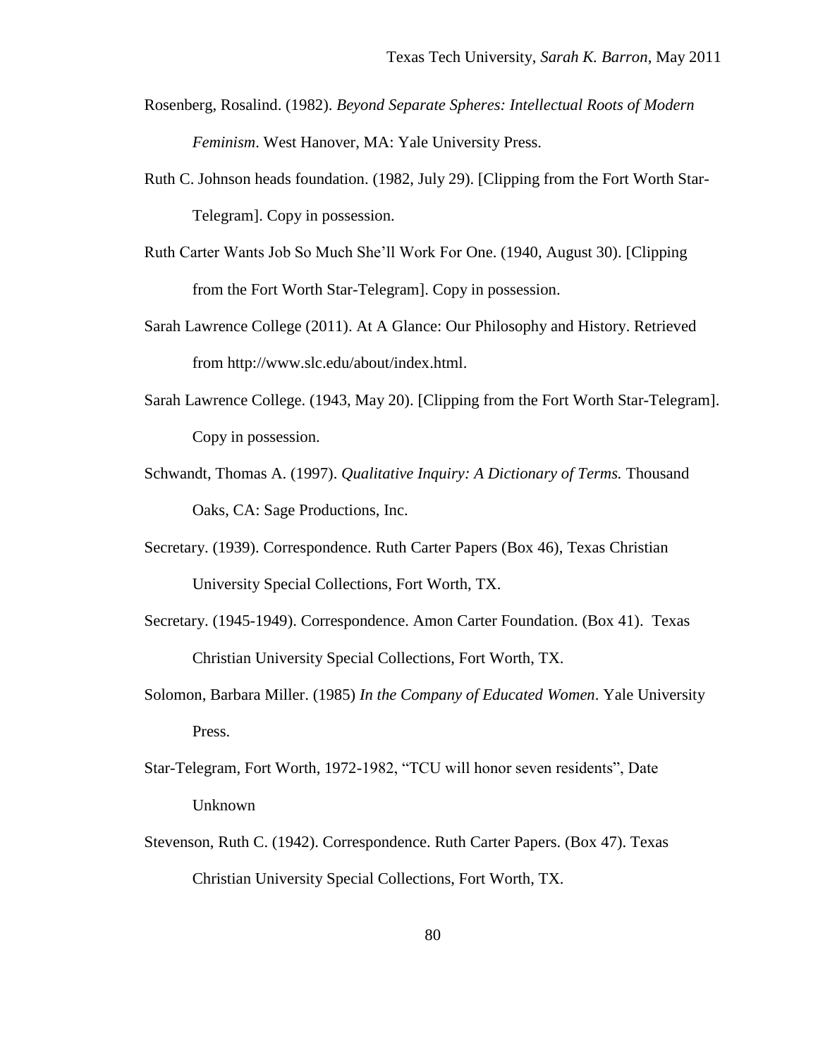Rosenberg, Rosalind. (1982). *Beyond Separate Spheres: Intellectual Roots of Modern Feminism*. West Hanover, MA: Yale University Press.

Ruth C. Johnson heads foundation. (1982, July 29). [Clipping from the Fort Worth Star-Telegram]. Copy in possession.

Ruth Carter Wants Job So Much She'll Work For One. (1940, August 30). [Clipping from the Fort Worth Star-Telegram]. Copy in possession.

Sarah Lawrence College (2011). At A Glance: Our Philosophy and History. Retrieved from http://www.slc.edu/about/index.html.

Sarah Lawrence College. (1943, May 20). [Clipping from the Fort Worth Star-Telegram]. Copy in possession.

Schwandt, Thomas A. (1997). *Qualitative Inquiry: A Dictionary of Terms.* Thousand Oaks, CA: Sage Productions, Inc.

Secretary. (1939). Correspondence. Ruth Carter Papers (Box 46), Texas Christian University Special Collections, Fort Worth, TX.

Secretary. (1945-1949). Correspondence. Amon Carter Foundation. (Box 41). Texas Christian University Special Collections, Fort Worth, TX.

Solomon, Barbara Miller. (1985) *In the Company of Educated Women*. Yale University Press.

Star-Telegram, Fort Worth, 1972-1982, "TCU will honor seven residents", Date Unknown

Stevenson, Ruth C. (1942). Correspondence. Ruth Carter Papers. (Box 47). Texas Christian University Special Collections, Fort Worth, TX.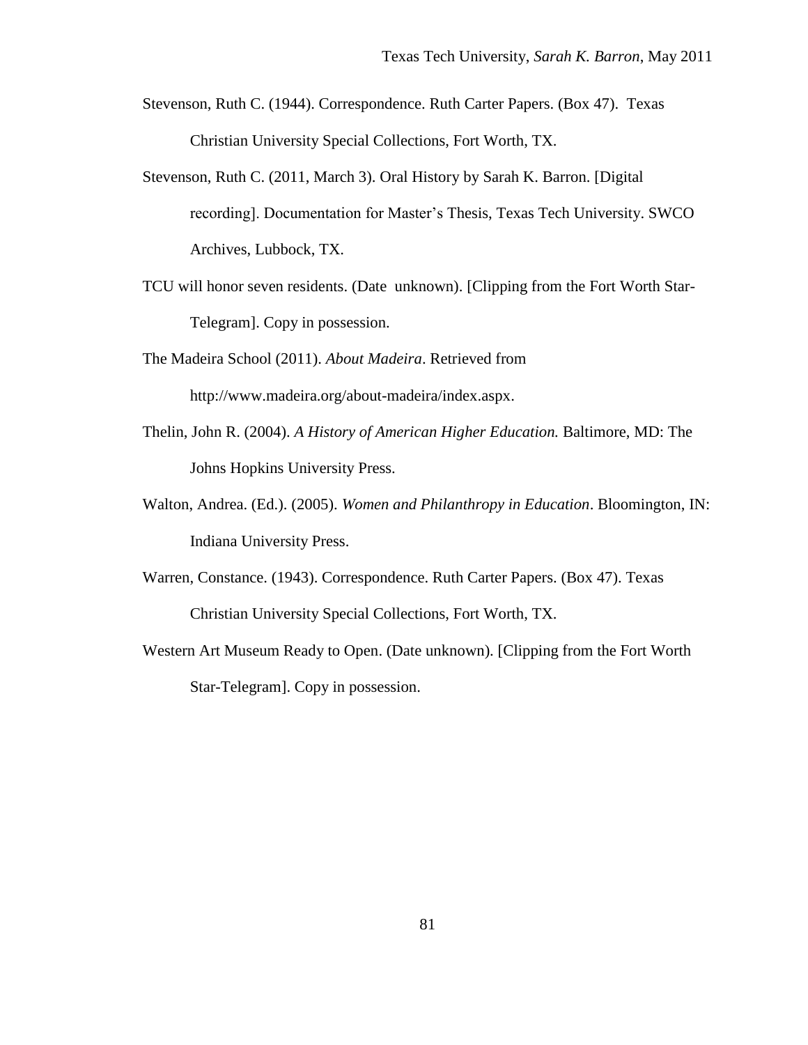Stevenson, Ruth C. (1944). Correspondence. Ruth Carter Papers. (Box 47). Texas Christian University Special Collections, Fort Worth, TX.

Stevenson, Ruth C. (2011, March 3). Oral History by Sarah K. Barron. [Digital recording]. Documentation for Master's Thesis, Texas Tech University. SWCO Archives, Lubbock, TX.

TCU will honor seven residents. (Date unknown). [Clipping from the Fort Worth Star-Telegram]. Copy in possession.

The Madeira School (2011). *About Madeira*. Retrieved from http://www.madeira.org/about-madeira/index.aspx.

Thelin, John R. (2004). *A History of American Higher Education.* Baltimore, MD: The Johns Hopkins University Press.

Walton, Andrea. (Ed.). (2005). *Women and Philanthropy in Education*. Bloomington, IN: Indiana University Press.

Warren, Constance. (1943). Correspondence. Ruth Carter Papers. (Box 47). Texas Christian University Special Collections, Fort Worth, TX.

Western Art Museum Ready to Open. (Date unknown). [Clipping from the Fort Worth Star-Telegram]. Copy in possession.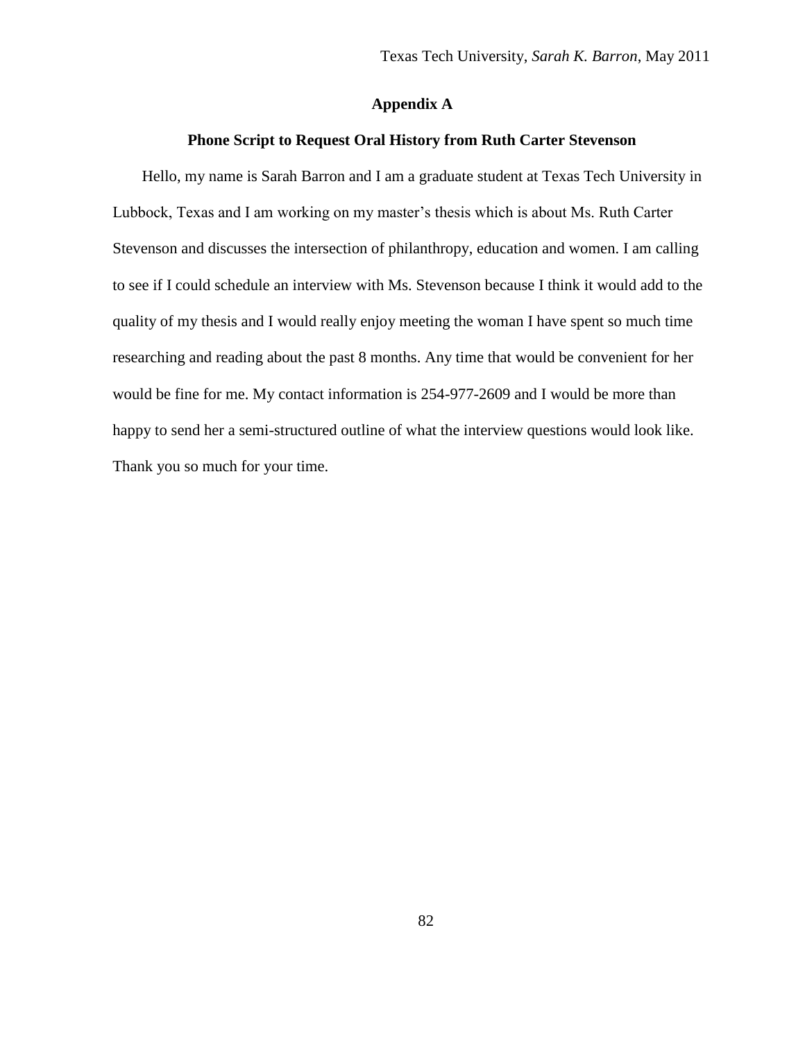## Appendix A

### Phone Script to Request Oral History from Ruth Carter Stevenson

Hello, my name is Sarah Barron and I am a graduate student at Texas Tech University in Lubbock, Texas and I am working on my master's thesis which is about Ms. Ruth Carter Stevenson and discusses the intersection of philanthropy, education and women. I am calling to see if I could schedule an interview with Ms. Stevenson because I think it would add to the quality of my thesis and I would really enjoy meeting the woman I have spent so much time researching and reading about the past 8 months. Any time that would be convenient for her would be fine for me. My contact information is 254-977-2609 and I would be more than happy to send her a semi-structured outline of what the interview questions would look like. Thank you so much for your time.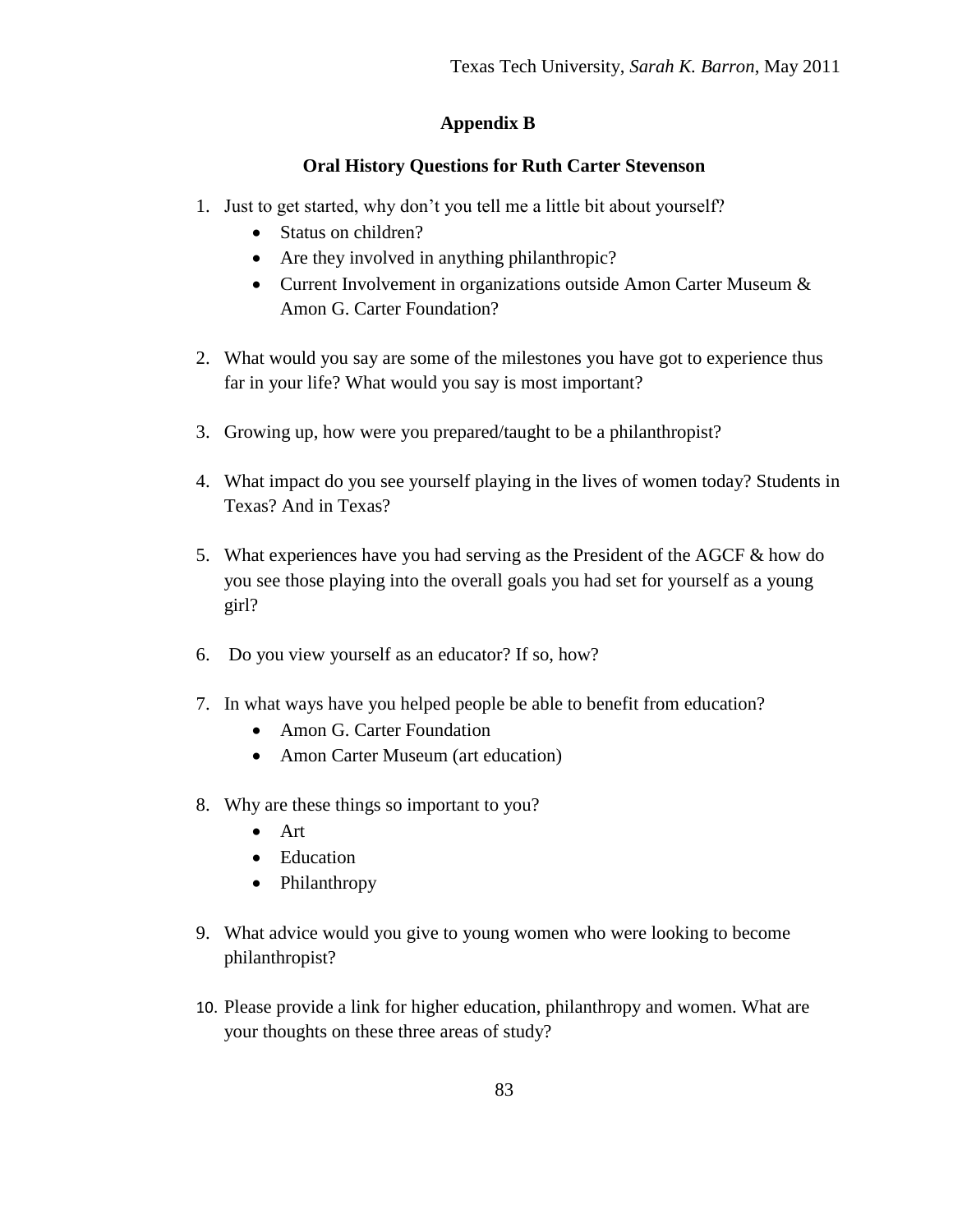## Appendix B

### Oral History Questions for Ruth Carter Stevenson

1. Just to get started, why don't you tell me a little bit about yourself?
   - Status on children?
   - Are they involved in anything philanthropic?
   - Current Involvement in organizations outside Amon Carter Museum & Amon G. Carter Foundation?

2. What would you say are some of the milestones you have got to experience thus far in your life? What would you say is most important?

3. Growing up, how were you prepared/taught to be a philanthropist?

4. What impact do you see yourself playing in the lives of women today? Students in Texas? And in Texas?

5. What experiences have you had serving as the President of the AGCF & how do you see those playing into the overall goals you had set for yourself as a young girl?

6. Do you view yourself as an educator? If so, how?

7. In what ways have you helped people be able to benefit from education?
   - Amon G. Carter Foundation
   - Amon Carter Museum (art education)

8. Why are these things so important to you?
   - Art
   - Education
   - Philanthropy

9. What advice would you give to young women who were looking to become philanthropist?

10. Please provide a link for higher education, philanthropy and women. What are your thoughts on these three areas of study?